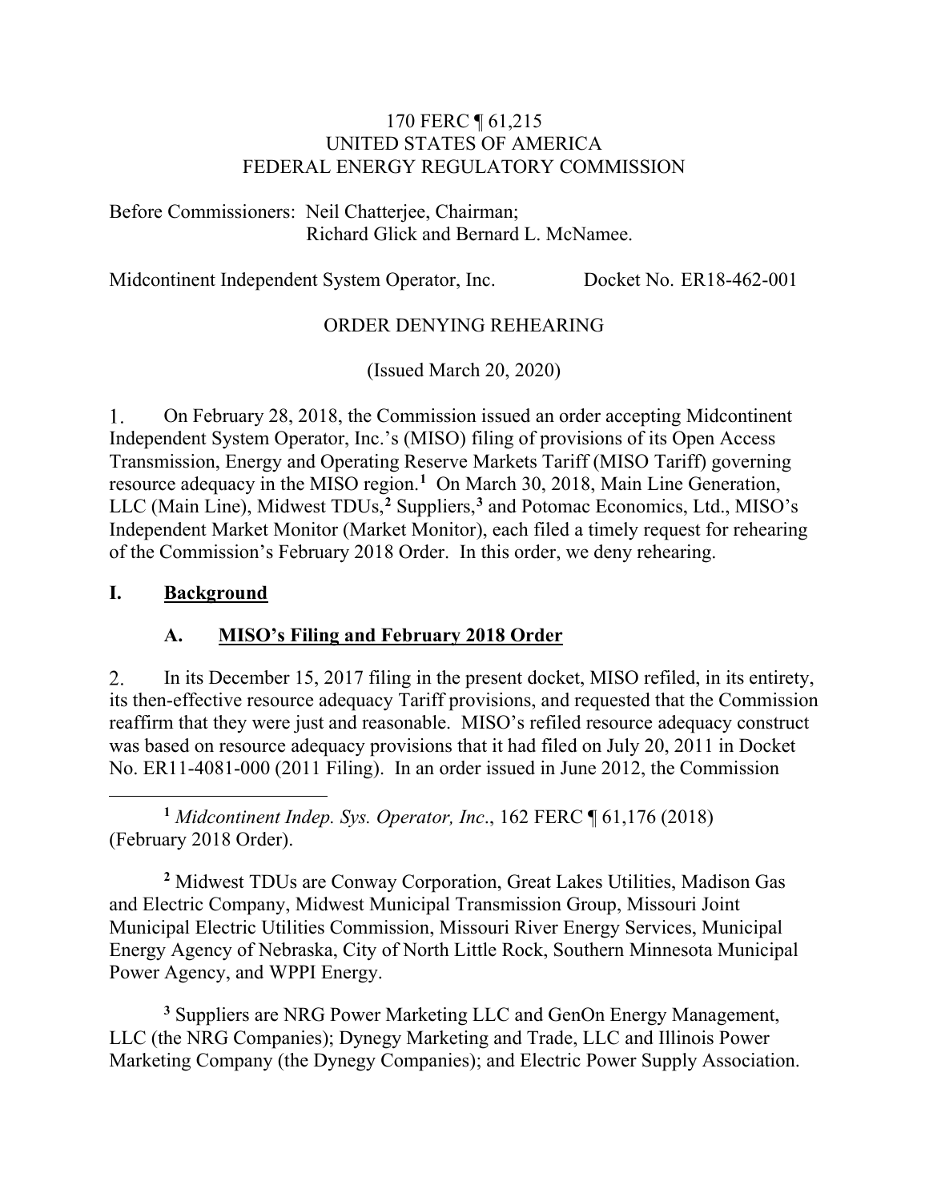170 FERC ¶ 61,215
UNITED STATES OF AMERICA
FEDERAL ENERGY REGULATORY COMMISSION

Before Commissioners: Neil Chatterjee, Chairman;
Richard Glick and Bernard L. McNamee.

Midcontinent Independent System Operator, Inc. Docket No. ER18-462-001

ORDER DENYING REHEARING

(Issued March 20, 2020)

1. On February 28, 2018, the Commission issued an order accepting Midcontinent Independent System Operator, Inc.'s (MISO) filing of provisions of its Open Access Transmission, Energy and Operating Reserve Markets Tariff (MISO Tariff) governing resource adequacy in the MISO region.[1] On March 30, 2018, Main Line Generation, LLC (Main Line), Midwest TDUs,[2] Suppliers,[3] and Potomac Economics, Ltd., MISO's Independent Market Monitor (Market Monitor), each filed a timely request for rehearing of the Commission's February 2018 Order. In this order, we deny rehearing.

# I. Background

## A. MISO's Filing and February 2018 Order

2. In its December 15, 2017 filing in the present docket, MISO refiled, in its entirety, its then-effective resource adequacy Tariff provisions, and requested that the Commission reaffirm that they were just and reasonable. MISO's refiled resource adequacy construct was based on resource adequacy provisions that it had filed on July 20, 2011 in Docket No. ER11-4081-000 (2011 Filing). In an order issued in June 2012, the Commission

[1] *Midcontinent Indep. Sys. Operator, Inc.*, 162 FERC ¶ 61,176 (2018) (February 2018 Order).

[2] Midwest TDUs are Conway Corporation, Great Lakes Utilities, Madison Gas and Electric Company, Midwest Municipal Transmission Group, Missouri Joint Municipal Electric Utilities Commission, Missouri River Energy Services, Municipal Energy Agency of Nebraska, City of North Little Rock, Southern Minnesota Municipal Power Agency, and WPPI Energy.

[3] Suppliers are NRG Power Marketing LLC and GenOn Energy Management, LLC (the NRG Companies); Dynegy Marketing and Trade, LLC and Illinois Power Marketing Company (the Dynegy Companies); and Electric Power Supply Association.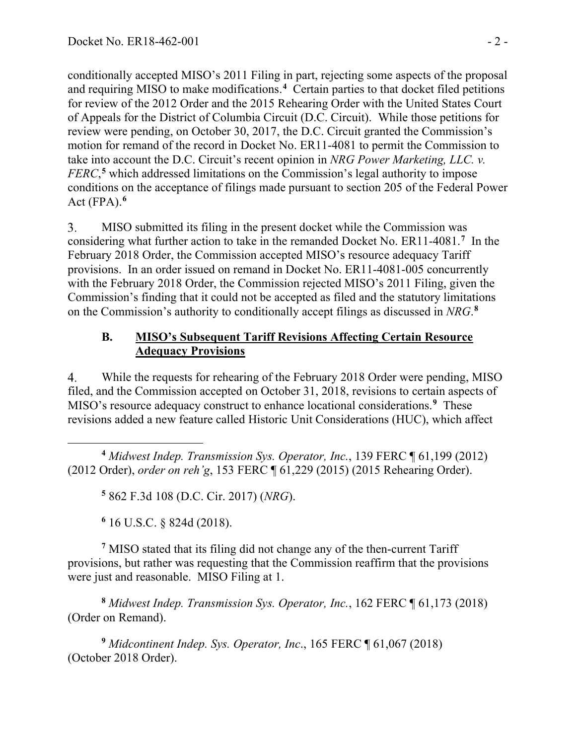conditionally accepted MISO's 2011 Filing in part, rejecting some aspects of the proposal and requiring MISO to make modifications.[4] Certain parties to that docket filed petitions for review of the 2012 Order and the 2015 Rehearing Order with the United States Court of Appeals for the District of Columbia Circuit (D.C. Circuit). While those petitions for review were pending, on October 30, 2017, the D.C. Circuit granted the Commission's motion for remand of the record in Docket No. ER11-4081 to permit the Commission to take into account the D.C. Circuit's recent opinion in *NRG Power Marketing, LLC. v. FERC*,[5] which addressed limitations on the Commission's legal authority to impose conditions on the acceptance of filings made pursuant to section 205 of the Federal Power Act (FPA).[6]

3. MISO submitted its filing in the present docket while the Commission was considering what further action to take in the remanded Docket No. ER11-4081.[7] In the February 2018 Order, the Commission accepted MISO's resource adequacy Tariff provisions. In an order issued on remand in Docket No. ER11-4081-005 concurrently with the February 2018 Order, the Commission rejected MISO's 2011 Filing, given the Commission's finding that it could not be accepted as filed and the statutory limitations on the Commission's authority to conditionally accept filings as discussed in *NRG*.[8]

### B. MISO's Subsequent Tariff Revisions Affecting Certain Resource Adequacy Provisions

4. While the requests for rehearing of the February 2018 Order were pending, MISO filed, and the Commission accepted on October 31, 2018, revisions to certain aspects of MISO's resource adequacy construct to enhance locational considerations.[9] These revisions added a new feature called Historic Unit Considerations (HUC), which affect

---

[4] *Midwest Indep. Transmission Sys. Operator, Inc.*, 139 FERC ¶ 61,199 (2012) (2012 Order), *order on reh'g*, 153 FERC ¶ 61,229 (2015) (2015 Rehearing Order).

[5] 862 F.3d 108 (D.C. Cir. 2017) (*NRG*).

[6] 16 U.S.C. § 824d (2018).

[7] MISO stated that its filing did not change any of the then-current Tariff provisions, but rather was requesting that the Commission reaffirm that the provisions were just and reasonable. MISO Filing at 1.

[8] *Midwest Indep. Transmission Sys. Operator, Inc.*, 162 FERC ¶ 61,173 (2018) (Order on Remand).

[9] *Midcontinent Indep. Sys. Operator, Inc*., 165 FERC ¶ 61,067 (2018) (October 2018 Order).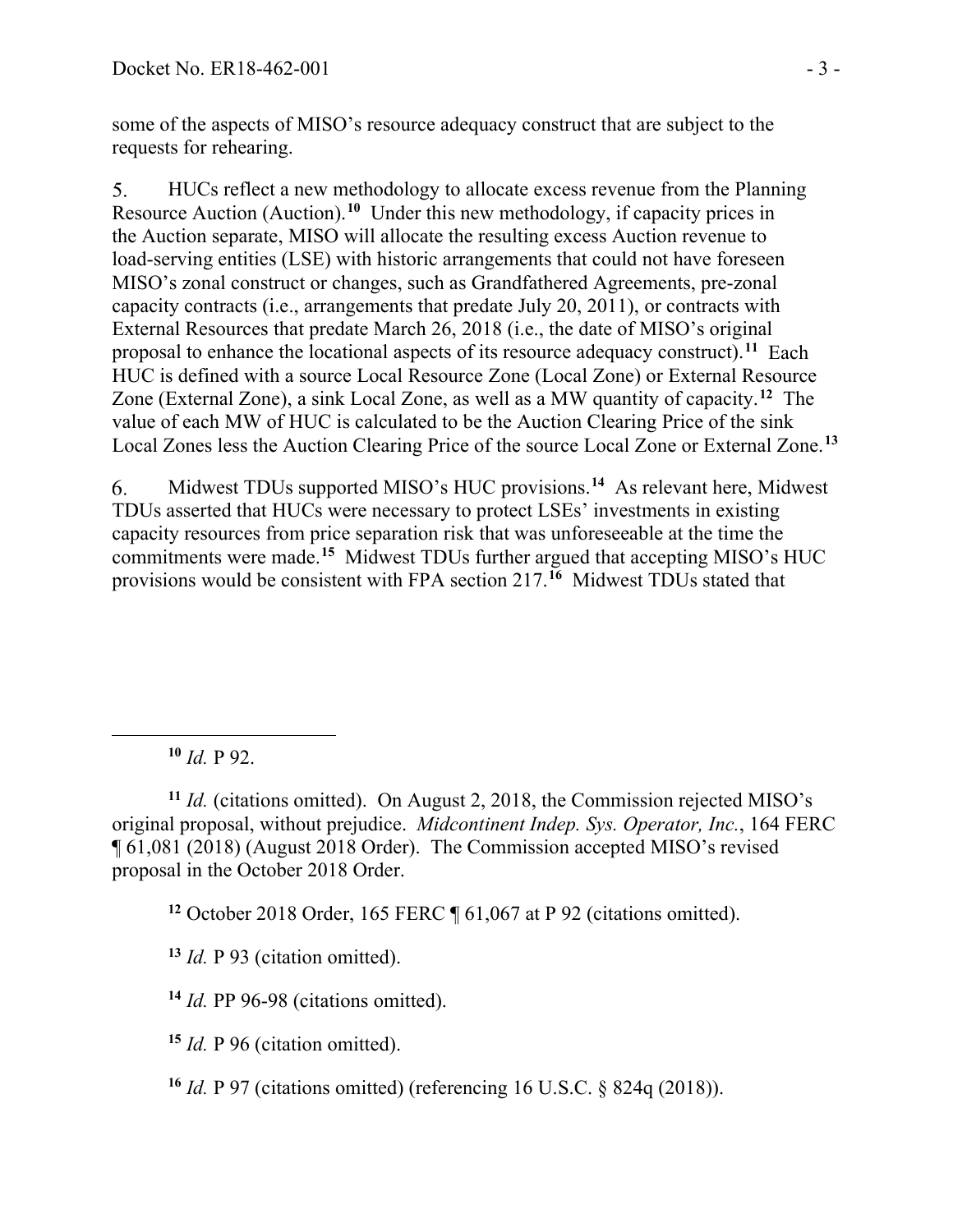some of the aspects of MISO's resource adequacy construct that are subject to the requests for rehearing.

5. HUCs reflect a new methodology to allocate excess revenue from the Planning Resource Auction (Auction).[10] Under this new methodology, if capacity prices in the Auction separate, MISO will allocate the resulting excess Auction revenue to load-serving entities (LSE) with historic arrangements that could not have foreseen MISO's zonal construct or changes, such as Grandfathered Agreements, pre-zonal capacity contracts (i.e., arrangements that predate July 20, 2011), or contracts with External Resources that predate March 26, 2018 (i.e., the date of MISO's original proposal to enhance the locational aspects of its resource adequacy construct).[11] Each HUC is defined with a source Local Resource Zone (Local Zone) or External Resource Zone (External Zone), a sink Local Zone, as well as a MW quantity of capacity.[12] The value of each MW of HUC is calculated to be the Auction Clearing Price of the sink Local Zones less the Auction Clearing Price of the source Local Zone or External Zone.[13]

6. Midwest TDUs supported MISO's HUC provisions.[14] As relevant here, Midwest TDUs asserted that HUCs were necessary to protect LSEs' investments in existing capacity resources from price separation risk that was unforeseeable at the time the commitments were made.[15] Midwest TDUs further argued that accepting MISO's HUC provisions would be consistent with FPA section 217.[16] Midwest TDUs stated that

---

[10] *Id.* P 92.

[11] *Id.* (citations omitted). On August 2, 2018, the Commission rejected MISO's original proposal, without prejudice. *Midcontinent Indep. Sys. Operator, Inc.*, 164 FERC ¶ 61,081 (2018) (August 2018 Order). The Commission accepted MISO's revised proposal in the October 2018 Order.

[12] October 2018 Order, 165 FERC ¶ 61,067 at P 92 (citations omitted).

[13] *Id.* P 93 (citation omitted).

[14] *Id.* PP 96-98 (citations omitted).

[15] *Id.* P 96 (citation omitted).

[16] *Id.* P 97 (citations omitted) (referencing 16 U.S.C. § 824q (2018)).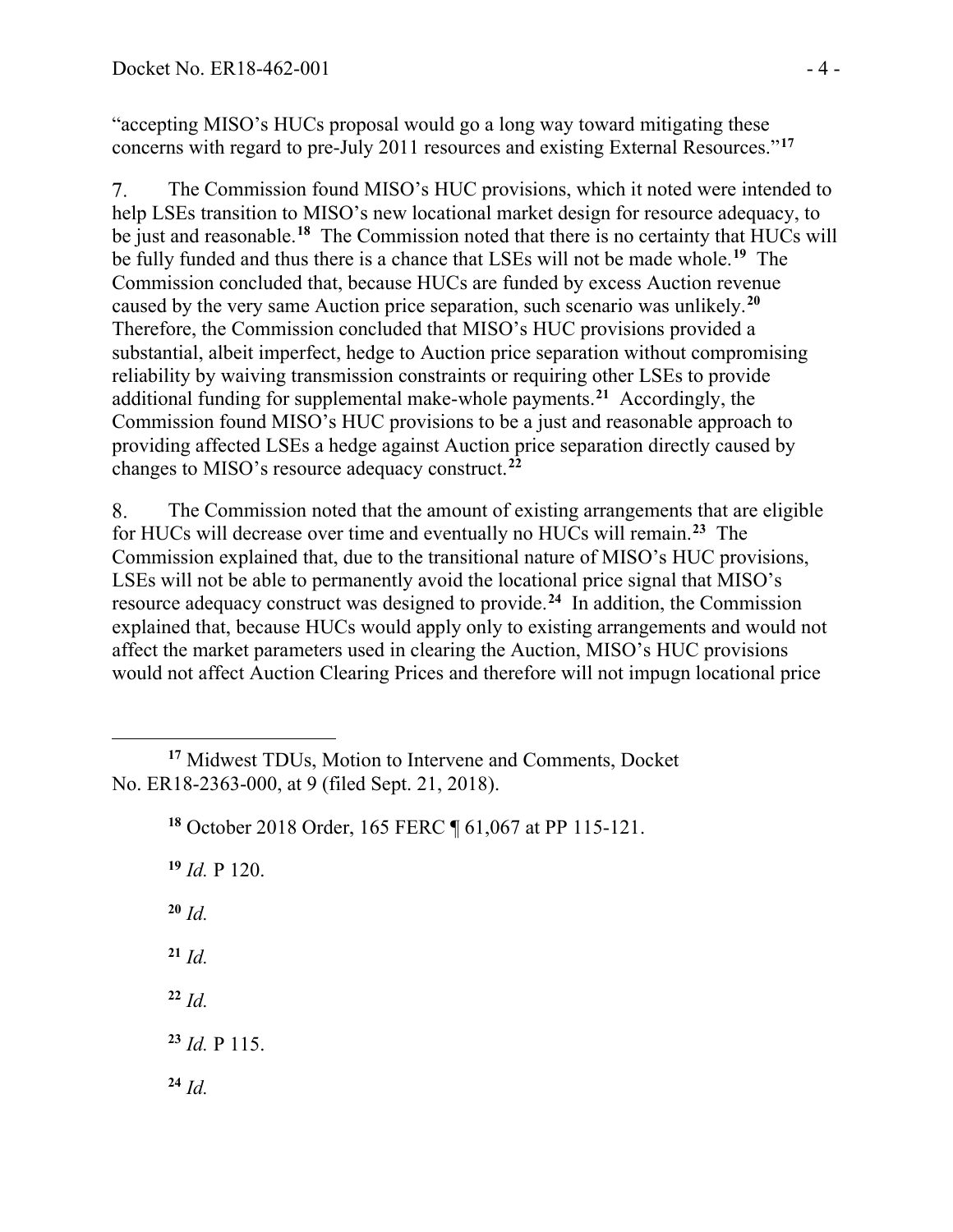"accepting MISO's HUCs proposal would go a long way toward mitigating these concerns with regard to pre-July 2011 resources and existing External Resources."[17]

7. The Commission found MISO's HUC provisions, which it noted were intended to help LSEs transition to MISO's new locational market design for resource adequacy, to be just and reasonable.[18] The Commission noted that there is no certainty that HUCs will be fully funded and thus there is a chance that LSEs will not be made whole.[19] The Commission concluded that, because HUCs are funded by excess Auction revenue caused by the very same Auction price separation, such scenario was unlikely.[20] Therefore, the Commission concluded that MISO's HUC provisions provided a substantial, albeit imperfect, hedge to Auction price separation without compromising reliability by waiving transmission constraints or requiring other LSEs to provide additional funding for supplemental make-whole payments.[21] Accordingly, the Commission found MISO's HUC provisions to be a just and reasonable approach to providing affected LSEs a hedge against Auction price separation directly caused by changes to MISO's resource adequacy construct.[22]

8. The Commission noted that the amount of existing arrangements that are eligible for HUCs will decrease over time and eventually no HUCs will remain.[23] The Commission explained that, due to the transitional nature of MISO's HUC provisions, LSEs will not be able to permanently avoid the locational price signal that MISO's resource adequacy construct was designed to provide.[24] In addition, the Commission explained that, because HUCs would apply only to existing arrangements and would not affect the market parameters used in clearing the Auction, MISO's HUC provisions would not affect Auction Clearing Prices and therefore will not impugn locational price

---

[17] Midwest TDUs, Motion to Intervene and Comments, Docket No. ER18-2363-000, at 9 (filed Sept. 21, 2018).

[18] October 2018 Order, 165 FERC ¶ 61,067 at PP 115-121.

[19] *Id.* P 120.

[20] *Id.*

[21] *Id.*

[22] *Id.*

[23] *Id.* P 115.

[24] *Id.*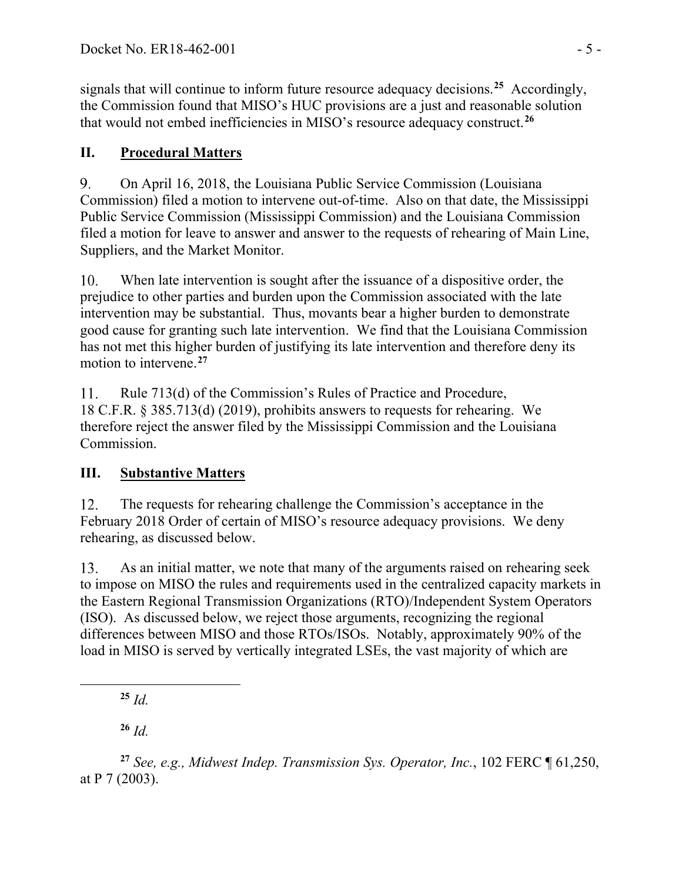signals that will continue to inform future resource adequacy decisions.[25] Accordingly, the Commission found that MISO's HUC provisions are a just and reasonable solution that would not embed inefficiencies in MISO's resource adequacy construct.[26]

## II. Procedural Matters

9. On April 16, 2018, the Louisiana Public Service Commission (Louisiana Commission) filed a motion to intervene out-of-time. Also on that date, the Mississippi Public Service Commission (Mississippi Commission) and the Louisiana Commission filed a motion for leave to answer and answer to the requests of rehearing of Main Line, Suppliers, and the Market Monitor.

10. When late intervention is sought after the issuance of a dispositive order, the prejudice to other parties and burden upon the Commission associated with the late intervention may be substantial. Thus, movants bear a higher burden to demonstrate good cause for granting such late intervention. We find that the Louisiana Commission has not met this higher burden of justifying its late intervention and therefore deny its motion to intervene.[27]

11. Rule 713(d) of the Commission's Rules of Practice and Procedure, 18 C.F.R. § 385.713(d) (2019), prohibits answers to requests for rehearing. We therefore reject the answer filed by the Mississippi Commission and the Louisiana Commission.

## III. Substantive Matters

12. The requests for rehearing challenge the Commission's acceptance in the February 2018 Order of certain of MISO's resource adequacy provisions. We deny rehearing, as discussed below.

13. As an initial matter, we note that many of the arguments raised on rehearing seek to impose on MISO the rules and requirements used in the centralized capacity markets in the Eastern Regional Transmission Organizations (RTO)/Independent System Operators (ISO). As discussed below, we reject those arguments, recognizing the regional differences between MISO and those RTOs/ISOs. Notably, approximately 90% of the load in MISO is served by vertically integrated LSEs, the vast majority of which are

---

[25] *Id.*

[26] *Id.*

[27] *See, e.g., Midwest Indep. Transmission Sys. Operator, Inc.*, 102 FERC ¶ 61,250, at P 7 (2003).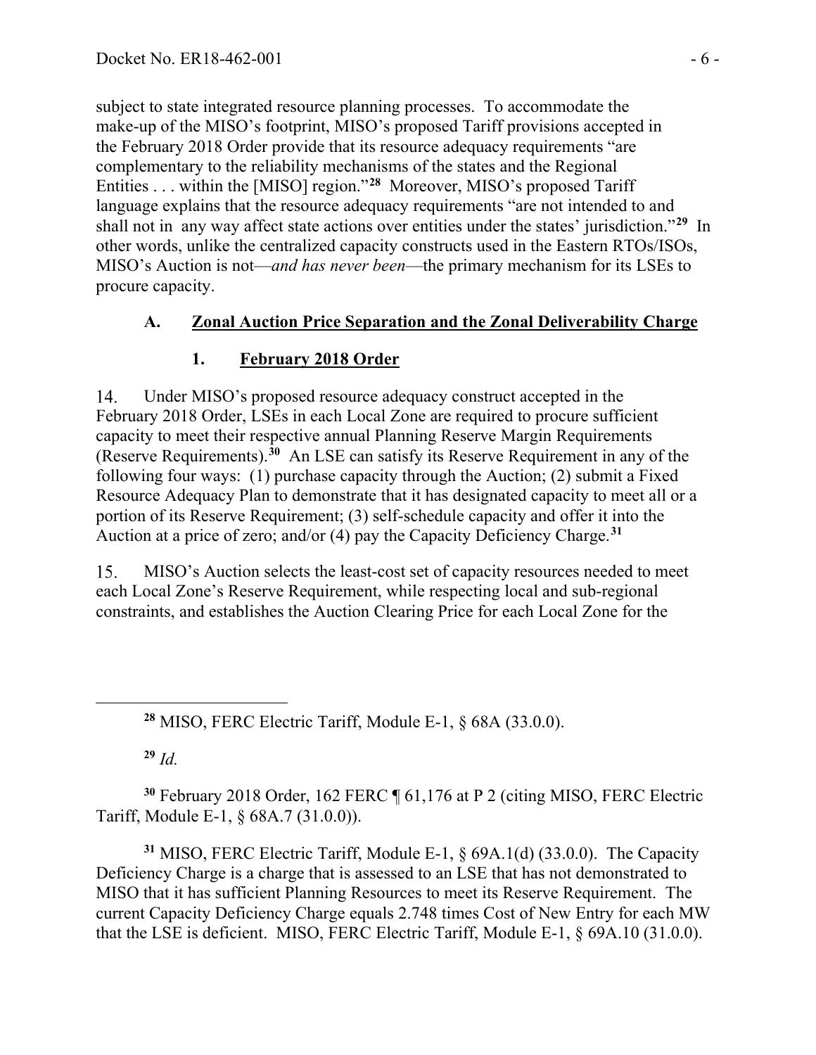subject to state integrated resource planning processes. To accommodate the make-up of the MISO's footprint, MISO's proposed Tariff provisions accepted in the February 2018 Order provide that its resource adequacy requirements "are complementary to the reliability mechanisms of the states and the Regional Entities . . . within the [MISO] region."[28] Moreover, MISO's proposed Tariff language explains that the resource adequacy requirements "are not intended to and shall not in any way affect state actions over entities under the states' jurisdiction."[29] In other words, unlike the centralized capacity constructs used in the Eastern RTOs/ISOs, MISO's Auction is not—*and has never been*—the primary mechanism for its LSEs to procure capacity.

### A. Zonal Auction Price Separation and the Zonal Deliverability Charge

#### 1. February 2018 Order

14. Under MISO's proposed resource adequacy construct accepted in the February 2018 Order, LSEs in each Local Zone are required to procure sufficient capacity to meet their respective annual Planning Reserve Margin Requirements (Reserve Requirements).[30] An LSE can satisfy its Reserve Requirement in any of the following four ways: (1) purchase capacity through the Auction; (2) submit a Fixed Resource Adequacy Plan to demonstrate that it has designated capacity to meet all or a portion of its Reserve Requirement; (3) self-schedule capacity and offer it into the Auction at a price of zero; and/or (4) pay the Capacity Deficiency Charge.[31]

15. MISO's Auction selects the least-cost set of capacity resources needed to meet each Local Zone's Reserve Requirement, while respecting local and sub-regional constraints, and establishes the Auction Clearing Price for each Local Zone for the

---

[28] MISO, FERC Electric Tariff, Module E-1, § 68A (33.0.0).

[29] *Id.*

[30] February 2018 Order, 162 FERC ¶ 61,176 at P 2 (citing MISO, FERC Electric Tariff, Module E-1, § 68A.7 (31.0.0)).

[31] MISO, FERC Electric Tariff, Module E-1, § 69A.1(d) (33.0.0). The Capacity Deficiency Charge is a charge that is assessed to an LSE that has not demonstrated to MISO that it has sufficient Planning Resources to meet its Reserve Requirement. The current Capacity Deficiency Charge equals 2.748 times Cost of New Entry for each MW that the LSE is deficient. MISO, FERC Electric Tariff, Module E-1, § 69A.10 (31.0.0).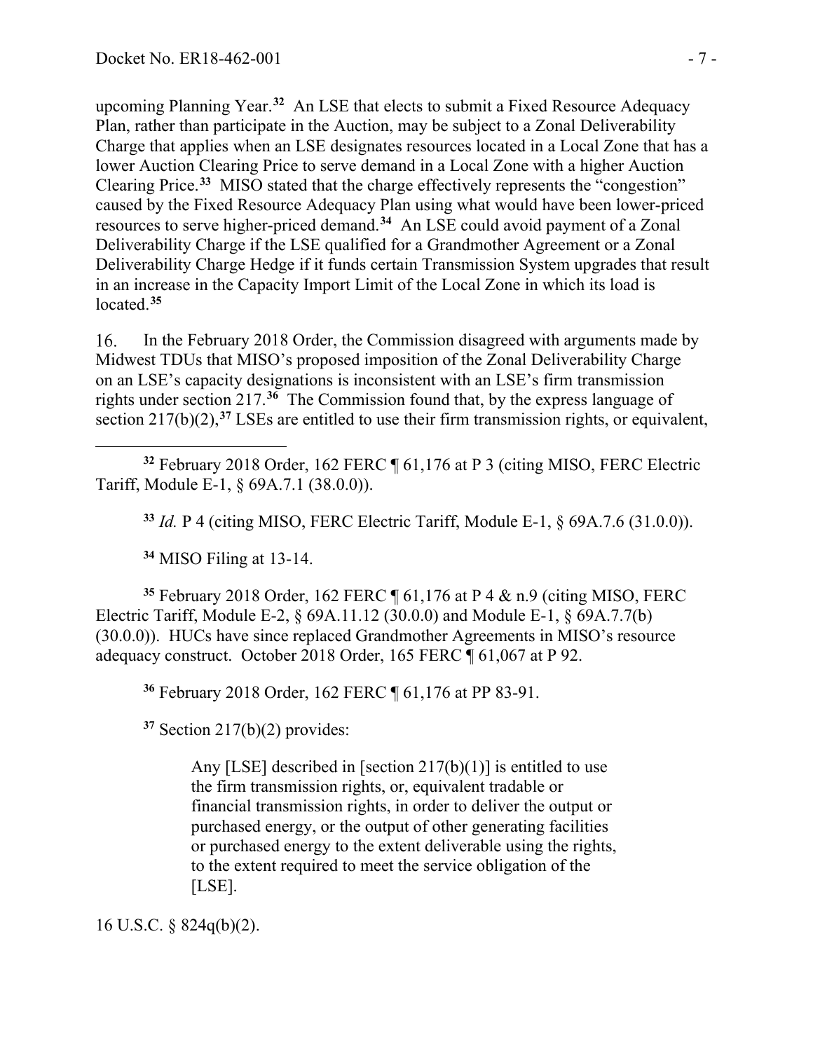upcoming Planning Year.[32] An LSE that elects to submit a Fixed Resource Adequacy Plan, rather than participate in the Auction, may be subject to a Zonal Deliverability Charge that applies when an LSE designates resources located in a Local Zone that has a lower Auction Clearing Price to serve demand in a Local Zone with a higher Auction Clearing Price.[33] MISO stated that the charge effectively represents the "congestion" caused by the Fixed Resource Adequacy Plan using what would have been lower-priced resources to serve higher-priced demand.[34] An LSE could avoid payment of a Zonal Deliverability Charge if the LSE qualified for a Grandmother Agreement or a Zonal Deliverability Charge Hedge if it funds certain Transmission System upgrades that result in an increase in the Capacity Import Limit of the Local Zone in which its load is located.[35]

16. In the February 2018 Order, the Commission disagreed with arguments made by Midwest TDUs that MISO's proposed imposition of the Zonal Deliverability Charge on an LSE's capacity designations is inconsistent with an LSE's firm transmission rights under section 217.[36] The Commission found that, by the express language of section 217(b)(2),[37] LSEs are entitled to use their firm transmission rights, or equivalent,

---

[32] February 2018 Order, 162 FERC ¶ 61,176 at P 3 (citing MISO, FERC Electric Tariff, Module E-1, § 69A.7.1 (38.0.0)).

[33] *Id.* P 4 (citing MISO, FERC Electric Tariff, Module E-1, § 69A.7.6 (31.0.0)).

[34] MISO Filing at 13-14.

[35] February 2018 Order, 162 FERC ¶ 61,176 at P 4 & n.9 (citing MISO, FERC Electric Tariff, Module E-2, § 69A.11.12 (30.0.0) and Module E-1, § 69A.7.7(b) (30.0.0)). HUCs have since replaced Grandmother Agreements in MISO's resource adequacy construct. October 2018 Order, 165 FERC ¶ 61,067 at P 92.

[36] February 2018 Order, 162 FERC ¶ 61,176 at PP 83-91.

[37] Section 217(b)(2) provides:

> Any [LSE] described in [section 217(b)(1)] is entitled to use the firm transmission rights, or, equivalent tradable or financial transmission rights, in order to deliver the output or purchased energy, or the output of other generating facilities or purchased energy to the extent deliverable using the rights, to the extent required to meet the service obligation of the [LSE].

16 U.S.C. § 824q(b)(2).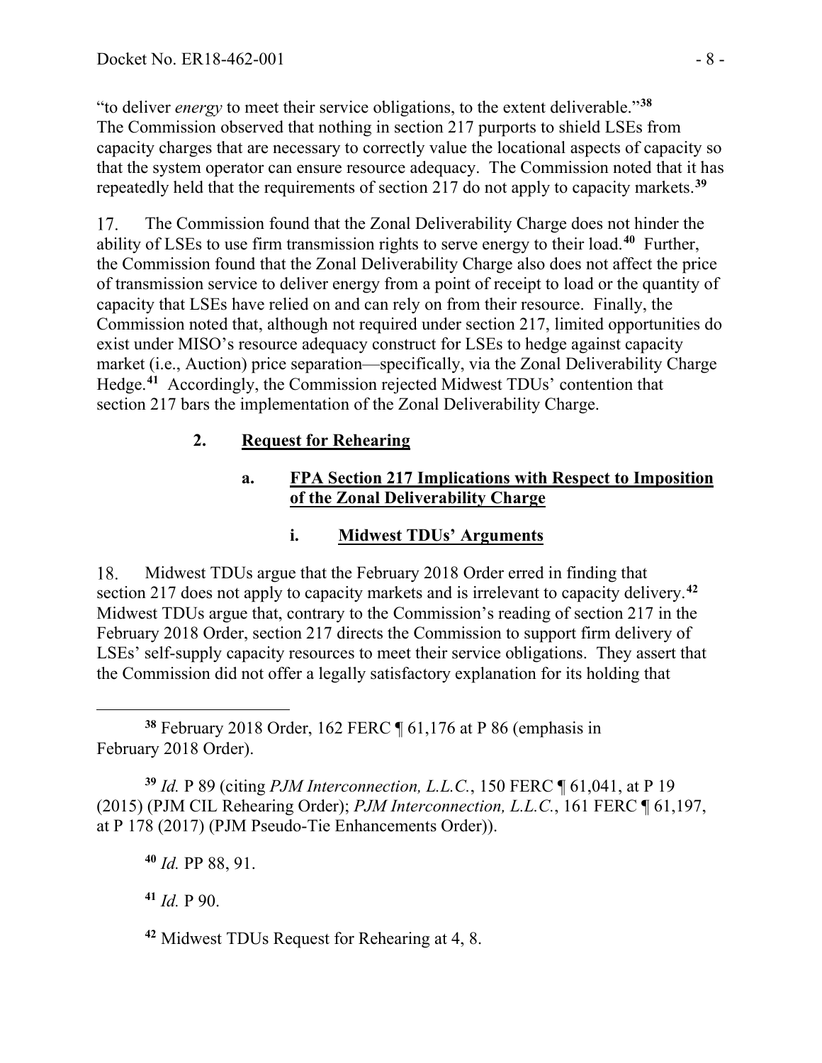"to deliver *energy* to meet their service obligations, to the extent deliverable."[38] The Commission observed that nothing in section 217 purports to shield LSEs from capacity charges that are necessary to correctly value the locational aspects of capacity so that the system operator can ensure resource adequacy. The Commission noted that it has repeatedly held that the requirements of section 217 do not apply to capacity markets.[39]

17. The Commission found that the Zonal Deliverability Charge does not hinder the ability of LSEs to use firm transmission rights to serve energy to their load.[40] Further, the Commission found that the Zonal Deliverability Charge also does not affect the price of transmission service to deliver energy from a point of receipt to load or the quantity of capacity that LSEs have relied on and can rely on from their resource. Finally, the Commission noted that, although not required under section 217, limited opportunities do exist under MISO's resource adequacy construct for LSEs to hedge against capacity market (i.e., Auction) price separation—specifically, via the Zonal Deliverability Charge Hedge.[41] Accordingly, the Commission rejected Midwest TDUs' contention that section 217 bars the implementation of the Zonal Deliverability Charge.

## 2. Request for Rehearing

### a. FPA Section 217 Implications with Respect to Imposition of the Zonal Deliverability Charge

#### i. Midwest TDUs' Arguments

18. Midwest TDUs argue that the February 2018 Order erred in finding that section 217 does not apply to capacity markets and is irrelevant to capacity delivery.[42] Midwest TDUs argue that, contrary to the Commission's reading of section 217 in the February 2018 Order, section 217 directs the Commission to support firm delivery of LSEs' self-supply capacity resources to meet their service obligations. They assert that the Commission did not offer a legally satisfactory explanation for its holding that

---

[38] February 2018 Order, 162 FERC ¶ 61,176 at P 86 (emphasis in February 2018 Order).

[39] *Id.* P 89 (citing *PJM Interconnection, L.L.C.*, 150 FERC ¶ 61,041, at P 19 (2015) (PJM CIL Rehearing Order); *PJM Interconnection, L.L.C.*, 161 FERC ¶ 61,197, at P 178 (2017) (PJM Pseudo-Tie Enhancements Order)).

[40] *Id.* PP 88, 91.

[41] *Id.* P 90.

[42] Midwest TDUs Request for Rehearing at 4, 8.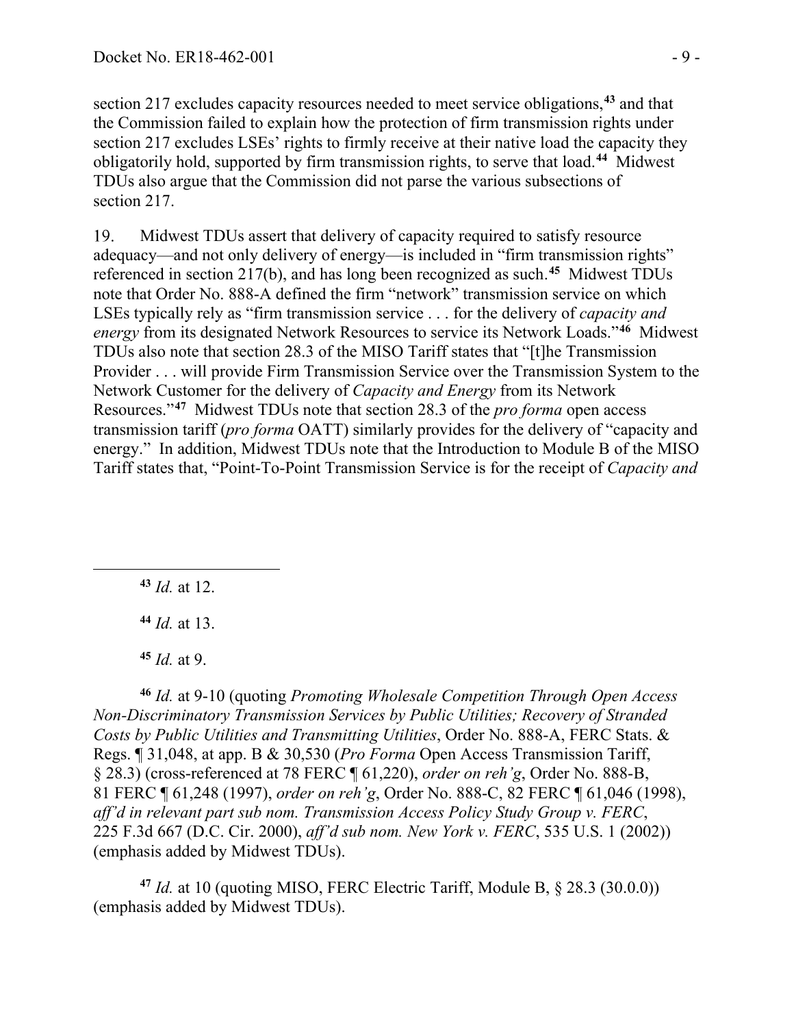section 217 excludes capacity resources needed to meet service obligations,[43] and that the Commission failed to explain how the protection of firm transmission rights under section 217 excludes LSEs' rights to firmly receive at their native load the capacity they obligatorily hold, supported by firm transmission rights, to serve that load.[44] Midwest TDUs also argue that the Commission did not parse the various subsections of section 217.

19. Midwest TDUs assert that delivery of capacity required to satisfy resource adequacy—and not only delivery of energy—is included in "firm transmission rights" referenced in section 217(b), and has long been recognized as such.[45] Midwest TDUs note that Order No. 888-A defined the firm "network" transmission service on which LSEs typically rely as "firm transmission service . . . for the delivery of *capacity and energy* from its designated Network Resources to service its Network Loads."[46] Midwest TDUs also note that section 28.3 of the MISO Tariff states that "[t]he Transmission Provider . . . will provide Firm Transmission Service over the Transmission System to the Network Customer for the delivery of *Capacity and Energy* from its Network Resources."[47] Midwest TDUs note that section 28.3 of the *pro forma* open access transmission tariff (*pro forma* OATT) similarly provides for the delivery of "capacity and energy." In addition, Midwest TDUs note that the Introduction to Module B of the MISO Tariff states that, "Point-To-Point Transmission Service is for the receipt of *Capacity and*

---

[43] *Id.* at 12.

[44] *Id.* at 13.

[45] *Id.* at 9.

[46] *Id.* at 9-10 (quoting *Promoting Wholesale Competition Through Open Access Non-Discriminatory Transmission Services by Public Utilities; Recovery of Stranded Costs by Public Utilities and Transmitting Utilities*, Order No. 888-A, FERC Stats. & Regs. ¶ 31,048, at app. B & 30,530 (*Pro Forma* Open Access Transmission Tariff, § 28.3) (cross-referenced at 78 FERC ¶ 61,220), *order on reh'g*, Order No. 888-B, 81 FERC ¶ 61,248 (1997), *order on reh'g*, Order No. 888-C, 82 FERC ¶ 61,046 (1998), *aff'd in relevant part sub nom. Transmission Access Policy Study Group v. FERC*, 225 F.3d 667 (D.C. Cir. 2000), *aff'd sub nom. New York v. FERC*, 535 U.S. 1 (2002)) (emphasis added by Midwest TDUs).

[47] *Id.* at 10 (quoting MISO, FERC Electric Tariff, Module B, § 28.3 (30.0.0)) (emphasis added by Midwest TDUs).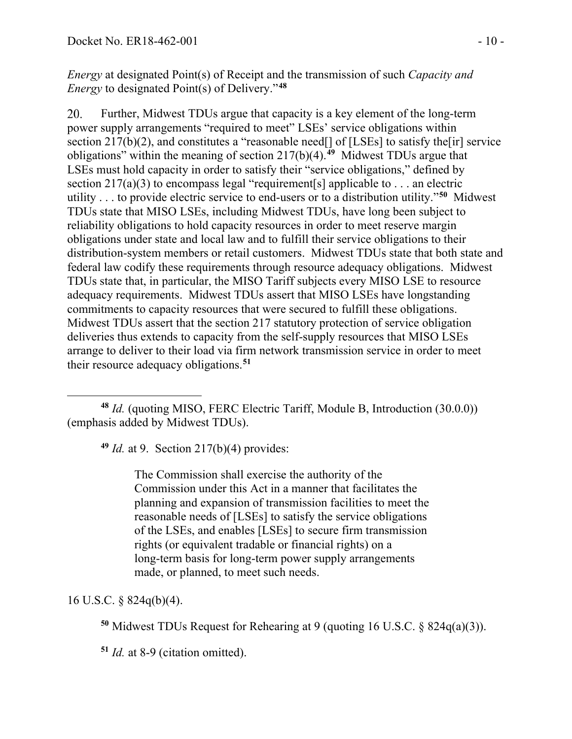*Energy* at designated Point(s) of Receipt and the transmission of such *Capacity and Energy* to designated Point(s) of Delivery."[48]

20. Further, Midwest TDUs argue that capacity is a key element of the long-term power supply arrangements "required to meet" LSEs' service obligations within section 217(b)(2), and constitutes a "reasonable need[] of [LSEs] to satisfy the[ir] service obligations" within the meaning of section 217(b)(4).[49] Midwest TDUs argue that LSEs must hold capacity in order to satisfy their "service obligations," defined by section 217(a)(3) to encompass legal "requirement[s] applicable to . . . an electric utility . . . to provide electric service to end-users or to a distribution utility."[50] Midwest TDUs state that MISO LSEs, including Midwest TDUs, have long been subject to reliability obligations to hold capacity resources in order to meet reserve margin obligations under state and local law and to fulfill their service obligations to their distribution-system members or retail customers. Midwest TDUs state that both state and federal law codify these requirements through resource adequacy obligations. Midwest TDUs state that, in particular, the MISO Tariff subjects every MISO LSE to resource adequacy requirements. Midwest TDUs assert that MISO LSEs have longstanding commitments to capacity resources that were secured to fulfill these obligations. Midwest TDUs assert that the section 217 statutory protection of service obligation deliveries thus extends to capacity from the self-supply resources that MISO LSEs arrange to deliver to their load via firm network transmission service in order to meet their resource adequacy obligations.[51]

---

[48] *Id.* (quoting MISO, FERC Electric Tariff, Module B, Introduction (30.0.0)) (emphasis added by Midwest TDUs).

[49] *Id.* at 9. Section 217(b)(4) provides:

> The Commission shall exercise the authority of the Commission under this Act in a manner that facilitates the planning and expansion of transmission facilities to meet the reasonable needs of [LSEs] to satisfy the service obligations of the LSEs, and enables [LSEs] to secure firm transmission rights (or equivalent tradable or financial rights) on a long-term basis for long-term power supply arrangements made, or planned, to meet such needs.

16 U.S.C. § 824q(b)(4).

[50] Midwest TDUs Request for Rehearing at 9 (quoting 16 U.S.C. § 824q(a)(3)).

[51] *Id.* at 8-9 (citation omitted).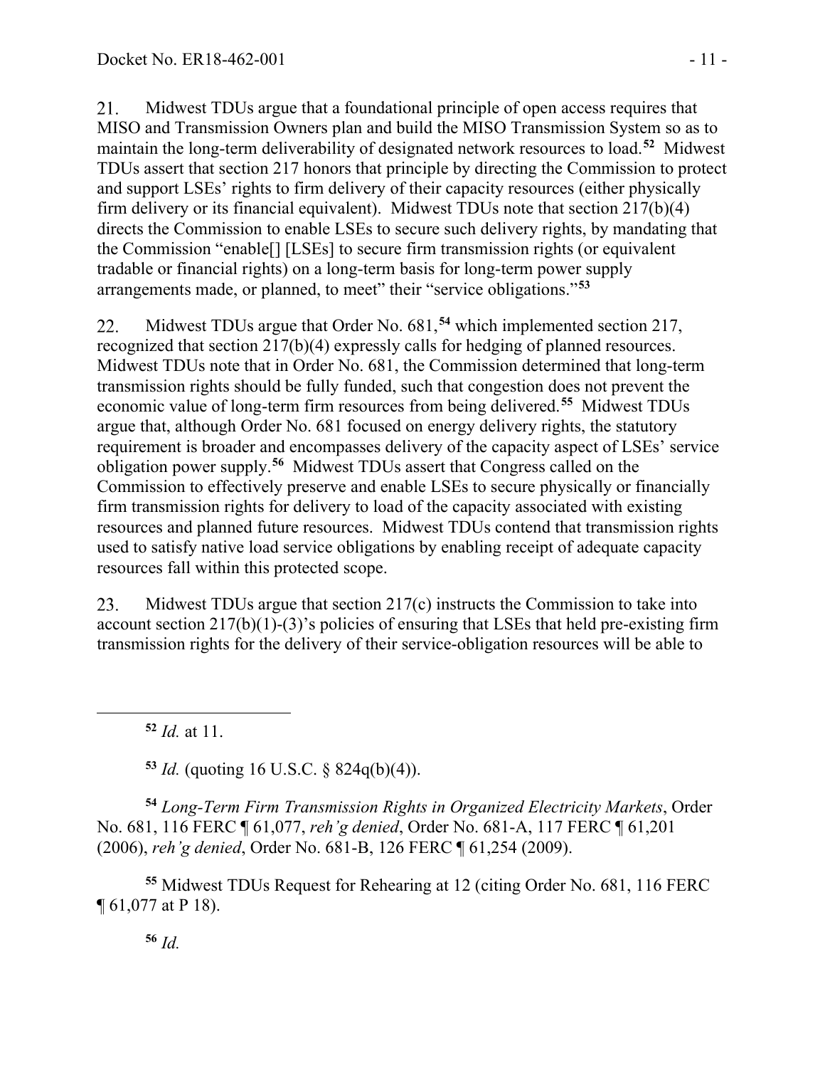21. Midwest TDUs argue that a foundational principle of open access requires that MISO and Transmission Owners plan and build the MISO Transmission System so as to maintain the long-term deliverability of designated network resources to load.[52] Midwest TDUs assert that section 217 honors that principle by directing the Commission to protect and support LSEs' rights to firm delivery of their capacity resources (either physically firm delivery or its financial equivalent). Midwest TDUs note that section 217(b)(4) directs the Commission to enable LSEs to secure such delivery rights, by mandating that the Commission "enable[] [LSEs] to secure firm transmission rights (or equivalent tradable or financial rights) on a long-term basis for long-term power supply arrangements made, or planned, to meet" their "service obligations."[53]

22. Midwest TDUs argue that Order No. 681,[54] which implemented section 217, recognized that section 217(b)(4) expressly calls for hedging of planned resources. Midwest TDUs note that in Order No. 681, the Commission determined that long-term transmission rights should be fully funded, such that congestion does not prevent the economic value of long-term firm resources from being delivered.[55] Midwest TDUs argue that, although Order No. 681 focused on energy delivery rights, the statutory requirement is broader and encompasses delivery of the capacity aspect of LSEs' service obligation power supply.[56] Midwest TDUs assert that Congress called on the Commission to effectively preserve and enable LSEs to secure physically or financially firm transmission rights for delivery to load of the capacity associated with existing resources and planned future resources. Midwest TDUs contend that transmission rights used to satisfy native load service obligations by enabling receipt of adequate capacity resources fall within this protected scope.

23. Midwest TDUs argue that section 217(c) instructs the Commission to take into account section 217(b)(1)-(3)'s policies of ensuring that LSEs that held pre-existing firm transmission rights for the delivery of their service-obligation resources will be able to

---

[52] *Id.* at 11.

[53] *Id.* (quoting 16 U.S.C. § 824q(b)(4)).

[54] *Long-Term Firm Transmission Rights in Organized Electricity Markets*, Order No. 681, 116 FERC ¶ 61,077, *reh'g denied*, Order No. 681-A, 117 FERC ¶ 61,201 (2006), *reh'g denied*, Order No. 681-B, 126 FERC ¶ 61,254 (2009).

[55] Midwest TDUs Request for Rehearing at 12 (citing Order No. 681, 116 FERC ¶ 61,077 at P 18).

[56] *Id.*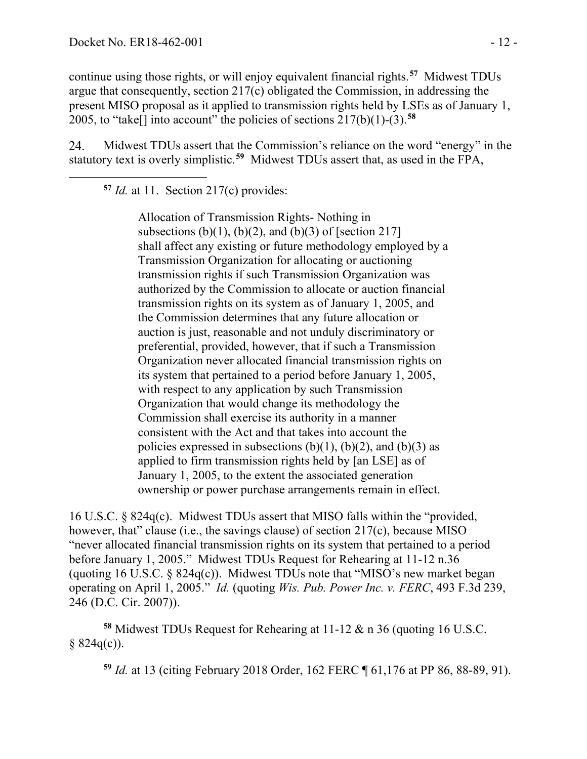continue using those rights, or will enjoy equivalent financial rights.[57] Midwest TDUs argue that consequently, section 217(c) obligated the Commission, in addressing the present MISO proposal as it applied to transmission rights held by LSEs as of January 1, 2005, to "take[] into account" the policies of sections 217(b)(1)-(3).[58]

24. Midwest TDUs assert that the Commission's reliance on the word "energy" in the statutory text is overly simplistic.[59] Midwest TDUs assert that, as used in the FPA,

---

[57] *Id.* at 11. Section 217(c) provides:

> Allocation of Transmission Rights- Nothing in subsections (b)(1), (b)(2), and (b)(3) of [section 217] shall affect any existing or future methodology employed by a Transmission Organization for allocating or auctioning transmission rights if such Transmission Organization was authorized by the Commission to allocate or auction financial transmission rights on its system as of January 1, 2005, and the Commission determines that any future allocation or auction is just, reasonable and not unduly discriminatory or preferential, provided, however, that if such a Transmission Organization never allocated financial transmission rights on its system that pertained to a period before January 1, 2005, with respect to any application by such Transmission Organization that would change its methodology the Commission shall exercise its authority in a manner consistent with the Act and that takes into account the policies expressed in subsections (b)(1), (b)(2), and (b)(3) as applied to firm transmission rights held by [an LSE] as of January 1, 2005, to the extent the associated generation ownership or power purchase arrangements remain in effect.

16 U.S.C. § 824q(c). Midwest TDUs assert that MISO falls within the "provided, however, that" clause (i.e., the savings clause) of section 217(c), because MISO "never allocated financial transmission rights on its system that pertained to a period before January 1, 2005." Midwest TDUs Request for Rehearing at 11-12 n.36 (quoting 16 U.S.C. § 824q(c)). Midwest TDUs note that "MISO's new market began operating on April 1, 2005." *Id.* (quoting *Wis. Pub. Power Inc. v. FERC*, 493 F.3d 239, 246 (D.C. Cir. 2007)).

[58] Midwest TDUs Request for Rehearing at 11-12 & n 36 (quoting 16 U.S.C. § 824q(c)).

[59] *Id.* at 13 (citing February 2018 Order, 162 FERC ¶ 61,176 at PP 86, 88-89, 91).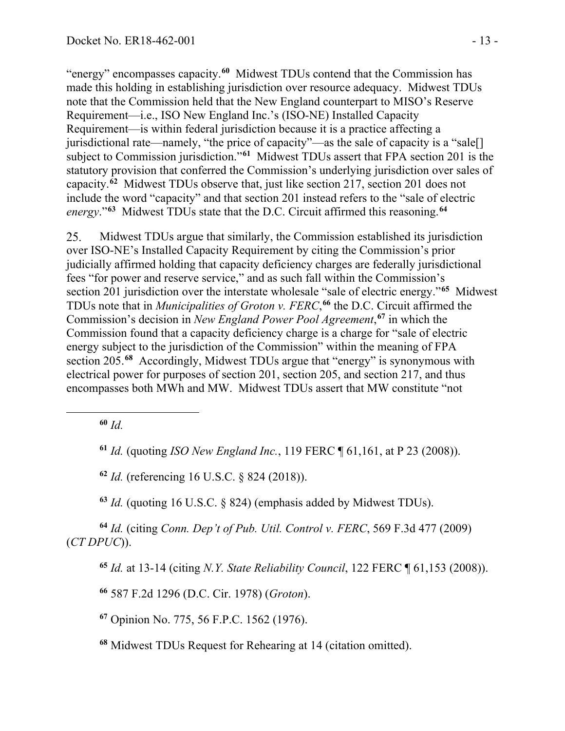"energy" encompasses capacity.[60] Midwest TDUs contend that the Commission has made this holding in establishing jurisdiction over resource adequacy. Midwest TDUs note that the Commission held that the New England counterpart to MISO's Reserve Requirement—i.e., ISO New England Inc.'s (ISO-NE) Installed Capacity Requirement—is within federal jurisdiction because it is a practice affecting a jurisdictional rate—namely, "the price of capacity"—as the sale of capacity is a "sale[] subject to Commission jurisdiction."[61] Midwest TDUs assert that FPA section 201 is the statutory provision that conferred the Commission's underlying jurisdiction over sales of capacity.[62] Midwest TDUs observe that, just like section 217, section 201 does not include the word "capacity" and that section 201 instead refers to the "sale of electric *energy*."[63] Midwest TDUs state that the D.C. Circuit affirmed this reasoning.[64]

25. Midwest TDUs argue that similarly, the Commission established its jurisdiction over ISO-NE's Installed Capacity Requirement by citing the Commission's prior judicially affirmed holding that capacity deficiency charges are federally jurisdictional fees "for power and reserve service," and as such fall within the Commission's section 201 jurisdiction over the interstate wholesale "sale of electric energy."[65] Midwest TDUs note that in *Municipalities of Groton v. FERC*,[66] the D.C. Circuit affirmed the Commission's decision in *New England Power Pool Agreement*,[67] in which the Commission found that a capacity deficiency charge is a charge for "sale of electric energy subject to the jurisdiction of the Commission" within the meaning of FPA section 205.[68] Accordingly, Midwest TDUs argue that "energy" is synonymous with electrical power for purposes of section 201, section 205, and section 217, and thus encompasses both MWh and MW. Midwest TDUs assert that MW constitute "not

---

[60] *Id.*

[61] *Id.* (quoting *ISO New England Inc.*, 119 FERC ¶ 61,161, at P 23 (2008)).

[62] *Id.* (referencing 16 U.S.C. § 824 (2018)).

[63] *Id.* (quoting 16 U.S.C. § 824) (emphasis added by Midwest TDUs).

[64] *Id.* (citing *Conn. Dep't of Pub. Util. Control v. FERC*, 569 F.3d 477 (2009) (*CT DPUC*)).

[65] *Id.* at 13-14 (citing *N.Y. State Reliability Council*, 122 FERC ¶ 61,153 (2008)).

[66] 587 F.2d 1296 (D.C. Cir. 1978) (*Groton*).

[67] Opinion No. 775, 56 F.P.C. 1562 (1976).

[68] Midwest TDUs Request for Rehearing at 14 (citation omitted).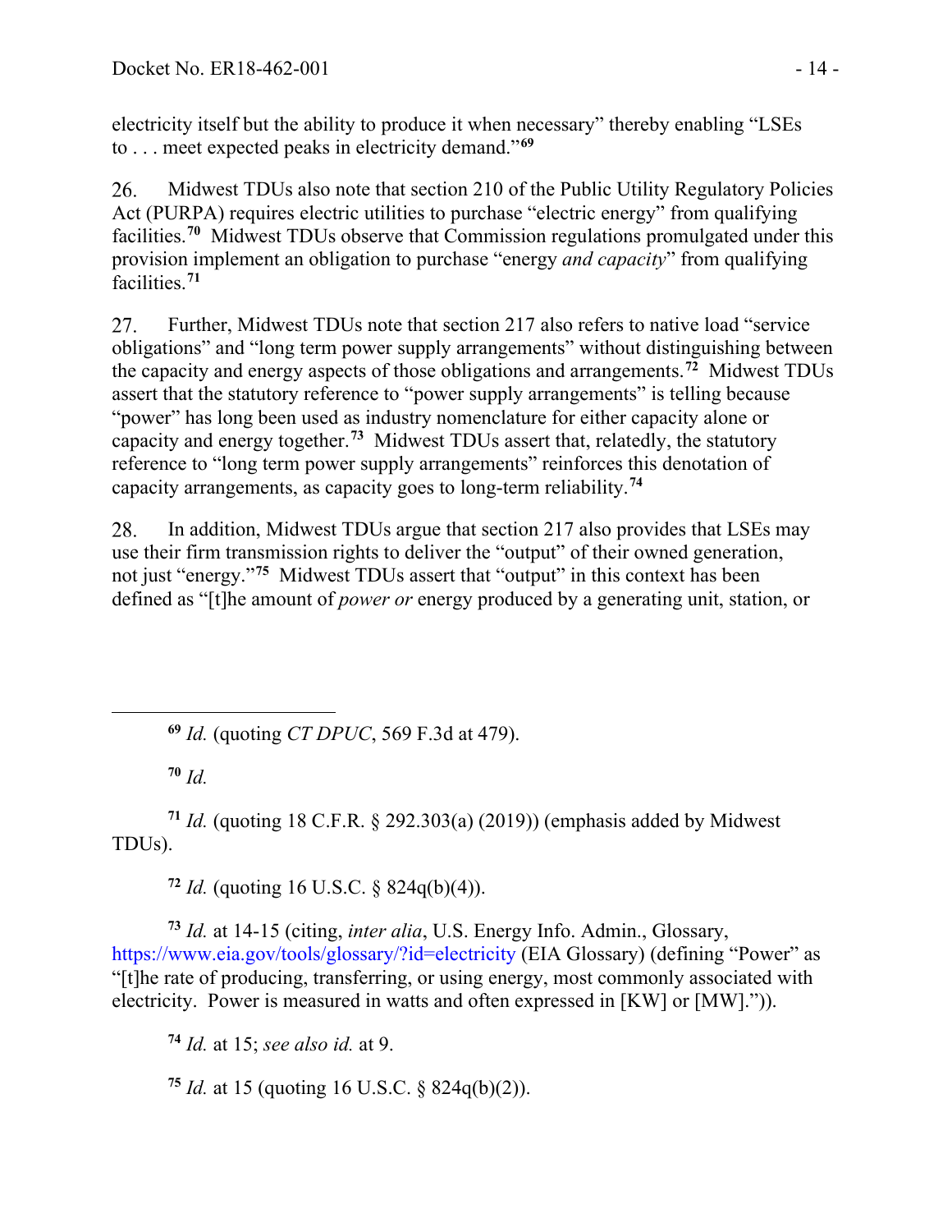electricity itself but the ability to produce it when necessary" thereby enabling "LSEs to . . . meet expected peaks in electricity demand."[69]

26. Midwest TDUs also note that section 210 of the Public Utility Regulatory Policies Act (PURPA) requires electric utilities to purchase "electric energy" from qualifying facilities.[70] Midwest TDUs observe that Commission regulations promulgated under this provision implement an obligation to purchase "energy *and capacity*" from qualifying facilities.[71]

27. Further, Midwest TDUs note that section 217 also refers to native load "service obligations" and "long term power supply arrangements" without distinguishing between the capacity and energy aspects of those obligations and arrangements.[72] Midwest TDUs assert that the statutory reference to "power supply arrangements" is telling because "power" has long been used as industry nomenclature for either capacity alone or capacity and energy together.[73] Midwest TDUs assert that, relatedly, the statutory reference to "long term power supply arrangements" reinforces this denotation of capacity arrangements, as capacity goes to long-term reliability.[74]

28. In addition, Midwest TDUs argue that section 217 also provides that LSEs may use their firm transmission rights to deliver the "output" of their owned generation, not just "energy."[75] Midwest TDUs assert that "output" in this context has been defined as "[t]he amount of *power or* energy produced by a generating unit, station, or

---

[69] *Id.* (quoting *CT DPUC*, 569 F.3d at 479).

[70] *Id.*

[71] *Id.* (quoting 18 C.F.R. § 292.303(a) (2019)) (emphasis added by Midwest TDUs).

[72] *Id.* (quoting 16 U.S.C. § 824q(b)(4)).

[73] *Id.* at 14-15 (citing, *inter alia*, U.S. Energy Info. Admin., Glossary, https://www.eia.gov/tools/glossary/?id=electricity (EIA Glossary) (defining "Power" as "[t]he rate of producing, transferring, or using energy, most commonly associated with electricity. Power is measured in watts and often expressed in [KW] or [MW].")).

[74] *Id.* at 15; *see also id.* at 9.

[75] *Id.* at 15 (quoting 16 U.S.C. § 824q(b)(2)).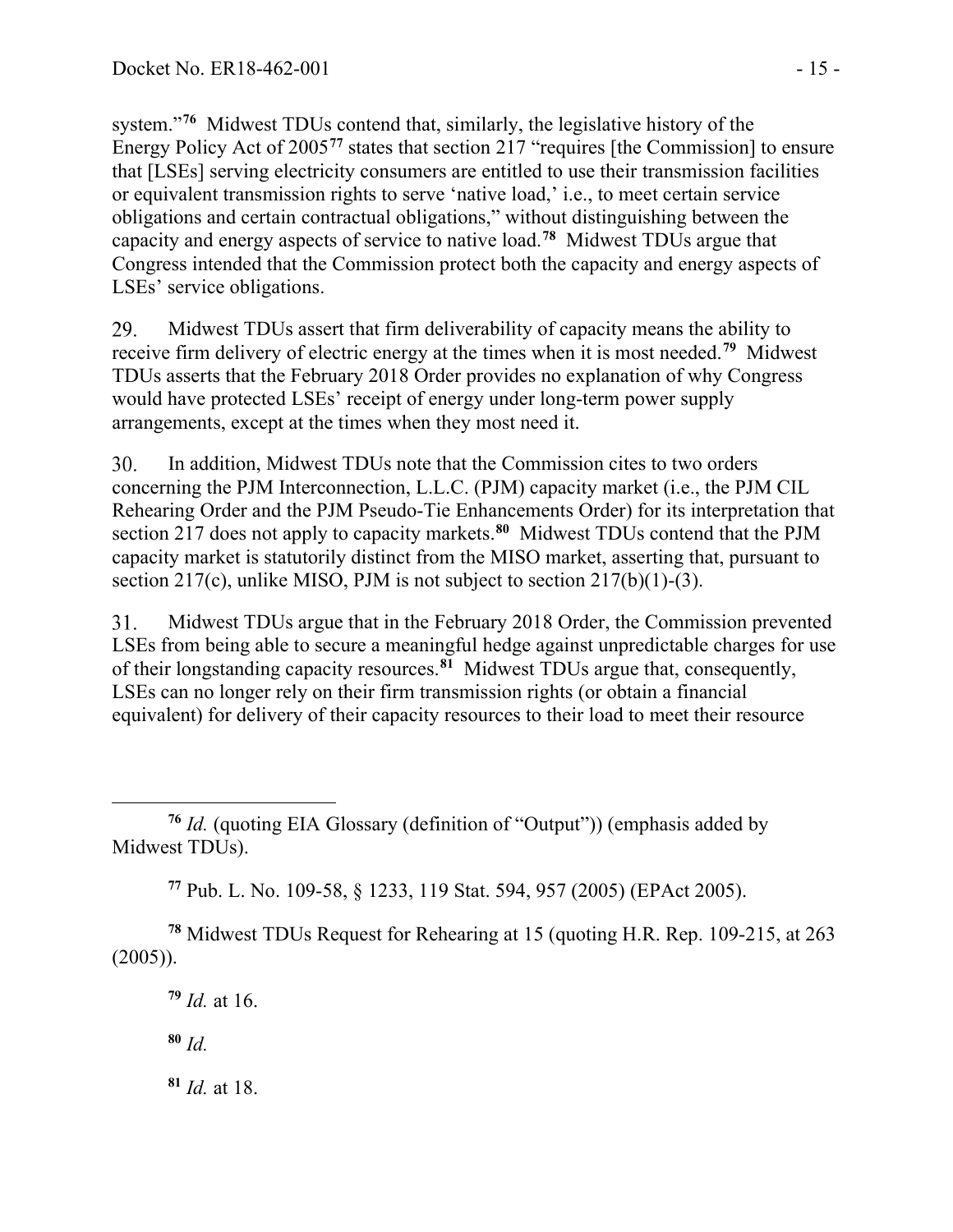system."[76] Midwest TDUs contend that, similarly, the legislative history of the Energy Policy Act of 2005[77] states that section 217 "requires [the Commission] to ensure that [LSEs] serving electricity consumers are entitled to use their transmission facilities or equivalent transmission rights to serve 'native load,' i.e., to meet certain service obligations and certain contractual obligations," without distinguishing between the capacity and energy aspects of service to native load.[78] Midwest TDUs argue that Congress intended that the Commission protect both the capacity and energy aspects of LSEs' service obligations.

29. Midwest TDUs assert that firm deliverability of capacity means the ability to receive firm delivery of electric energy at the times when it is most needed.[79] Midwest TDUs asserts that the February 2018 Order provides no explanation of why Congress would have protected LSEs' receipt of energy under long-term power supply arrangements, except at the times when they most need it.

30. In addition, Midwest TDUs note that the Commission cites to two orders concerning the PJM Interconnection, L.L.C. (PJM) capacity market (i.e., the PJM CIL Rehearing Order and the PJM Pseudo-Tie Enhancements Order) for its interpretation that section 217 does not apply to capacity markets.[80] Midwest TDUs contend that the PJM capacity market is statutorily distinct from the MISO market, asserting that, pursuant to section 217(c), unlike MISO, PJM is not subject to section 217(b)(1)-(3).

31. Midwest TDUs argue that in the February 2018 Order, the Commission prevented LSEs from being able to secure a meaningful hedge against unpredictable charges for use of their longstanding capacity resources.[81] Midwest TDUs argue that, consequently, LSEs can no longer rely on their firm transmission rights (or obtain a financial equivalent) for delivery of their capacity resources to their load to meet their resource

---

[76] *Id.* (quoting EIA Glossary (definition of "Output")) (emphasis added by Midwest TDUs).

[77] Pub. L. No. 109-58, § 1233, 119 Stat. 594, 957 (2005) (EPAct 2005).

[78] Midwest TDUs Request for Rehearing at 15 (quoting H.R. Rep. 109-215, at 263 (2005)).

[79] *Id.* at 16.

[80] *Id.*

[81] *Id.* at 18.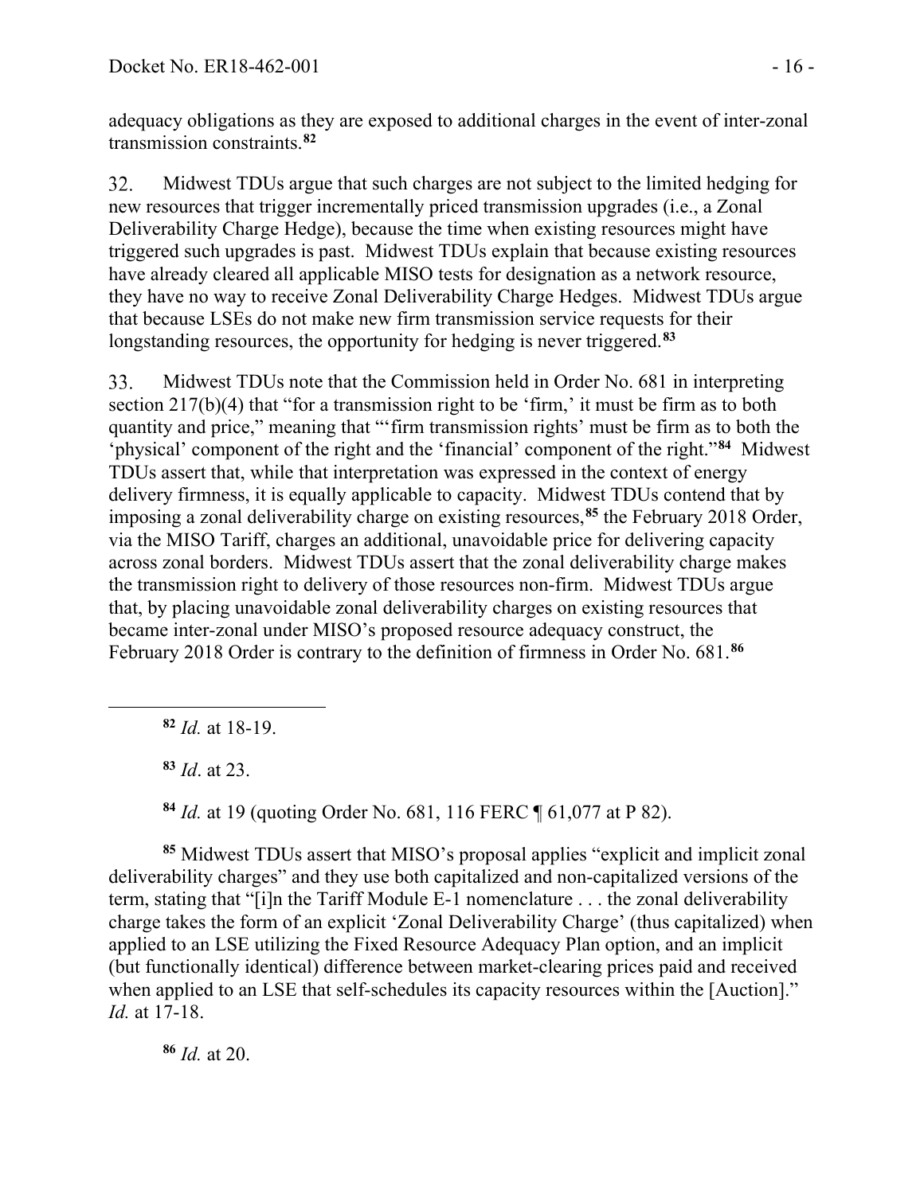adequacy obligations as they are exposed to additional charges in the event of inter-zonal transmission constraints.[82]

32. Midwest TDUs argue that such charges are not subject to the limited hedging for new resources that trigger incrementally priced transmission upgrades (i.e., a Zonal Deliverability Charge Hedge), because the time when existing resources might have triggered such upgrades is past. Midwest TDUs explain that because existing resources have already cleared all applicable MISO tests for designation as a network resource, they have no way to receive Zonal Deliverability Charge Hedges. Midwest TDUs argue that because LSEs do not make new firm transmission service requests for their longstanding resources, the opportunity for hedging is never triggered.[83]

33. Midwest TDUs note that the Commission held in Order No. 681 in interpreting section 217(b)(4) that "for a transmission right to be 'firm,' it must be firm as to both quantity and price," meaning that "'firm transmission rights' must be firm as to both the 'physical' component of the right and the 'financial' component of the right."[84] Midwest TDUs assert that, while that interpretation was expressed in the context of energy delivery firmness, it is equally applicable to capacity. Midwest TDUs contend that by imposing a zonal deliverability charge on existing resources,[85] the February 2018 Order, via the MISO Tariff, charges an additional, unavoidable price for delivering capacity across zonal borders. Midwest TDUs assert that the zonal deliverability charge makes the transmission right to delivery of those resources non-firm. Midwest TDUs argue that, by placing unavoidable zonal deliverability charges on existing resources that became inter-zonal under MISO's proposed resource adequacy construct, the February 2018 Order is contrary to the definition of firmness in Order No. 681.[86]

---

[82] *Id.* at 18-19.

[83] *Id*. at 23.

[84] *Id.* at 19 (quoting Order No. 681, 116 FERC ¶ 61,077 at P 82).

[85] Midwest TDUs assert that MISO's proposal applies "explicit and implicit zonal deliverability charges" and they use both capitalized and non-capitalized versions of the term, stating that "[i]n the Tariff Module E-1 nomenclature . . . the zonal deliverability charge takes the form of an explicit 'Zonal Deliverability Charge' (thus capitalized) when applied to an LSE utilizing the Fixed Resource Adequacy Plan option, and an implicit (but functionally identical) difference between market-clearing prices paid and received when applied to an LSE that self-schedules its capacity resources within the [Auction]." *Id.* at 17-18.

[86] *Id.* at 20.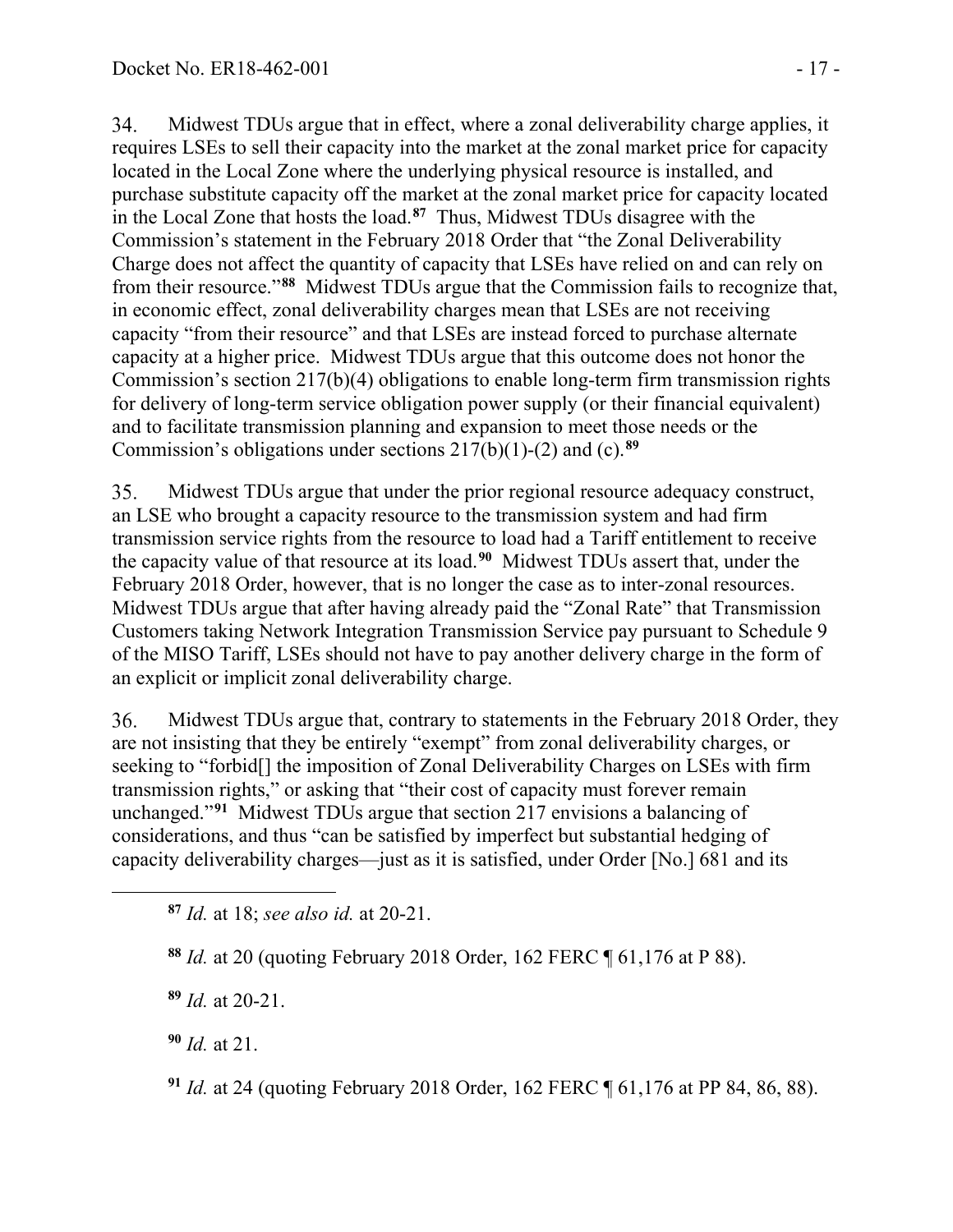34. Midwest TDUs argue that in effect, where a zonal deliverability charge applies, it requires LSEs to sell their capacity into the market at the zonal market price for capacity located in the Local Zone where the underlying physical resource is installed, and purchase substitute capacity off the market at the zonal market price for capacity located in the Local Zone that hosts the load.[87] Thus, Midwest TDUs disagree with the Commission's statement in the February 2018 Order that "the Zonal Deliverability Charge does not affect the quantity of capacity that LSEs have relied on and can rely on from their resource."[88] Midwest TDUs argue that the Commission fails to recognize that, in economic effect, zonal deliverability charges mean that LSEs are not receiving capacity "from their resource" and that LSEs are instead forced to purchase alternate capacity at a higher price. Midwest TDUs argue that this outcome does not honor the Commission's section 217(b)(4) obligations to enable long-term firm transmission rights for delivery of long-term service obligation power supply (or their financial equivalent) and to facilitate transmission planning and expansion to meet those needs or the Commission's obligations under sections 217(b)(1)-(2) and (c).[89]

35. Midwest TDUs argue that under the prior regional resource adequacy construct, an LSE who brought a capacity resource to the transmission system and had firm transmission service rights from the resource to load had a Tariff entitlement to receive the capacity value of that resource at its load.[90] Midwest TDUs assert that, under the February 2018 Order, however, that is no longer the case as to inter-zonal resources. Midwest TDUs argue that after having already paid the "Zonal Rate" that Transmission Customers taking Network Integration Transmission Service pay pursuant to Schedule 9 of the MISO Tariff, LSEs should not have to pay another delivery charge in the form of an explicit or implicit zonal deliverability charge.

36. Midwest TDUs argue that, contrary to statements in the February 2018 Order, they are not insisting that they be entirely "exempt" from zonal deliverability charges, or seeking to "forbid[] the imposition of Zonal Deliverability Charges on LSEs with firm transmission rights," or asking that "their cost of capacity must forever remain unchanged."[91] Midwest TDUs argue that section 217 envisions a balancing of considerations, and thus "can be satisfied by imperfect but substantial hedging of capacity deliverability charges—just as it is satisfied, under Order [No.] 681 and its

---

[87] *Id.* at 18; *see also id.* at 20-21.

[88] *Id.* at 20 (quoting February 2018 Order, 162 FERC ¶ 61,176 at P 88).

[89] *Id.* at 20-21.

[90] *Id.* at 21.

[91] *Id.* at 24 (quoting February 2018 Order, 162 FERC ¶ 61,176 at PP 84, 86, 88).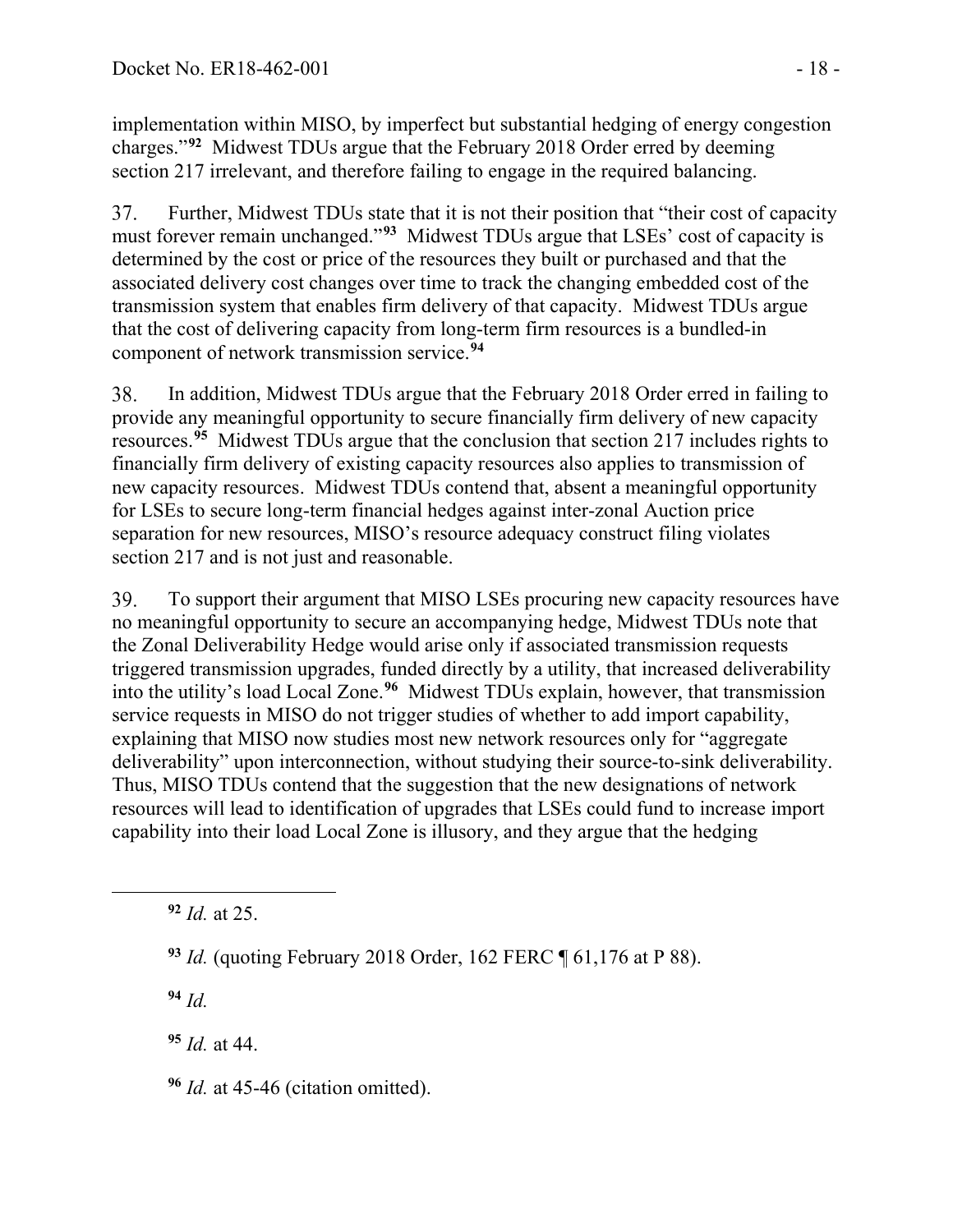implementation within MISO, by imperfect but substantial hedging of energy congestion charges."[92] Midwest TDUs argue that the February 2018 Order erred by deeming section 217 irrelevant, and therefore failing to engage in the required balancing.

37. Further, Midwest TDUs state that it is not their position that "their cost of capacity must forever remain unchanged."[93] Midwest TDUs argue that LSEs' cost of capacity is determined by the cost or price of the resources they built or purchased and that the associated delivery cost changes over time to track the changing embedded cost of the transmission system that enables firm delivery of that capacity. Midwest TDUs argue that the cost of delivering capacity from long-term firm resources is a bundled-in component of network transmission service.[94]

38. In addition, Midwest TDUs argue that the February 2018 Order erred in failing to provide any meaningful opportunity to secure financially firm delivery of new capacity resources.[95] Midwest TDUs argue that the conclusion that section 217 includes rights to financially firm delivery of existing capacity resources also applies to transmission of new capacity resources. Midwest TDUs contend that, absent a meaningful opportunity for LSEs to secure long-term financial hedges against inter-zonal Auction price separation for new resources, MISO's resource adequacy construct filing violates section 217 and is not just and reasonable.

39. To support their argument that MISO LSEs procuring new capacity resources have no meaningful opportunity to secure an accompanying hedge, Midwest TDUs note that the Zonal Deliverability Hedge would arise only if associated transmission requests triggered transmission upgrades, funded directly by a utility, that increased deliverability into the utility's load Local Zone.[96] Midwest TDUs explain, however, that transmission service requests in MISO do not trigger studies of whether to add import capability, explaining that MISO now studies most new network resources only for "aggregate deliverability" upon interconnection, without studying their source-to-sink deliverability. Thus, MISO TDUs contend that the suggestion that the new designations of network resources will lead to identification of upgrades that LSEs could fund to increase import capability into their load Local Zone is illusory, and they argue that the hedging

---

[92] *Id.* at 25.

[93] *Id.* (quoting February 2018 Order, 162 FERC ¶ 61,176 at P 88).

[94] *Id.*

[95] *Id.* at 44.

[96] *Id.* at 45-46 (citation omitted).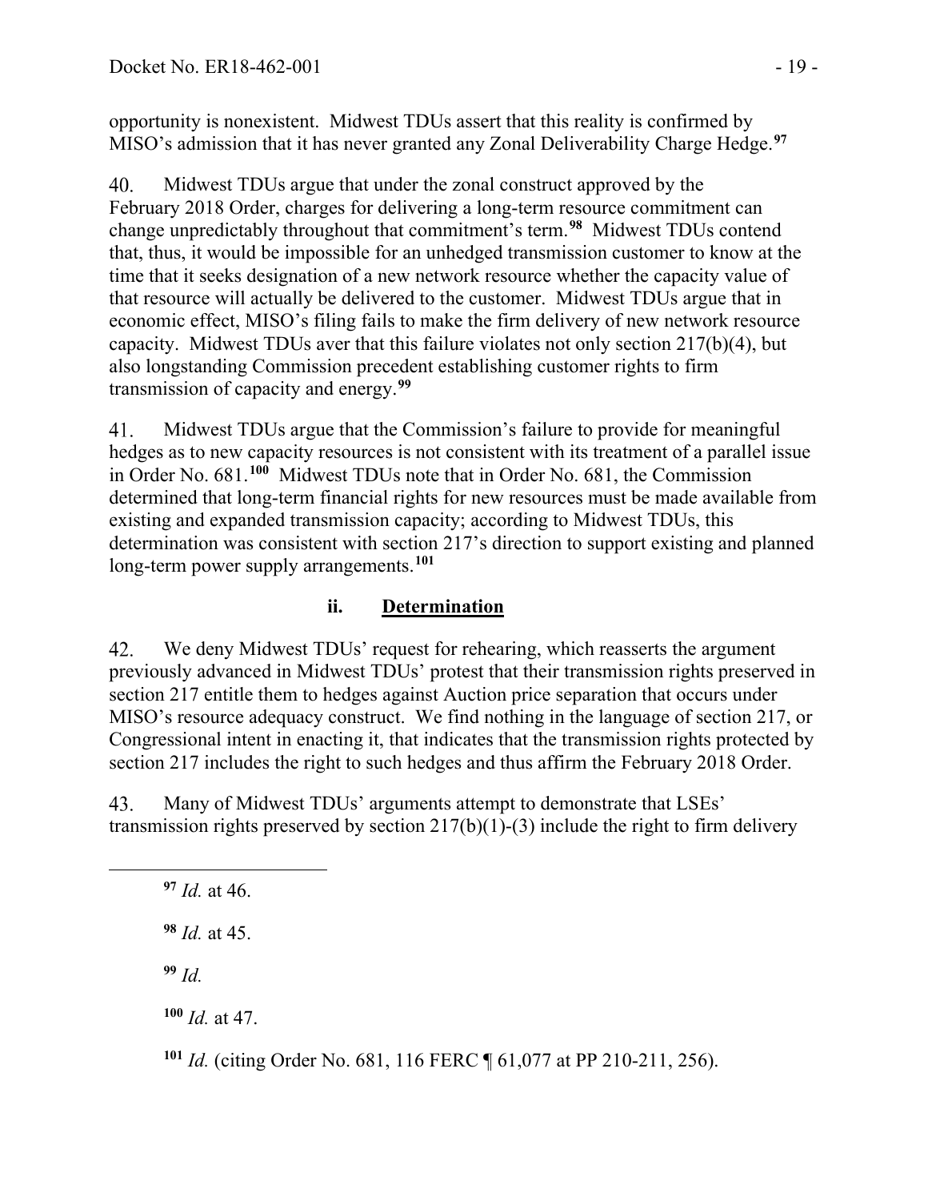opportunity is nonexistent. Midwest TDUs assert that this reality is confirmed by MISO's admission that it has never granted any Zonal Deliverability Charge Hedge.[97]

40. Midwest TDUs argue that under the zonal construct approved by the February 2018 Order, charges for delivering a long-term resource commitment can change unpredictably throughout that commitment's term.[98] Midwest TDUs contend that, thus, it would be impossible for an unhedged transmission customer to know at the time that it seeks designation of a new network resource whether the capacity value of that resource will actually be delivered to the customer. Midwest TDUs argue that in economic effect, MISO's filing fails to make the firm delivery of new network resource capacity. Midwest TDUs aver that this failure violates not only section 217(b)(4), but also longstanding Commission precedent establishing customer rights to firm transmission of capacity and energy.[99]

41. Midwest TDUs argue that the Commission's failure to provide for meaningful hedges as to new capacity resources is not consistent with its treatment of a parallel issue in Order No. 681.[100] Midwest TDUs note that in Order No. 681, the Commission determined that long-term financial rights for new resources must be made available from existing and expanded transmission capacity; according to Midwest TDUs, this determination was consistent with section 217's direction to support existing and planned long-term power supply arrangements.[101]

### ii. Determination

42. We deny Midwest TDUs' request for rehearing, which reasserts the argument previously advanced in Midwest TDUs' protest that their transmission rights preserved in section 217 entitle them to hedges against Auction price separation that occurs under MISO's resource adequacy construct. We find nothing in the language of section 217, or Congressional intent in enacting it, that indicates that the transmission rights protected by section 217 includes the right to such hedges and thus affirm the February 2018 Order.

43. Many of Midwest TDUs' arguments attempt to demonstrate that LSEs' transmission rights preserved by section 217(b)(1)-(3) include the right to firm delivery

---

[97] *Id.* at 46.

[98] *Id.* at 45.

[99] *Id.*

[100] *Id.* at 47.

[101] *Id.* (citing Order No. 681, 116 FERC ¶ 61,077 at PP 210-211, 256).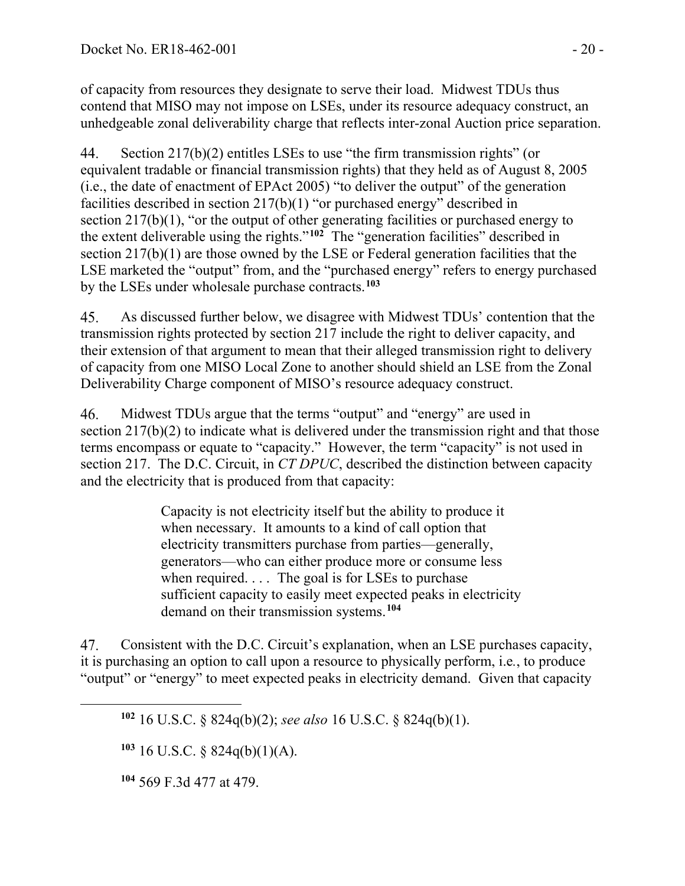of capacity from resources they designate to serve their load. Midwest TDUs thus contend that MISO may not impose on LSEs, under its resource adequacy construct, an unhedgeable zonal deliverability charge that reflects inter-zonal Auction price separation.

44. Section 217(b)(2) entitles LSEs to use "the firm transmission rights" (or equivalent tradable or financial transmission rights) that they held as of August 8, 2005 (i.e., the date of enactment of EPAct 2005) "to deliver the output" of the generation facilities described in section 217(b)(1) "or purchased energy" described in section 217(b)(1), "or the output of other generating facilities or purchased energy to the extent deliverable using the rights."[102] The "generation facilities" described in section 217(b)(1) are those owned by the LSE or Federal generation facilities that the LSE marketed the "output" from, and the "purchased energy" refers to energy purchased by the LSEs under wholesale purchase contracts.[103]

45. As discussed further below, we disagree with Midwest TDUs' contention that the transmission rights protected by section 217 include the right to deliver capacity, and their extension of that argument to mean that their alleged transmission right to delivery of capacity from one MISO Local Zone to another should shield an LSE from the Zonal Deliverability Charge component of MISO's resource adequacy construct.

46. Midwest TDUs argue that the terms "output" and "energy" are used in section 217(b)(2) to indicate what is delivered under the transmission right and that those terms encompass or equate to "capacity." However, the term "capacity" is not used in section 217. The D.C. Circuit, in *CT DPUC*, described the distinction between capacity and the electricity that is produced from that capacity:

> Capacity is not electricity itself but the ability to produce it when necessary. It amounts to a kind of call option that electricity transmitters purchase from parties—generally, generators—who can either produce more or consume less when required. . . . The goal is for LSEs to purchase sufficient capacity to easily meet expected peaks in electricity demand on their transmission systems.[104]

47. Consistent with the D.C. Circuit's explanation, when an LSE purchases capacity, it is purchasing an option to call upon a resource to physically perform, i.e., to produce "output" or "energy" to meet expected peaks in electricity demand. Given that capacity

---

[102] 16 U.S.C. § 824q(b)(2); *see also* 16 U.S.C. § 824q(b)(1).

[103] 16 U.S.C. § 824q(b)(1)(A).

[104] 569 F.3d 477 at 479.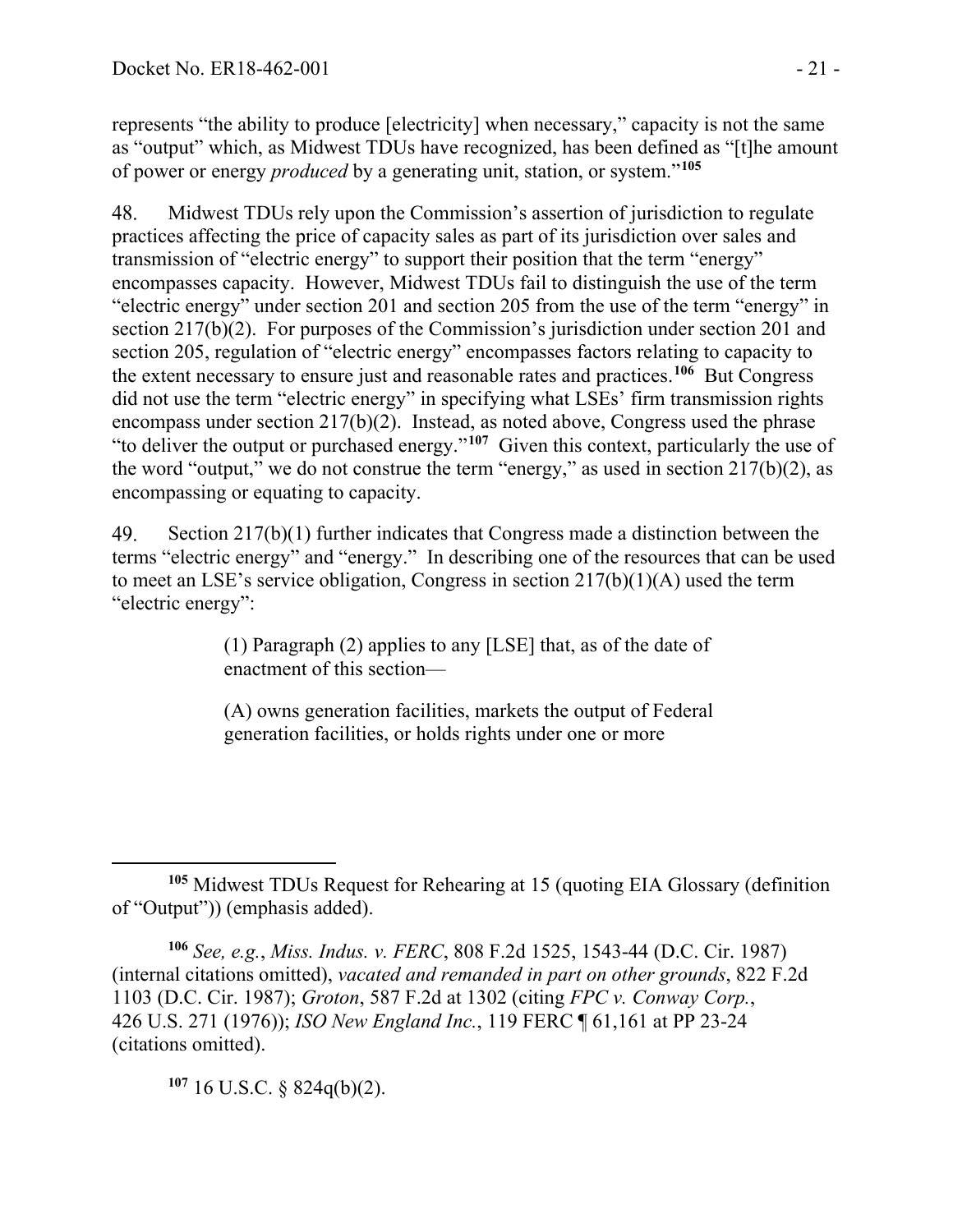represents "the ability to produce [electricity] when necessary," capacity is not the same as "output" which, as Midwest TDUs have recognized, has been defined as "[t]he amount of power or energy *produced* by a generating unit, station, or system."[105]

48. Midwest TDUs rely upon the Commission's assertion of jurisdiction to regulate practices affecting the price of capacity sales as part of its jurisdiction over sales and transmission of "electric energy" to support their position that the term "energy" encompasses capacity. However, Midwest TDUs fail to distinguish the use of the term "electric energy" under section 201 and section 205 from the use of the term "energy" in section 217(b)(2). For purposes of the Commission's jurisdiction under section 201 and section 205, regulation of "electric energy" encompasses factors relating to capacity to the extent necessary to ensure just and reasonable rates and practices.[106] But Congress did not use the term "electric energy" in specifying what LSEs' firm transmission rights encompass under section 217(b)(2). Instead, as noted above, Congress used the phrase "to deliver the output or purchased energy."[107] Given this context, particularly the use of the word "output," we do not construe the term "energy," as used in section 217(b)(2), as encompassing or equating to capacity.

49. Section 217(b)(1) further indicates that Congress made a distinction between the terms "electric energy" and "energy." In describing one of the resources that can be used to meet an LSE's service obligation, Congress in section 217(b)(1)(A) used the term "electric energy":

> (1) Paragraph (2) applies to any [LSE] that, as of the date of enactment of this section—
>
> (A) owns generation facilities, markets the output of Federal generation facilities, or holds rights under one or more

---

[105] Midwest TDUs Request for Rehearing at 15 (quoting EIA Glossary (definition of "Output")) (emphasis added).

[106] *See, e.g.*, *Miss. Indus. v. FERC*, 808 F.2d 1525, 1543-44 (D.C. Cir. 1987) (internal citations omitted), *vacated and remanded in part on other grounds*, 822 F.2d 1103 (D.C. Cir. 1987); *Groton*, 587 F.2d at 1302 (citing *FPC v. Conway Corp.*, 426 U.S. 271 (1976)); *ISO New England Inc.*, 119 FERC ¶ 61,161 at PP 23-24 (citations omitted).

[107] 16 U.S.C. § 824q(b)(2).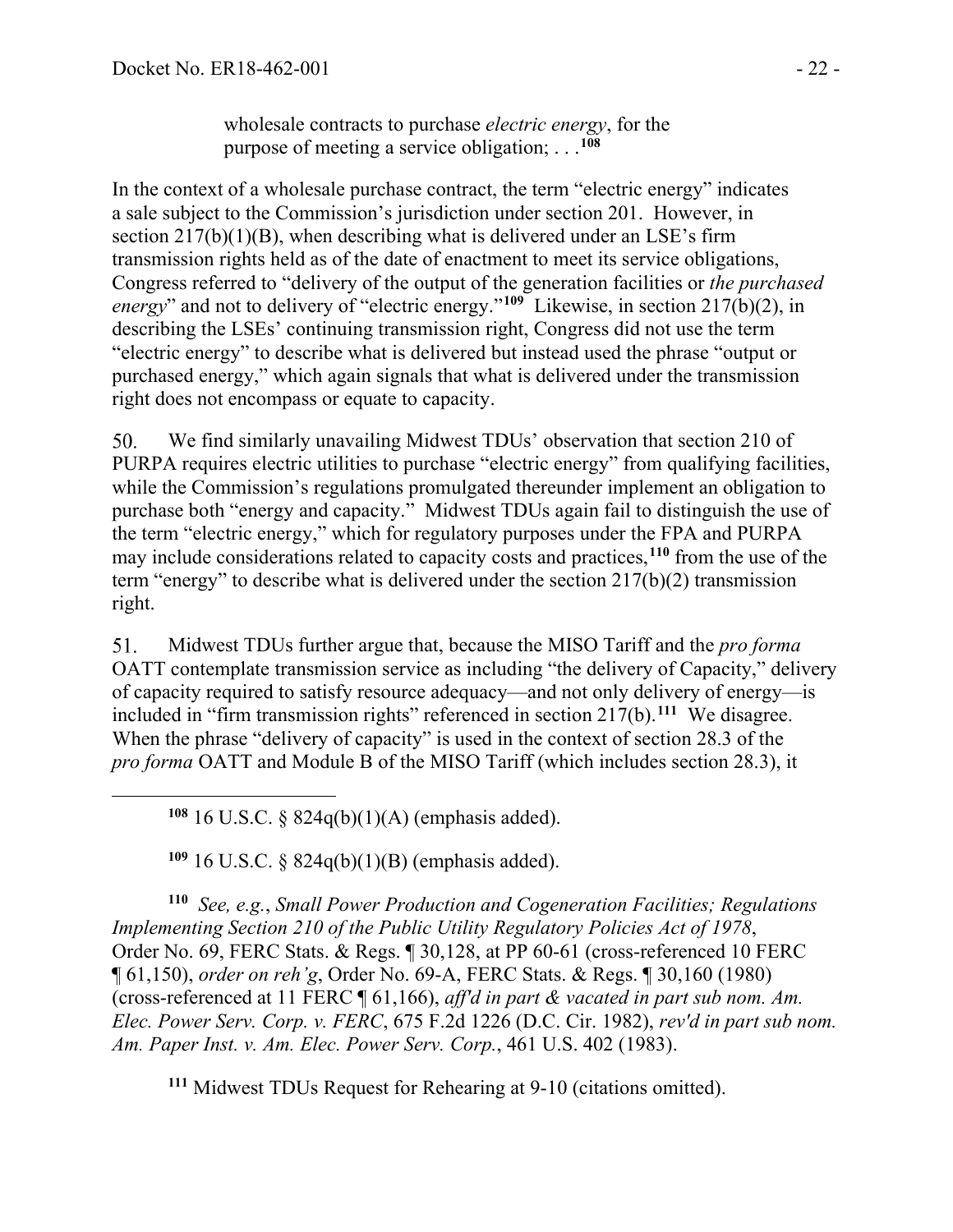> wholesale contracts to purchase *electric energy*, for the purpose of meeting a service obligation; . . .[108]

In the context of a wholesale purchase contract, the term "electric energy" indicates a sale subject to the Commission's jurisdiction under section 201. However, in section 217(b)(1)(B), when describing what is delivered under an LSE's firm transmission rights held as of the date of enactment to meet its service obligations, Congress referred to "delivery of the output of the generation facilities or *the purchased energy*" and not to delivery of "electric energy."[109] Likewise, in section 217(b)(2), in describing the LSEs' continuing transmission right, Congress did not use the term "electric energy" to describe what is delivered but instead used the phrase "output or purchased energy," which again signals that what is delivered under the transmission right does not encompass or equate to capacity.

50. We find similarly unavailing Midwest TDUs' observation that section 210 of PURPA requires electric utilities to purchase "electric energy" from qualifying facilities, while the Commission's regulations promulgated thereunder implement an obligation to purchase both "energy and capacity." Midwest TDUs again fail to distinguish the use of the term "electric energy," which for regulatory purposes under the FPA and PURPA may include considerations related to capacity costs and practices,[110] from the use of the term "energy" to describe what is delivered under the section 217(b)(2) transmission right.

51. Midwest TDUs further argue that, because the MISO Tariff and the *pro forma* OATT contemplate transmission service as including "the delivery of Capacity," delivery of capacity required to satisfy resource adequacy—and not only delivery of energy—is included in "firm transmission rights" referenced in section 217(b).[111] We disagree. When the phrase "delivery of capacity" is used in the context of section 28.3 of the *pro forma* OATT and Module B of the MISO Tariff (which includes section 28.3), it

---

[108] 16 U.S.C. § 824q(b)(1)(A) (emphasis added).

[109] 16 U.S.C. § 824q(b)(1)(B) (emphasis added).

[110] *See, e.g.*, *Small Power Production and Cogeneration Facilities; Regulations Implementing Section 210 of the Public Utility Regulatory Policies Act of 1978*, Order No. 69, FERC Stats. & Regs. ¶ 30,128, at PP 60-61 (cross-referenced 10 FERC ¶ 61,150), *order on reh'g*, Order No. 69-A, FERC Stats. & Regs. ¶ 30,160 (1980) (cross-referenced at 11 FERC ¶ 61,166), *aff'd in part & vacated in part sub nom. Am. Elec. Power Serv. Corp. v. FERC*, 675 F.2d 1226 (D.C. Cir. 1982), *rev'd in part sub nom. Am. Paper Inst. v. Am. Elec. Power Serv. Corp.*, 461 U.S. 402 (1983).

[111] Midwest TDUs Request for Rehearing at 9-10 (citations omitted).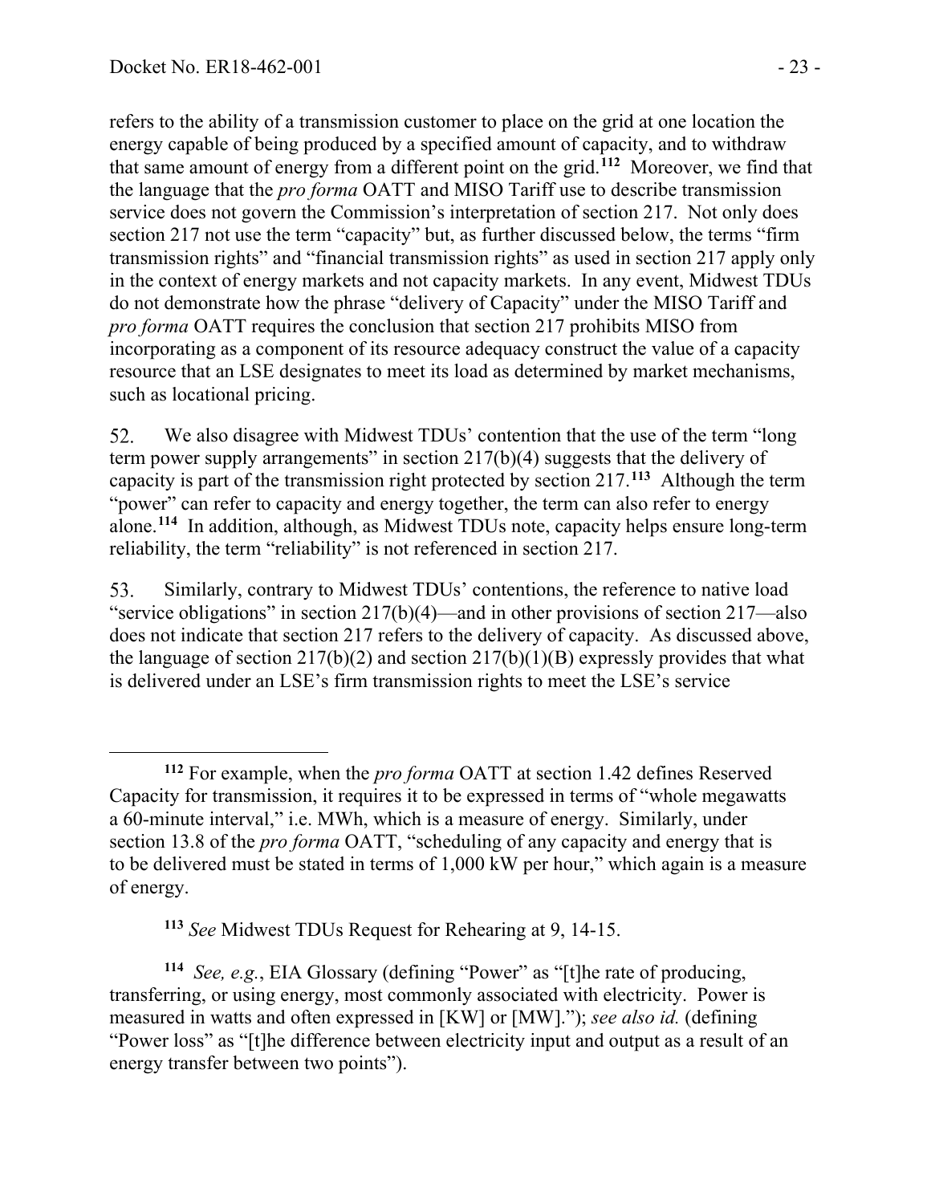refers to the ability of a transmission customer to place on the grid at one location the energy capable of being produced by a specified amount of capacity, and to withdraw that same amount of energy from a different point on the grid.[112] Moreover, we find that the language that the *pro forma* OATT and MISO Tariff use to describe transmission service does not govern the Commission's interpretation of section 217. Not only does section 217 not use the term "capacity" but, as further discussed below, the terms "firm transmission rights" and "financial transmission rights" as used in section 217 apply only in the context of energy markets and not capacity markets. In any event, Midwest TDUs do not demonstrate how the phrase "delivery of Capacity" under the MISO Tariff and *pro forma* OATT requires the conclusion that section 217 prohibits MISO from incorporating as a component of its resource adequacy construct the value of a capacity resource that an LSE designates to meet its load as determined by market mechanisms, such as locational pricing.

52. We also disagree with Midwest TDUs' contention that the use of the term "long term power supply arrangements" in section 217(b)(4) suggests that the delivery of capacity is part of the transmission right protected by section 217.[113] Although the term "power" can refer to capacity and energy together, the term can also refer to energy alone.[114] In addition, although, as Midwest TDUs note, capacity helps ensure long-term reliability, the term "reliability" is not referenced in section 217.

53. Similarly, contrary to Midwest TDUs' contentions, the reference to native load "service obligations" in section 217(b)(4)—and in other provisions of section 217—also does not indicate that section 217 refers to the delivery of capacity. As discussed above, the language of section 217(b)(2) and section 217(b)(1)(B) expressly provides that what is delivered under an LSE's firm transmission rights to meet the LSE's service

---

[112] For example, when the *pro forma* OATT at section 1.42 defines Reserved Capacity for transmission, it requires it to be expressed in terms of "whole megawatts a 60-minute interval," i.e. MWh, which is a measure of energy. Similarly, under section 13.8 of the *pro forma* OATT, "scheduling of any capacity and energy that is to be delivered must be stated in terms of 1,000 kW per hour," which again is a measure of energy.

[113] *See* Midwest TDUs Request for Rehearing at 9, 14-15.

[114] *See, e.g.*, EIA Glossary (defining "Power" as "[t]he rate of producing, transferring, or using energy, most commonly associated with electricity. Power is measured in watts and often expressed in [KW] or [MW]."); *see also id.* (defining "Power loss" as "[t]he difference between electricity input and output as a result of an energy transfer between two points").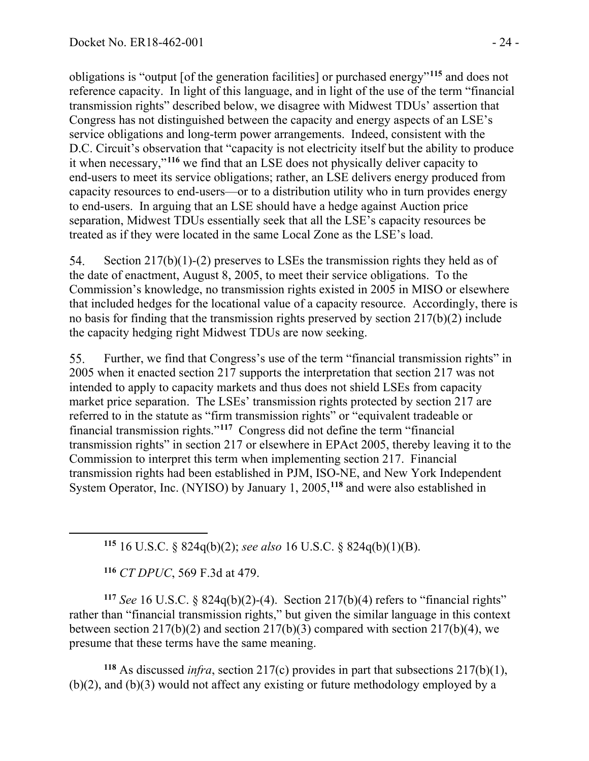obligations is "output [of the generation facilities] or purchased energy"[115] and does not reference capacity. In light of this language, and in light of the use of the term "financial transmission rights" described below, we disagree with Midwest TDUs' assertion that Congress has not distinguished between the capacity and energy aspects of an LSE's service obligations and long-term power arrangements. Indeed, consistent with the D.C. Circuit's observation that "capacity is not electricity itself but the ability to produce it when necessary,"[116] we find that an LSE does not physically deliver capacity to end-users to meet its service obligations; rather, an LSE delivers energy produced from capacity resources to end-users—or to a distribution utility who in turn provides energy to end-users. In arguing that an LSE should have a hedge against Auction price separation, Midwest TDUs essentially seek that all the LSE's capacity resources be treated as if they were located in the same Local Zone as the LSE's load.

54. Section 217(b)(1)-(2) preserves to LSEs the transmission rights they held as of the date of enactment, August 8, 2005, to meet their service obligations. To the Commission's knowledge, no transmission rights existed in 2005 in MISO or elsewhere that included hedges for the locational value of a capacity resource. Accordingly, there is no basis for finding that the transmission rights preserved by section 217(b)(2) include the capacity hedging right Midwest TDUs are now seeking.

55. Further, we find that Congress's use of the term "financial transmission rights" in 2005 when it enacted section 217 supports the interpretation that section 217 was not intended to apply to capacity markets and thus does not shield LSEs from capacity market price separation. The LSEs' transmission rights protected by section 217 are referred to in the statute as "firm transmission rights" or "equivalent tradeable or financial transmission rights."[117] Congress did not define the term "financial transmission rights" in section 217 or elsewhere in EPAct 2005, thereby leaving it to the Commission to interpret this term when implementing section 217. Financial transmission rights had been established in PJM, ISO-NE, and New York Independent System Operator, Inc. (NYISO) by January 1, 2005,[118] and were also established in

---

[115] 16 U.S.C. § 824q(b)(2); *see also* 16 U.S.C. § 824q(b)(1)(B).

[116] *CT DPUC*, 569 F.3d at 479.

[117] *See* 16 U.S.C. § 824q(b)(2)-(4). Section 217(b)(4) refers to "financial rights" rather than "financial transmission rights," but given the similar language in this context between section 217(b)(2) and section 217(b)(3) compared with section 217(b)(4), we presume that these terms have the same meaning.

[118] As discussed *infra*, section 217(c) provides in part that subsections 217(b)(1), (b)(2), and (b)(3) would not affect any existing or future methodology employed by a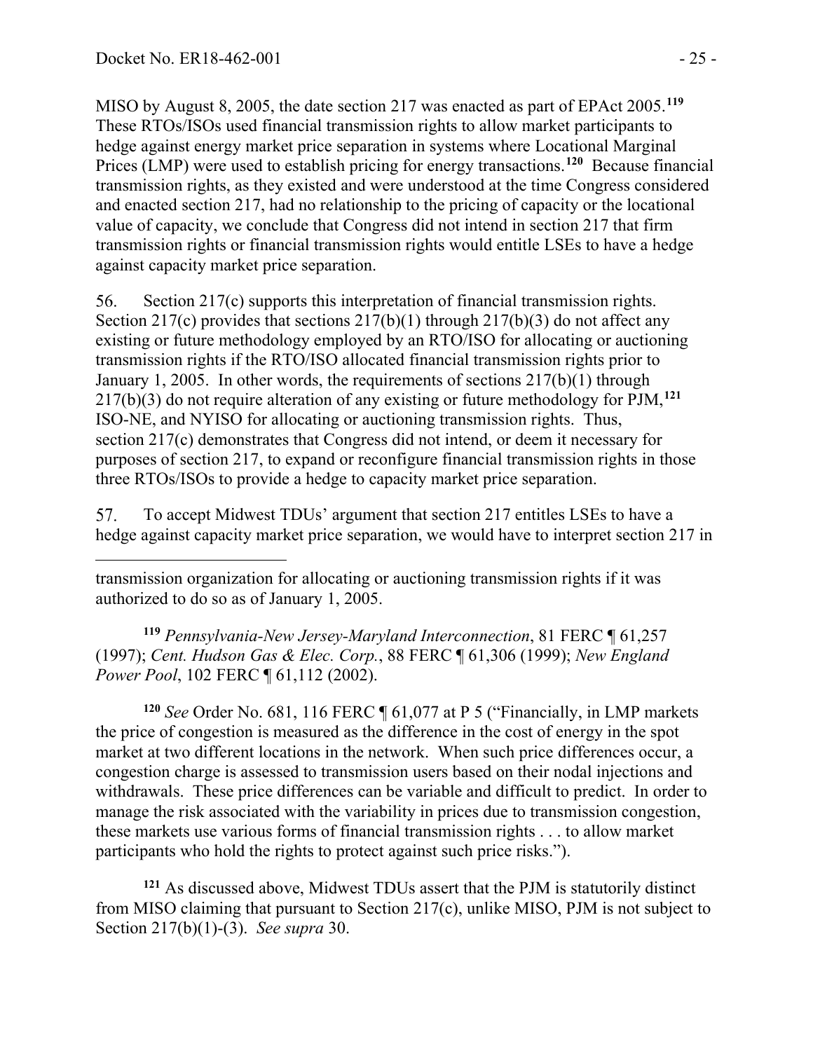MISO by August 8, 2005, the date section 217 was enacted as part of EPAct 2005.[119] These RTOs/ISOs used financial transmission rights to allow market participants to hedge against energy market price separation in systems where Locational Marginal Prices (LMP) were used to establish pricing for energy transactions.[120] Because financial transmission rights, as they existed and were understood at the time Congress considered and enacted section 217, had no relationship to the pricing of capacity or the locational value of capacity, we conclude that Congress did not intend in section 217 that firm transmission rights or financial transmission rights would entitle LSEs to have a hedge against capacity market price separation.

56. Section 217(c) supports this interpretation of financial transmission rights. Section 217(c) provides that sections 217(b)(1) through 217(b)(3) do not affect any existing or future methodology employed by an RTO/ISO for allocating or auctioning transmission rights if the RTO/ISO allocated financial transmission rights prior to January 1, 2005. In other words, the requirements of sections 217(b)(1) through 217(b)(3) do not require alteration of any existing or future methodology for PJM,[121] ISO-NE, and NYISO for allocating or auctioning transmission rights. Thus, section 217(c) demonstrates that Congress did not intend, or deem it necessary for purposes of section 217, to expand or reconfigure financial transmission rights in those three RTOs/ISOs to provide a hedge to capacity market price separation.

57. To accept Midwest TDUs' argument that section 217 entitles LSEs to have a hedge against capacity market price separation, we would have to interpret section 217 in

---

transmission organization for allocating or auctioning transmission rights if it was authorized to do so as of January 1, 2005.

[119] *Pennsylvania-New Jersey-Maryland Interconnection*, 81 FERC ¶ 61,257 (1997); *Cent. Hudson Gas & Elec. Corp.*, 88 FERC ¶ 61,306 (1999); *New England Power Pool*, 102 FERC ¶ 61,112 (2002).

[120] *See* Order No. 681, 116 FERC ¶ 61,077 at P 5 ("Financially, in LMP markets the price of congestion is measured as the difference in the cost of energy in the spot market at two different locations in the network. When such price differences occur, a congestion charge is assessed to transmission users based on their nodal injections and withdrawals. These price differences can be variable and difficult to predict. In order to manage the risk associated with the variability in prices due to transmission congestion, these markets use various forms of financial transmission rights . . . to allow market participants who hold the rights to protect against such price risks.").

[121] As discussed above, Midwest TDUs assert that the PJM is statutorily distinct from MISO claiming that pursuant to Section 217(c), unlike MISO, PJM is not subject to Section 217(b)(1)-(3). *See supra* 30.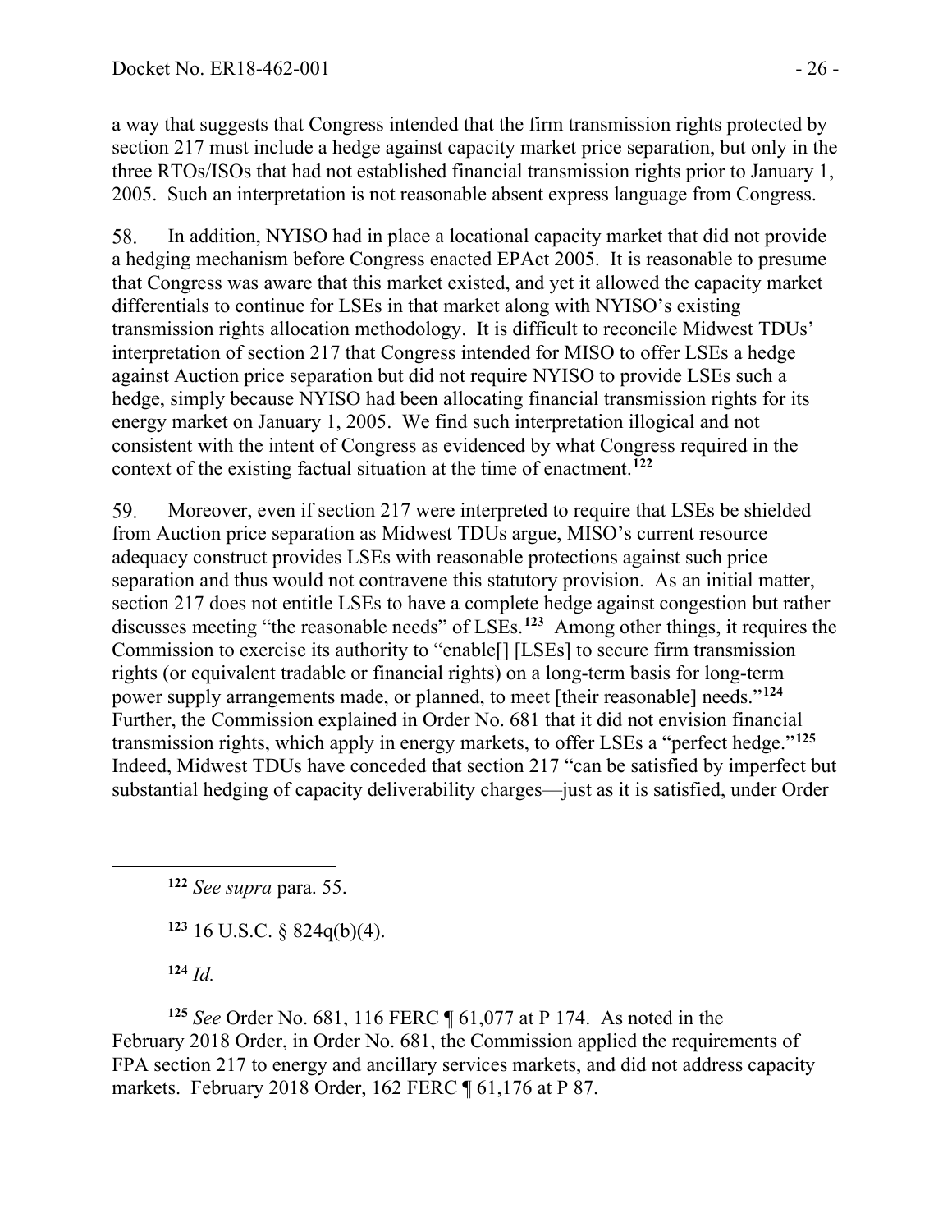a way that suggests that Congress intended that the firm transmission rights protected by section 217 must include a hedge against capacity market price separation, but only in the three RTOs/ISOs that had not established financial transmission rights prior to January 1, 2005. Such an interpretation is not reasonable absent express language from Congress.

58. In addition, NYISO had in place a locational capacity market that did not provide a hedging mechanism before Congress enacted EPAct 2005. It is reasonable to presume that Congress was aware that this market existed, and yet it allowed the capacity market differentials to continue for LSEs in that market along with NYISO's existing transmission rights allocation methodology. It is difficult to reconcile Midwest TDUs' interpretation of section 217 that Congress intended for MISO to offer LSEs a hedge against Auction price separation but did not require NYISO to provide LSEs such a hedge, simply because NYISO had been allocating financial transmission rights for its energy market on January 1, 2005. We find such interpretation illogical and not consistent with the intent of Congress as evidenced by what Congress required in the context of the existing factual situation at the time of enactment.[122]

59. Moreover, even if section 217 were interpreted to require that LSEs be shielded from Auction price separation as Midwest TDUs argue, MISO's current resource adequacy construct provides LSEs with reasonable protections against such price separation and thus would not contravene this statutory provision. As an initial matter, section 217 does not entitle LSEs to have a complete hedge against congestion but rather discusses meeting "the reasonable needs" of LSEs.[123] Among other things, it requires the Commission to exercise its authority to "enable[] [LSEs] to secure firm transmission rights (or equivalent tradable or financial rights) on a long-term basis for long-term power supply arrangements made, or planned, to meet [their reasonable] needs."[124] Further, the Commission explained in Order No. 681 that it did not envision financial transmission rights, which apply in energy markets, to offer LSEs a "perfect hedge."[125] Indeed, Midwest TDUs have conceded that section 217 "can be satisfied by imperfect but substantial hedging of capacity deliverability charges—just as it is satisfied, under Order

[122] *See supra* para. 55.

[123] 16 U.S.C. § 824q(b)(4).

[124] *Id.*

[125] *See* Order No. 681, 116 FERC ¶ 61,077 at P 174. As noted in the February 2018 Order, in Order No. 681, the Commission applied the requirements of FPA section 217 to energy and ancillary services markets, and did not address capacity markets. February 2018 Order, 162 FERC ¶ 61,176 at P 87.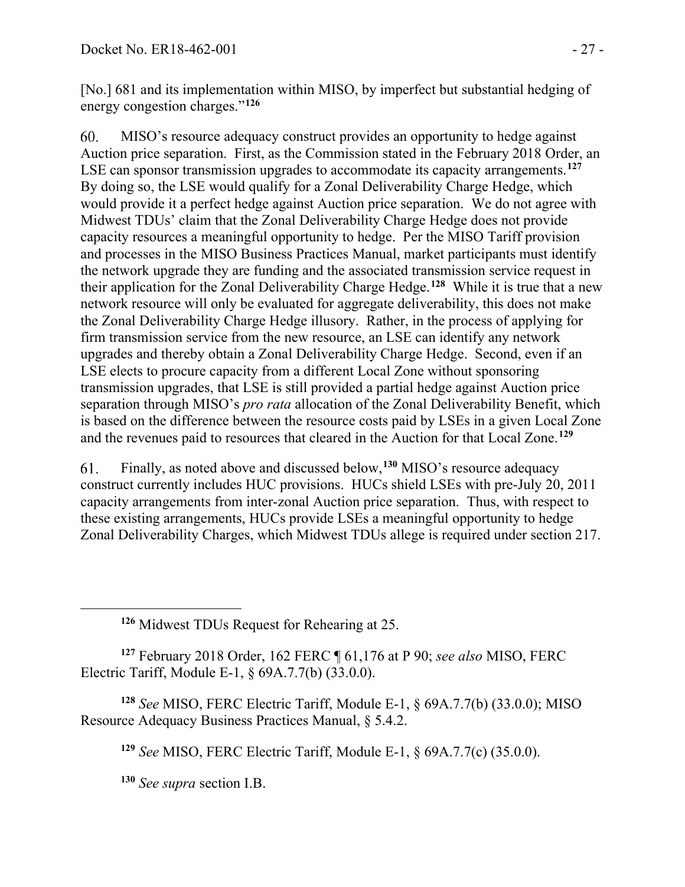[No.] 681 and its implementation within MISO, by imperfect but substantial hedging of energy congestion charges."[126]

60. MISO's resource adequacy construct provides an opportunity to hedge against Auction price separation. First, as the Commission stated in the February 2018 Order, an LSE can sponsor transmission upgrades to accommodate its capacity arrangements.[127] By doing so, the LSE would qualify for a Zonal Deliverability Charge Hedge, which would provide it a perfect hedge against Auction price separation. We do not agree with Midwest TDUs' claim that the Zonal Deliverability Charge Hedge does not provide capacity resources a meaningful opportunity to hedge. Per the MISO Tariff provision and processes in the MISO Business Practices Manual, market participants must identify the network upgrade they are funding and the associated transmission service request in their application for the Zonal Deliverability Charge Hedge.[128] While it is true that a new network resource will only be evaluated for aggregate deliverability, this does not make the Zonal Deliverability Charge Hedge illusory. Rather, in the process of applying for firm transmission service from the new resource, an LSE can identify any network upgrades and thereby obtain a Zonal Deliverability Charge Hedge. Second, even if an LSE elects to procure capacity from a different Local Zone without sponsoring transmission upgrades, that LSE is still provided a partial hedge against Auction price separation through MISO's *pro rata* allocation of the Zonal Deliverability Benefit, which is based on the difference between the resource costs paid by LSEs in a given Local Zone and the revenues paid to resources that cleared in the Auction for that Local Zone.[129]

61. Finally, as noted above and discussed below,[130] MISO's resource adequacy construct currently includes HUC provisions. HUCs shield LSEs with pre-July 20, 2011 capacity arrangements from inter-zonal Auction price separation. Thus, with respect to these existing arrangements, HUCs provide LSEs a meaningful opportunity to hedge Zonal Deliverability Charges, which Midwest TDUs allege is required under section 217.

---

[126] Midwest TDUs Request for Rehearing at 25.

[127] February 2018 Order, 162 FERC ¶ 61,176 at P 90; *see also* MISO, FERC Electric Tariff, Module E-1, § 69A.7.7(b) (33.0.0).

[128] *See* MISO, FERC Electric Tariff, Module E-1, § 69A.7.7(b) (33.0.0); MISO Resource Adequacy Business Practices Manual, § 5.4.2.

[129] *See* MISO, FERC Electric Tariff, Module E-1, § 69A.7.7(c) (35.0.0).

[130] *See supra* section I.B.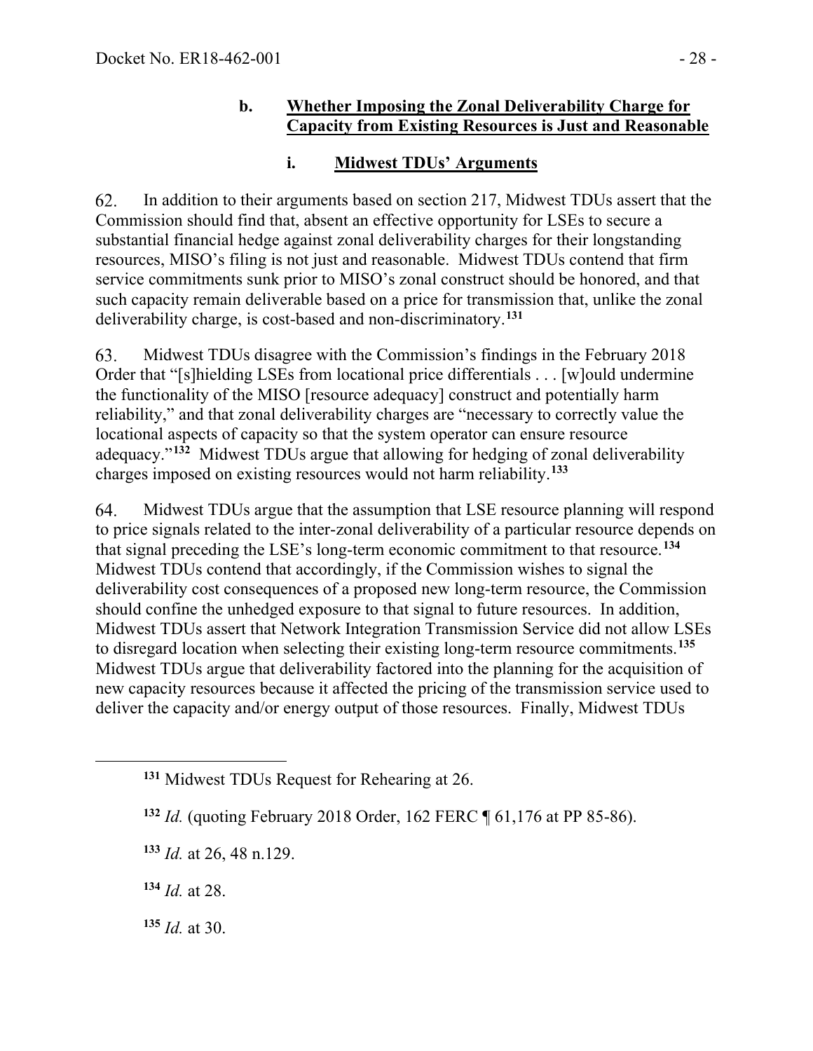### b. Whether Imposing the Zonal Deliverability Charge for Capacity from Existing Resources is Just and Reasonable

#### i. Midwest TDUs' Arguments

62. In addition to their arguments based on section 217, Midwest TDUs assert that the Commission should find that, absent an effective opportunity for LSEs to secure a substantial financial hedge against zonal deliverability charges for their longstanding resources, MISO's filing is not just and reasonable. Midwest TDUs contend that firm service commitments sunk prior to MISO's zonal construct should be honored, and that such capacity remain deliverable based on a price for transmission that, unlike the zonal deliverability charge, is cost-based and non-discriminatory.[131]

63. Midwest TDUs disagree with the Commission's findings in the February 2018 Order that "[s]hielding LSEs from locational price differentials . . . [w]ould undermine the functionality of the MISO [resource adequacy] construct and potentially harm reliability," and that zonal deliverability charges are "necessary to correctly value the locational aspects of capacity so that the system operator can ensure resource adequacy."[132] Midwest TDUs argue that allowing for hedging of zonal deliverability charges imposed on existing resources would not harm reliability.[133]

64. Midwest TDUs argue that the assumption that LSE resource planning will respond to price signals related to the inter-zonal deliverability of a particular resource depends on that signal preceding the LSE's long-term economic commitment to that resource.[134] Midwest TDUs contend that accordingly, if the Commission wishes to signal the deliverability cost consequences of a proposed new long-term resource, the Commission should confine the unhedged exposure to that signal to future resources. In addition, Midwest TDUs assert that Network Integration Transmission Service did not allow LSEs to disregard location when selecting their existing long-term resource commitments.[135] Midwest TDUs argue that deliverability factored into the planning for the acquisition of new capacity resources because it affected the pricing of the transmission service used to deliver the capacity and/or energy output of those resources. Finally, Midwest TDUs

---

[131] Midwest TDUs Request for Rehearing at 26.

[132] *Id.* (quoting February 2018 Order, 162 FERC ¶ 61,176 at PP 85-86).

[133] *Id.* at 26, 48 n.129.

[134] *Id.* at 28.

[135] *Id.* at 30.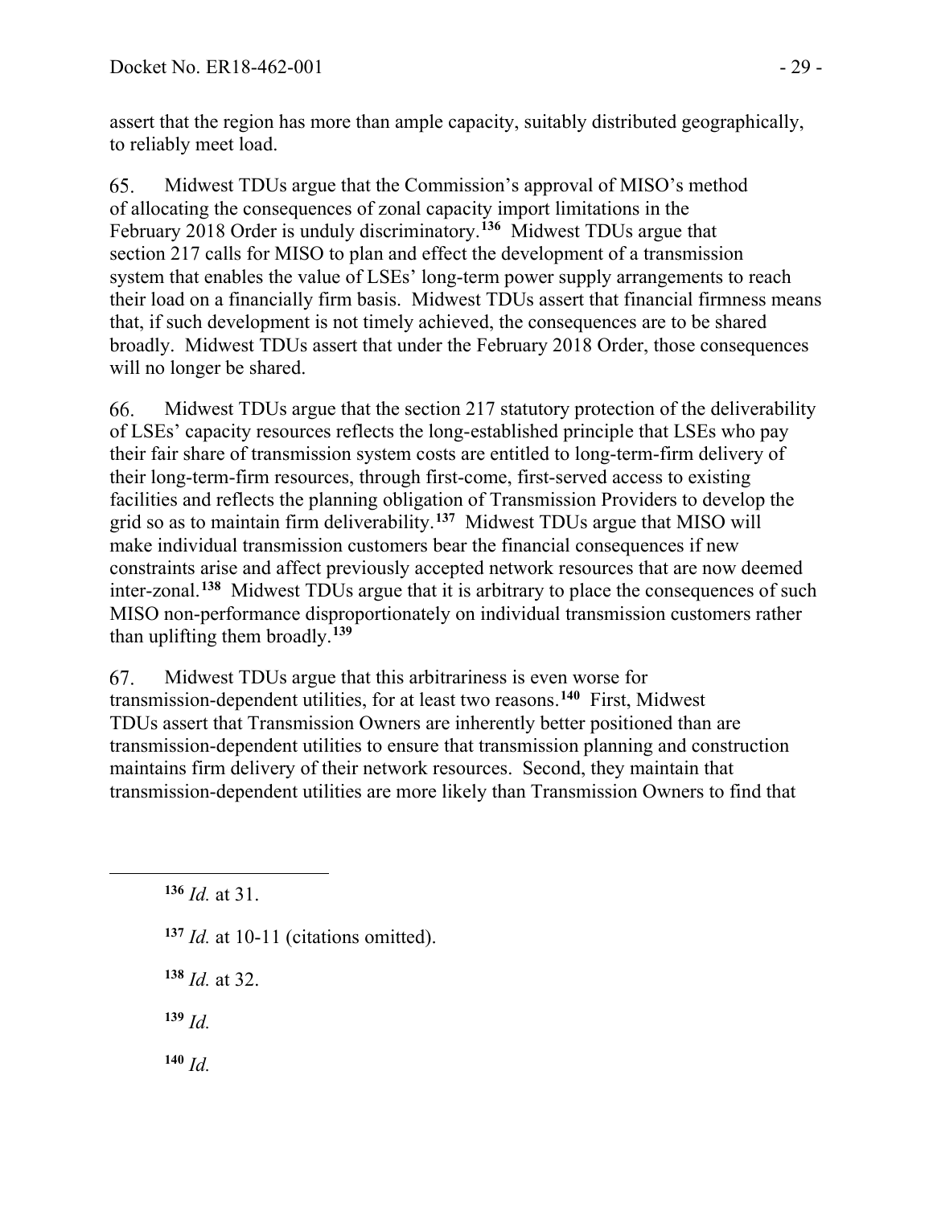assert that the region has more than ample capacity, suitably distributed geographically, to reliably meet load.

65. Midwest TDUs argue that the Commission's approval of MISO's method of allocating the consequences of zonal capacity import limitations in the February 2018 Order is unduly discriminatory.[136] Midwest TDUs argue that section 217 calls for MISO to plan and effect the development of a transmission system that enables the value of LSEs' long-term power supply arrangements to reach their load on a financially firm basis. Midwest TDUs assert that financial firmness means that, if such development is not timely achieved, the consequences are to be shared broadly. Midwest TDUs assert that under the February 2018 Order, those consequences will no longer be shared.

66. Midwest TDUs argue that the section 217 statutory protection of the deliverability of LSEs' capacity resources reflects the long-established principle that LSEs who pay their fair share of transmission system costs are entitled to long-term-firm delivery of their long-term-firm resources, through first-come, first-served access to existing facilities and reflects the planning obligation of Transmission Providers to develop the grid so as to maintain firm deliverability.[137] Midwest TDUs argue that MISO will make individual transmission customers bear the financial consequences if new constraints arise and affect previously accepted network resources that are now deemed inter-zonal.[138] Midwest TDUs argue that it is arbitrary to place the consequences of such MISO non-performance disproportionately on individual transmission customers rather than uplifting them broadly.[139]

67. Midwest TDUs argue that this arbitrariness is even worse for transmission-dependent utilities, for at least two reasons.[140] First, Midwest TDUs assert that Transmission Owners are inherently better positioned than are transmission-dependent utilities to ensure that transmission planning and construction maintains firm delivery of their network resources. Second, they maintain that transmission-dependent utilities are more likely than Transmission Owners to find that

---

[136] *Id.* at 31.

[137] *Id.* at 10-11 (citations omitted).

[138] *Id.* at 32.

[139] *Id.*

[140] *Id.*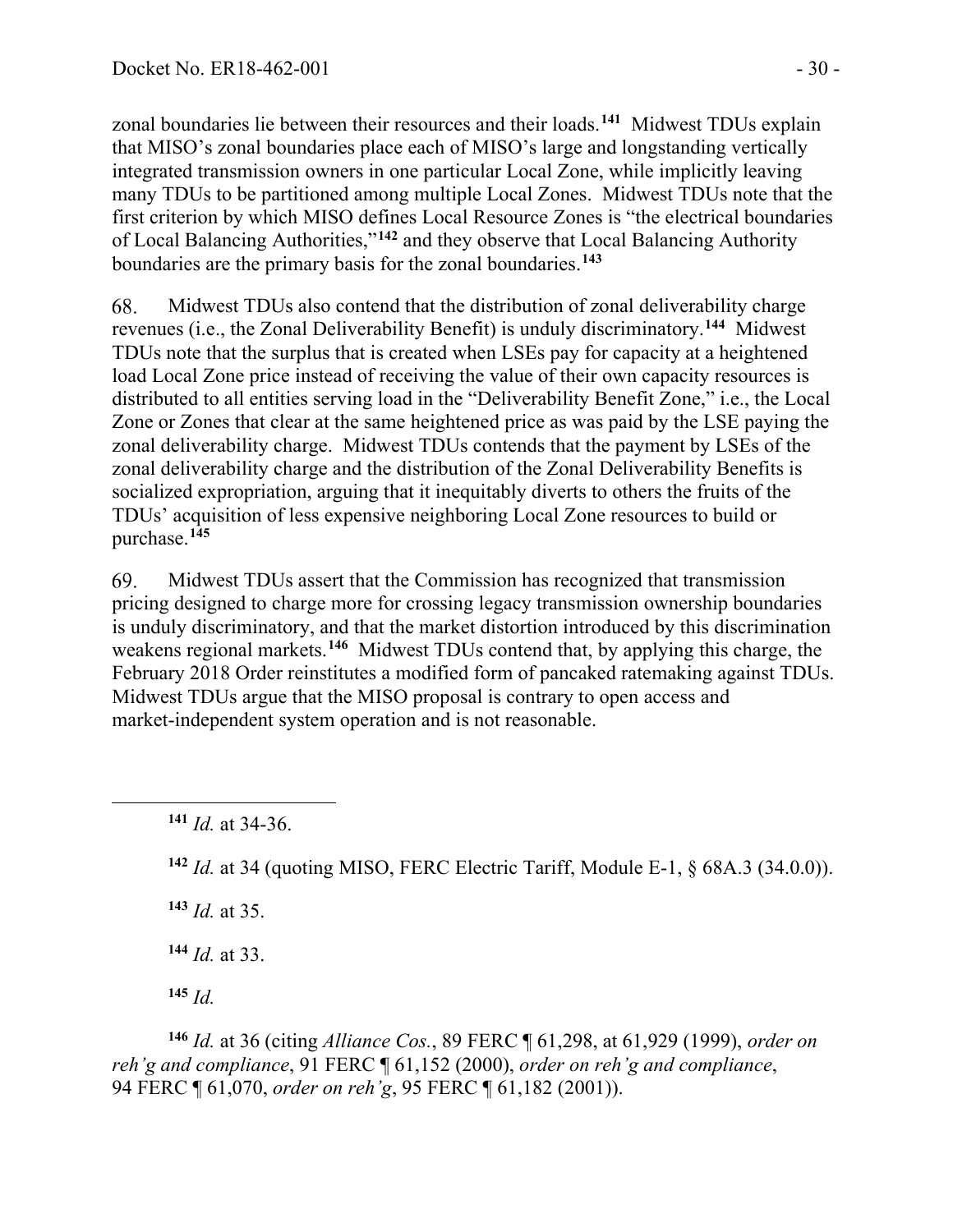zonal boundaries lie between their resources and their loads.[141] Midwest TDUs explain that MISO's zonal boundaries place each of MISO's large and longstanding vertically integrated transmission owners in one particular Local Zone, while implicitly leaving many TDUs to be partitioned among multiple Local Zones. Midwest TDUs note that the first criterion by which MISO defines Local Resource Zones is "the electrical boundaries of Local Balancing Authorities,"[142] and they observe that Local Balancing Authority boundaries are the primary basis for the zonal boundaries.[143]

68. Midwest TDUs also contend that the distribution of zonal deliverability charge revenues (i.e., the Zonal Deliverability Benefit) is unduly discriminatory.[144] Midwest TDUs note that the surplus that is created when LSEs pay for capacity at a heightened load Local Zone price instead of receiving the value of their own capacity resources is distributed to all entities serving load in the "Deliverability Benefit Zone," i.e., the Local Zone or Zones that clear at the same heightened price as was paid by the LSE paying the zonal deliverability charge. Midwest TDUs contends that the payment by LSEs of the zonal deliverability charge and the distribution of the Zonal Deliverability Benefits is socialized expropriation, arguing that it inequitably diverts to others the fruits of the TDUs' acquisition of less expensive neighboring Local Zone resources to build or purchase.[145]

69. Midwest TDUs assert that the Commission has recognized that transmission pricing designed to charge more for crossing legacy transmission ownership boundaries is unduly discriminatory, and that the market distortion introduced by this discrimination weakens regional markets.[146] Midwest TDUs contend that, by applying this charge, the February 2018 Order reinstitutes a modified form of pancaked ratemaking against TDUs. Midwest TDUs argue that the MISO proposal is contrary to open access and market-independent system operation and is not reasonable.

---

[141] *Id.* at 34-36.

[142] *Id.* at 34 (quoting MISO, FERC Electric Tariff, Module E-1, § 68A.3 (34.0.0)).

[143] *Id.* at 35.

[144] *Id.* at 33.

[145] *Id.*

[146] *Id.* at 36 (citing *Alliance Cos.*, 89 FERC ¶ 61,298, at 61,929 (1999), *order on reh'g and compliance*, 91 FERC ¶ 61,152 (2000), *order on reh'g and compliance*, 94 FERC ¶ 61,070, *order on reh'g*, 95 FERC ¶ 61,182 (2001)).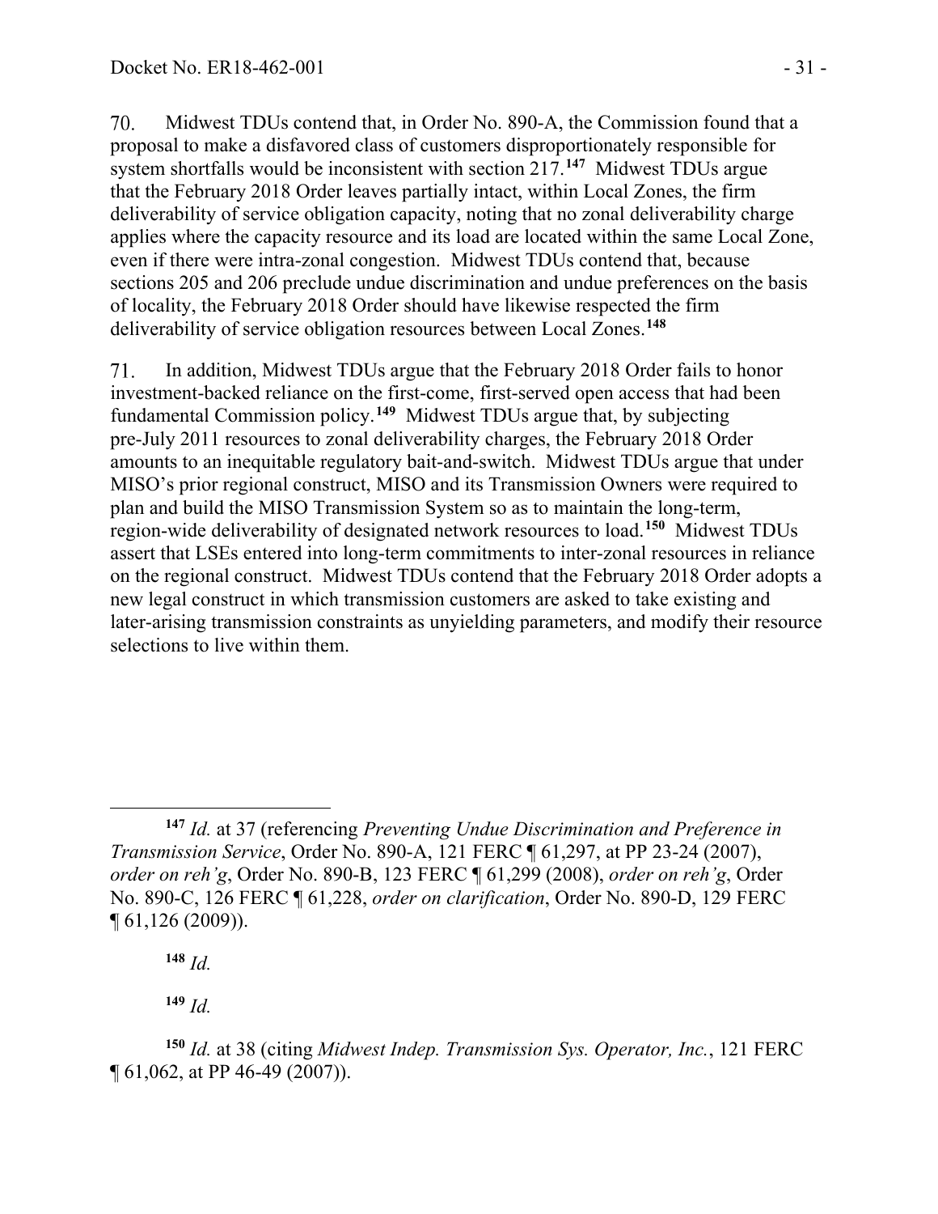70. Midwest TDUs contend that, in Order No. 890-A, the Commission found that a proposal to make a disfavored class of customers disproportionately responsible for system shortfalls would be inconsistent with section 217.[147] Midwest TDUs argue that the February 2018 Order leaves partially intact, within Local Zones, the firm deliverability of service obligation capacity, noting that no zonal deliverability charge applies where the capacity resource and its load are located within the same Local Zone, even if there were intra-zonal congestion. Midwest TDUs contend that, because sections 205 and 206 preclude undue discrimination and undue preferences on the basis of locality, the February 2018 Order should have likewise respected the firm deliverability of service obligation resources between Local Zones.[148]

71. In addition, Midwest TDUs argue that the February 2018 Order fails to honor investment-backed reliance on the first-come, first-served open access that had been fundamental Commission policy.[149] Midwest TDUs argue that, by subjecting pre-July 2011 resources to zonal deliverability charges, the February 2018 Order amounts to an inequitable regulatory bait-and-switch. Midwest TDUs argue that under MISO's prior regional construct, MISO and its Transmission Owners were required to plan and build the MISO Transmission System so as to maintain the long-term, region-wide deliverability of designated network resources to load.[150] Midwest TDUs assert that LSEs entered into long-term commitments to inter-zonal resources in reliance on the regional construct. Midwest TDUs contend that the February 2018 Order adopts a new legal construct in which transmission customers are asked to take existing and later-arising transmission constraints as unyielding parameters, and modify their resource selections to live within them.

---

[147] *Id.* at 37 (referencing *Preventing Undue Discrimination and Preference in Transmission Service*, Order No. 890-A, 121 FERC ¶ 61,297, at PP 23-24 (2007), *order on reh'g*, Order No. 890-B, 123 FERC ¶ 61,299 (2008), *order on reh'g*, Order No. 890-C, 126 FERC ¶ 61,228, *order on clarification*, Order No. 890-D, 129 FERC ¶ 61,126 (2009)).

[148] *Id.*

[149] *Id.*

[150] *Id.* at 38 (citing *Midwest Indep. Transmission Sys. Operator, Inc.*, 121 FERC ¶ 61,062, at PP 46-49 (2007)).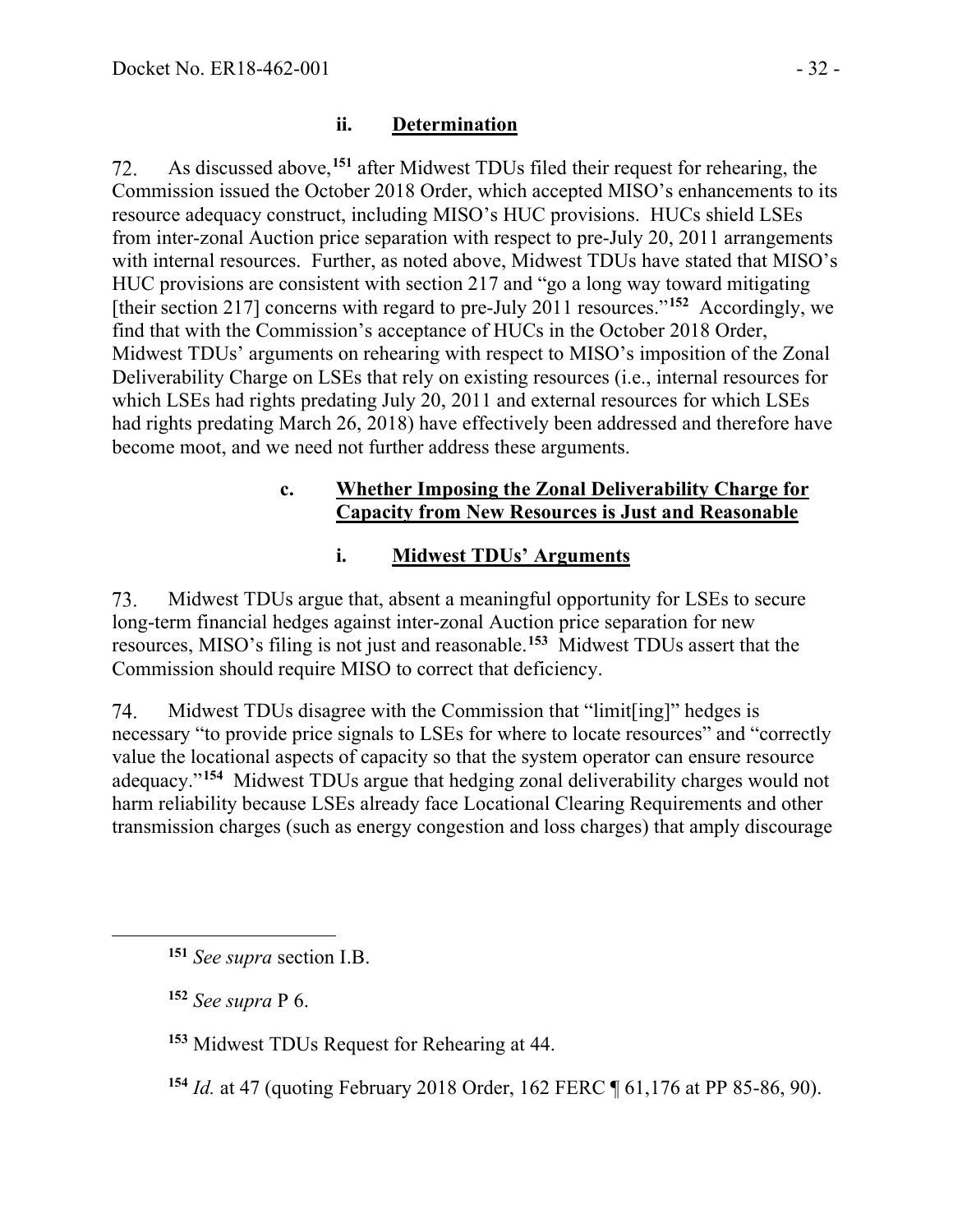#### ii. **Determination**

72. As discussed above,[151] after Midwest TDUs filed their request for rehearing, the Commission issued the October 2018 Order, which accepted MISO's enhancements to its resource adequacy construct, including MISO's HUC provisions. HUCs shield LSEs from inter-zonal Auction price separation with respect to pre-July 20, 2011 arrangements with internal resources. Further, as noted above, Midwest TDUs have stated that MISO's HUC provisions are consistent with section 217 and "go a long way toward mitigating [their section 217] concerns with regard to pre-July 2011 resources."[152] Accordingly, we find that with the Commission's acceptance of HUCs in the October 2018 Order, Midwest TDUs' arguments on rehearing with respect to MISO's imposition of the Zonal Deliverability Charge on LSEs that rely on existing resources (i.e., internal resources for which LSEs had rights predating July 20, 2011 and external resources for which LSEs had rights predating March 26, 2018) have effectively been addressed and therefore have become moot, and we need not further address these arguments.

### c. **Whether Imposing the Zonal Deliverability Charge for Capacity from New Resources is Just and Reasonable**

#### i. **Midwest TDUs' Arguments**

73. Midwest TDUs argue that, absent a meaningful opportunity for LSEs to secure long-term financial hedges against inter-zonal Auction price separation for new resources, MISO's filing is not just and reasonable.[153] Midwest TDUs assert that the Commission should require MISO to correct that deficiency.

74. Midwest TDUs disagree with the Commission that "limit[ing]" hedges is necessary "to provide price signals to LSEs for where to locate resources" and "correctly value the locational aspects of capacity so that the system operator can ensure resource adequacy."[154] Midwest TDUs argue that hedging zonal deliverability charges would not harm reliability because LSEs already face Locational Clearing Requirements and other transmission charges (such as energy congestion and loss charges) that amply discourage

---

[151] *See supra* section I.B.

[152] *See supra* P 6.

[153] Midwest TDUs Request for Rehearing at 44.

[154] *Id.* at 47 (quoting February 2018 Order, 162 FERC ¶ 61,176 at PP 85-86, 90).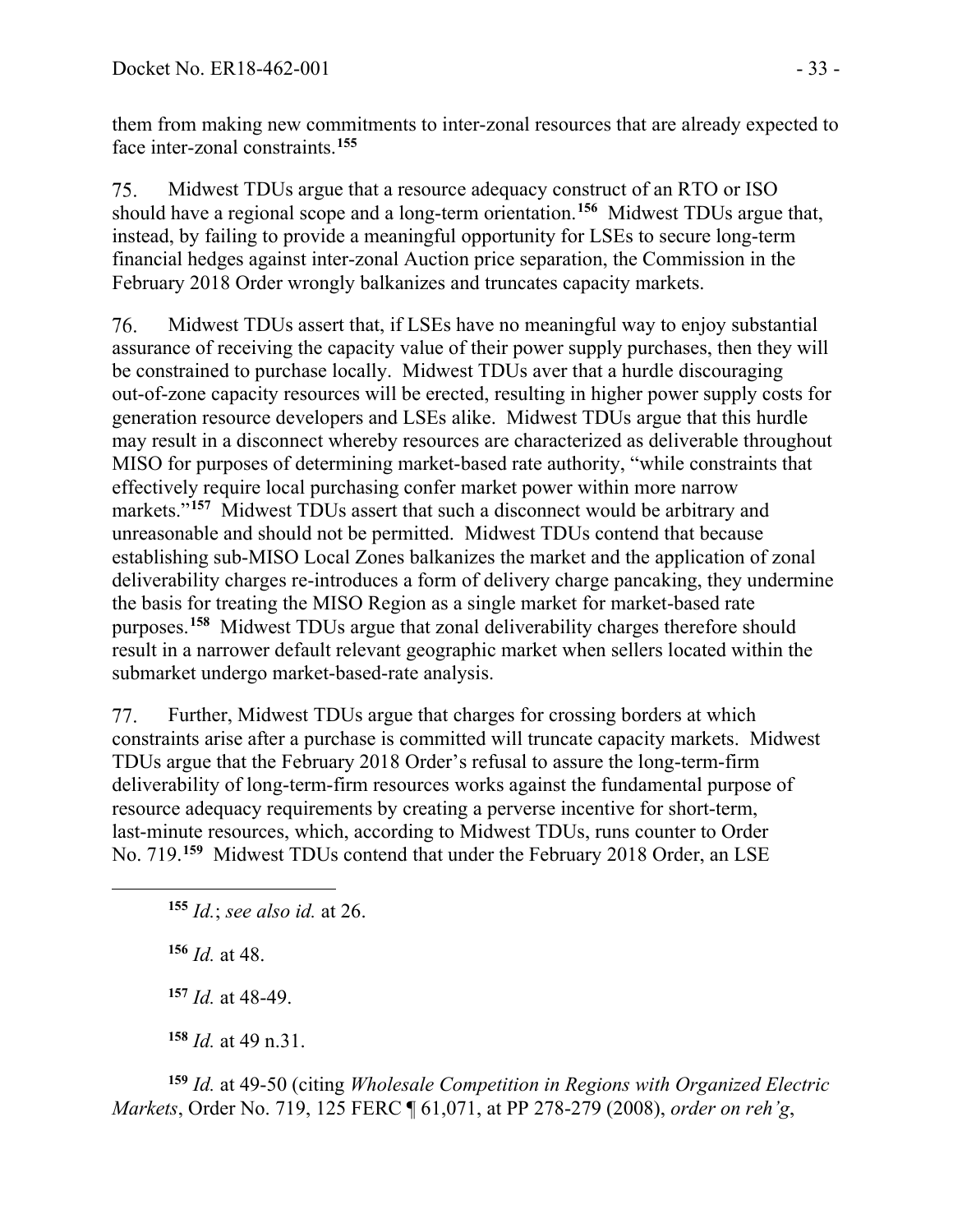them from making new commitments to inter-zonal resources that are already expected to face inter-zonal constraints.[155]

75. Midwest TDUs argue that a resource adequacy construct of an RTO or ISO should have a regional scope and a long-term orientation.[156] Midwest TDUs argue that, instead, by failing to provide a meaningful opportunity for LSEs to secure long-term financial hedges against inter-zonal Auction price separation, the Commission in the February 2018 Order wrongly balkanizes and truncates capacity markets.

76. Midwest TDUs assert that, if LSEs have no meaningful way to enjoy substantial assurance of receiving the capacity value of their power supply purchases, then they will be constrained to purchase locally. Midwest TDUs aver that a hurdle discouraging out-of-zone capacity resources will be erected, resulting in higher power supply costs for generation resource developers and LSEs alike. Midwest TDUs argue that this hurdle may result in a disconnect whereby resources are characterized as deliverable throughout MISO for purposes of determining market-based rate authority, "while constraints that effectively require local purchasing confer market power within more narrow markets."[157] Midwest TDUs assert that such a disconnect would be arbitrary and unreasonable and should not be permitted. Midwest TDUs contend that because establishing sub-MISO Local Zones balkanizes the market and the application of zonal deliverability charges re-introduces a form of delivery charge pancaking, they undermine the basis for treating the MISO Region as a single market for market-based rate purposes.[158] Midwest TDUs argue that zonal deliverability charges therefore should result in a narrower default relevant geographic market when sellers located within the submarket undergo market-based-rate analysis.

77. Further, Midwest TDUs argue that charges for crossing borders at which constraints arise after a purchase is committed will truncate capacity markets. Midwest TDUs argue that the February 2018 Order's refusal to assure the long-term-firm deliverability of long-term-firm resources works against the fundamental purpose of resource adequacy requirements by creating a perverse incentive for short-term, last-minute resources, which, according to Midwest TDUs, runs counter to Order No. 719.[159] Midwest TDUs contend that under the February 2018 Order, an LSE

---

[155] *Id.*; *see also id.* at 26.

[156] *Id.* at 48.

[157] *Id.* at 48-49.

[158] *Id.* at 49 n.31.

[159] *Id.* at 49-50 (citing *Wholesale Competition in Regions with Organized Electric Markets*, Order No. 719, 125 FERC ¶ 61,071, at PP 278-279 (2008), *order on reh'g*,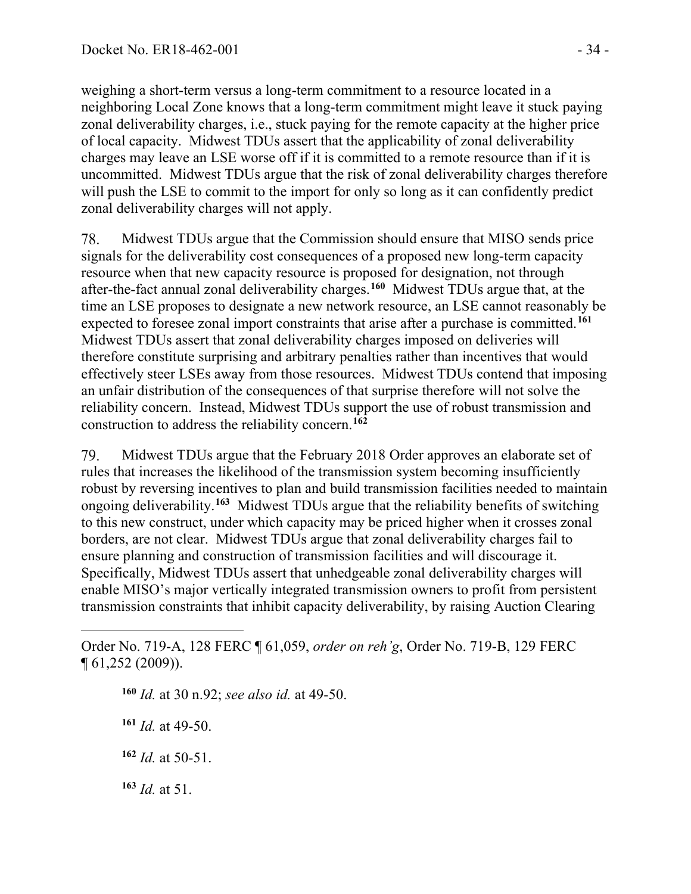weighing a short-term versus a long-term commitment to a resource located in a neighboring Local Zone knows that a long-term commitment might leave it stuck paying zonal deliverability charges, i.e., stuck paying for the remote capacity at the higher price of local capacity. Midwest TDUs assert that the applicability of zonal deliverability charges may leave an LSE worse off if it is committed to a remote resource than if it is uncommitted. Midwest TDUs argue that the risk of zonal deliverability charges therefore will push the LSE to commit to the import for only so long as it can confidently predict zonal deliverability charges will not apply.

78. Midwest TDUs argue that the Commission should ensure that MISO sends price signals for the deliverability cost consequences of a proposed new long-term capacity resource when that new capacity resource is proposed for designation, not through after-the-fact annual zonal deliverability charges.[160] Midwest TDUs argue that, at the time an LSE proposes to designate a new network resource, an LSE cannot reasonably be expected to foresee zonal import constraints that arise after a purchase is committed.[161] Midwest TDUs assert that zonal deliverability charges imposed on deliveries will therefore constitute surprising and arbitrary penalties rather than incentives that would effectively steer LSEs away from those resources. Midwest TDUs contend that imposing an unfair distribution of the consequences of that surprise therefore will not solve the reliability concern. Instead, Midwest TDUs support the use of robust transmission and construction to address the reliability concern.[162]

79. Midwest TDUs argue that the February 2018 Order approves an elaborate set of rules that increases the likelihood of the transmission system becoming insufficiently robust by reversing incentives to plan and build transmission facilities needed to maintain ongoing deliverability.[163] Midwest TDUs argue that the reliability benefits of switching to this new construct, under which capacity may be priced higher when it crosses zonal borders, are not clear. Midwest TDUs argue that zonal deliverability charges fail to ensure planning and construction of transmission facilities and will discourage it. Specifically, Midwest TDUs assert that unhedgeable zonal deliverability charges will enable MISO's major vertically integrated transmission owners to profit from persistent transmission constraints that inhibit capacity deliverability, by raising Auction Clearing

---

Order No. 719-A, 128 FERC ¶ 61,059, *order on reh'g*, Order No. 719-B, 129 FERC ¶ 61,252 (2009)).

[160] *Id.* at 30 n.92; *see also id.* at 49-50.

[161] *Id.* at 49-50.

[162] *Id.* at 50-51.

[163] *Id.* at 51.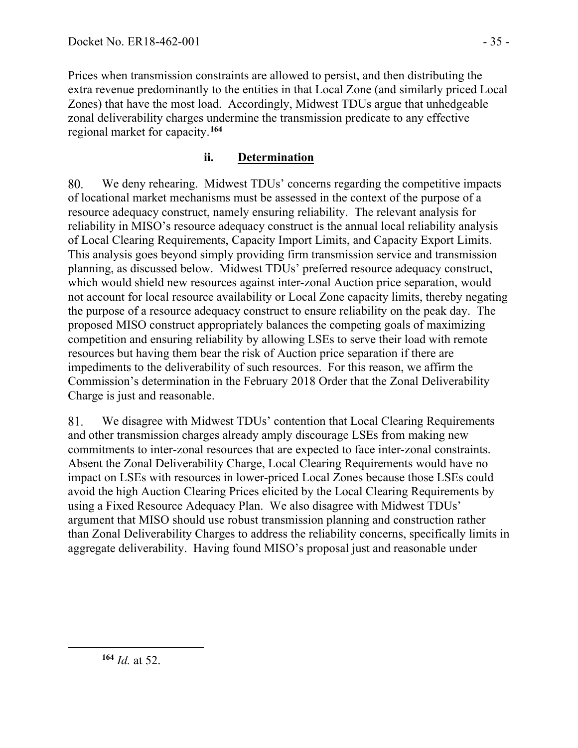Prices when transmission constraints are allowed to persist, and then distributing the extra revenue predominantly to the entities in that Local Zone (and similarly priced Local Zones) that have the most load. Accordingly, Midwest TDUs argue that unhedgeable zonal deliverability charges undermine the transmission predicate to any effective regional market for capacity.[164]

### ii. Determination

80. We deny rehearing. Midwest TDUs' concerns regarding the competitive impacts of locational market mechanisms must be assessed in the context of the purpose of a resource adequacy construct, namely ensuring reliability. The relevant analysis for reliability in MISO's resource adequacy construct is the annual local reliability analysis of Local Clearing Requirements, Capacity Import Limits, and Capacity Export Limits. This analysis goes beyond simply providing firm transmission service and transmission planning, as discussed below. Midwest TDUs' preferred resource adequacy construct, which would shield new resources against inter-zonal Auction price separation, would not account for local resource availability or Local Zone capacity limits, thereby negating the purpose of a resource adequacy construct to ensure reliability on the peak day. The proposed MISO construct appropriately balances the competing goals of maximizing competition and ensuring reliability by allowing LSEs to serve their load with remote resources but having them bear the risk of Auction price separation if there are impediments to the deliverability of such resources. For this reason, we affirm the Commission's determination in the February 2018 Order that the Zonal Deliverability Charge is just and reasonable.

81. We disagree with Midwest TDUs' contention that Local Clearing Requirements and other transmission charges already amply discourage LSEs from making new commitments to inter-zonal resources that are expected to face inter-zonal constraints. Absent the Zonal Deliverability Charge, Local Clearing Requirements would have no impact on LSEs with resources in lower-priced Local Zones because those LSEs could avoid the high Auction Clearing Prices elicited by the Local Clearing Requirements by using a Fixed Resource Adequacy Plan. We also disagree with Midwest TDUs' argument that MISO should use robust transmission planning and construction rather than Zonal Deliverability Charges to address the reliability concerns, specifically limits in aggregate deliverability. Having found MISO's proposal just and reasonable under

---

[164] *Id.* at 52.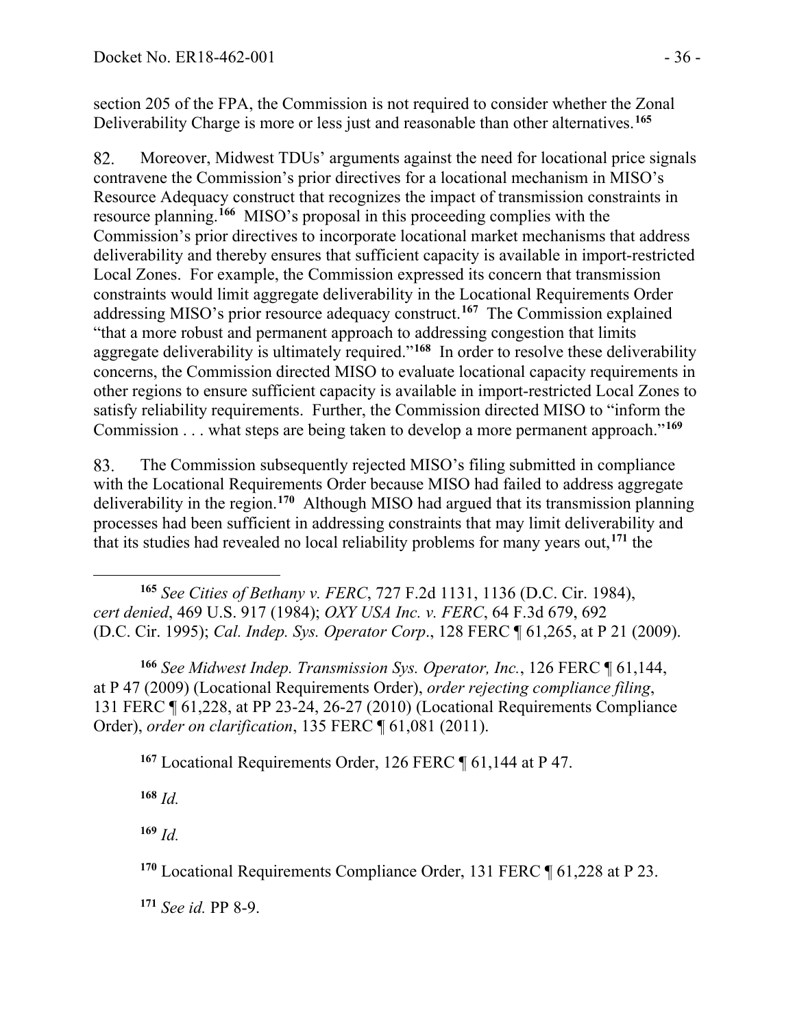section 205 of the FPA, the Commission is not required to consider whether the Zonal Deliverability Charge is more or less just and reasonable than other alternatives.[165]

82. Moreover, Midwest TDUs' arguments against the need for locational price signals contravene the Commission's prior directives for a locational mechanism in MISO's Resource Adequacy construct that recognizes the impact of transmission constraints in resource planning.[166] MISO's proposal in this proceeding complies with the Commission's prior directives to incorporate locational market mechanisms that address deliverability and thereby ensures that sufficient capacity is available in import-restricted Local Zones. For example, the Commission expressed its concern that transmission constraints would limit aggregate deliverability in the Locational Requirements Order addressing MISO's prior resource adequacy construct.[167] The Commission explained "that a more robust and permanent approach to addressing congestion that limits aggregate deliverability is ultimately required."[168] In order to resolve these deliverability concerns, the Commission directed MISO to evaluate locational capacity requirements in other regions to ensure sufficient capacity is available in import-restricted Local Zones to satisfy reliability requirements. Further, the Commission directed MISO to "inform the Commission . . . what steps are being taken to develop a more permanent approach."[169]

83. The Commission subsequently rejected MISO's filing submitted in compliance with the Locational Requirements Order because MISO had failed to address aggregate deliverability in the region.[170] Although MISO had argued that its transmission planning processes had been sufficient in addressing constraints that may limit deliverability and that its studies had revealed no local reliability problems for many years out,[171] the

---

[165] *See Cities of Bethany v. FERC*, 727 F.2d 1131, 1136 (D.C. Cir. 1984), *cert denied*, 469 U.S. 917 (1984); *OXY USA Inc. v. FERC*, 64 F.3d 679, 692 (D.C. Cir. 1995); *Cal. Indep. Sys. Operator Corp*., 128 FERC ¶ 61,265, at P 21 (2009).

[166] *See Midwest Indep. Transmission Sys. Operator, Inc.*, 126 FERC ¶ 61,144, at P 47 (2009) (Locational Requirements Order), *order rejecting compliance filing*, 131 FERC ¶ 61,228, at PP 23-24, 26-27 (2010) (Locational Requirements Compliance Order), *order on clarification*, 135 FERC ¶ 61,081 (2011).

[167] Locational Requirements Order, 126 FERC ¶ 61,144 at P 47.

[168] *Id.*

[169] *Id.*

[170] Locational Requirements Compliance Order, 131 FERC ¶ 61,228 at P 23.

[171] *See id.* PP 8-9.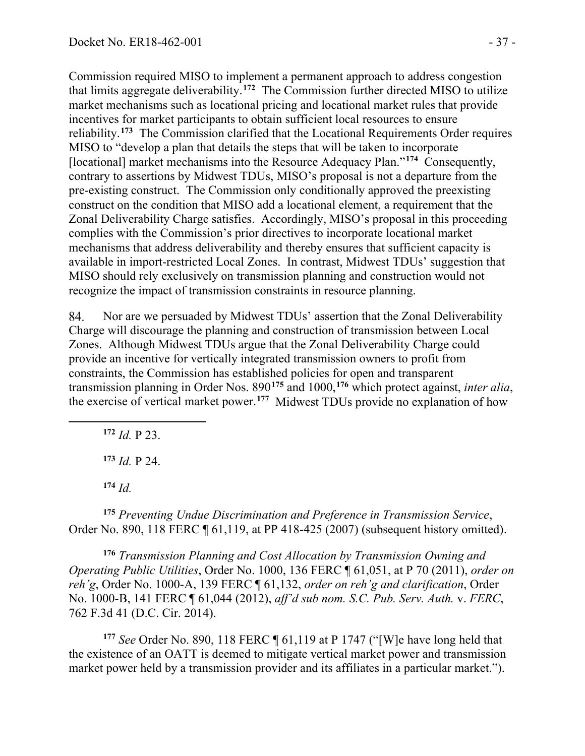Commission required MISO to implement a permanent approach to address congestion that limits aggregate deliverability.[172] The Commission further directed MISO to utilize market mechanisms such as locational pricing and locational market rules that provide incentives for market participants to obtain sufficient local resources to ensure reliability.[173] The Commission clarified that the Locational Requirements Order requires MISO to "develop a plan that details the steps that will be taken to incorporate [locational] market mechanisms into the Resource Adequacy Plan."[174] Consequently, contrary to assertions by Midwest TDUs, MISO's proposal is not a departure from the pre-existing construct. The Commission only conditionally approved the preexisting construct on the condition that MISO add a locational element, a requirement that the Zonal Deliverability Charge satisfies. Accordingly, MISO's proposal in this proceeding complies with the Commission's prior directives to incorporate locational market mechanisms that address deliverability and thereby ensures that sufficient capacity is available in import-restricted Local Zones. In contrast, Midwest TDUs' suggestion that MISO should rely exclusively on transmission planning and construction would not recognize the impact of transmission constraints in resource planning.

84. Nor are we persuaded by Midwest TDUs' assertion that the Zonal Deliverability Charge will discourage the planning and construction of transmission between Local Zones. Although Midwest TDUs argue that the Zonal Deliverability Charge could provide an incentive for vertically integrated transmission owners to profit from constraints, the Commission has established policies for open and transparent transmission planning in Order Nos. 890[175] and 1000,[176] which protect against, *inter alia*, the exercise of vertical market power.[177] Midwest TDUs provide no explanation of how

---

[172] *Id.* P 23.

[173] *Id.* P 24.

[174] *Id.*

[175] *Preventing Undue Discrimination and Preference in Transmission Service*, Order No. 890, 118 FERC ¶ 61,119, at PP 418-425 (2007) (subsequent history omitted).

[176] *Transmission Planning and Cost Allocation by Transmission Owning and Operating Public Utilities*, Order No. 1000, 136 FERC ¶ 61,051, at P 70 (2011), *order on reh'g*, Order No. 1000-A, 139 FERC ¶ 61,132, *order on reh'g and clarification*, Order No. 1000-B, 141 FERC ¶ 61,044 (2012), *aff'd sub nom. S.C. Pub. Serv. Auth.* v. *FERC*, 762 F.3d 41 (D.C. Cir. 2014).

[177] *See* Order No. 890, 118 FERC ¶ 61,119 at P 1747 ("[W]e have long held that the existence of an OATT is deemed to mitigate vertical market power and transmission market power held by a transmission provider and its affiliates in a particular market.").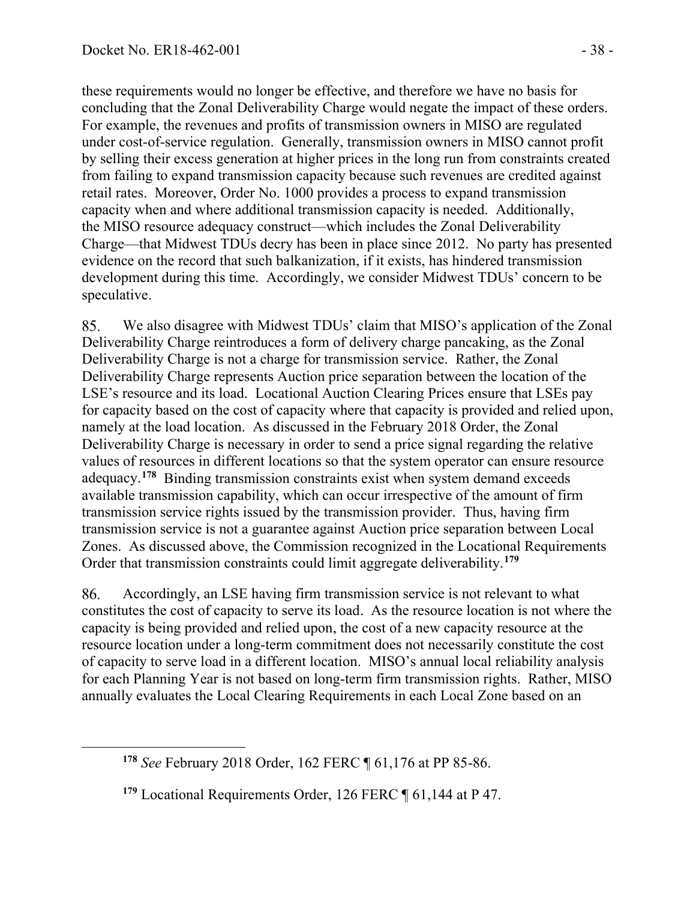these requirements would no longer be effective, and therefore we have no basis for concluding that the Zonal Deliverability Charge would negate the impact of these orders. For example, the revenues and profits of transmission owners in MISO are regulated under cost-of-service regulation. Generally, transmission owners in MISO cannot profit by selling their excess generation at higher prices in the long run from constraints created from failing to expand transmission capacity because such revenues are credited against retail rates. Moreover, Order No. 1000 provides a process to expand transmission capacity when and where additional transmission capacity is needed. Additionally, the MISO resource adequacy construct—which includes the Zonal Deliverability Charge—that Midwest TDUs decry has been in place since 2012. No party has presented evidence on the record that such balkanization, if it exists, has hindered transmission development during this time. Accordingly, we consider Midwest TDUs' concern to be speculative.

85. We also disagree with Midwest TDUs' claim that MISO's application of the Zonal Deliverability Charge reintroduces a form of delivery charge pancaking, as the Zonal Deliverability Charge is not a charge for transmission service. Rather, the Zonal Deliverability Charge represents Auction price separation between the location of the LSE's resource and its load. Locational Auction Clearing Prices ensure that LSEs pay for capacity based on the cost of capacity where that capacity is provided and relied upon, namely at the load location. As discussed in the February 2018 Order, the Zonal Deliverability Charge is necessary in order to send a price signal regarding the relative values of resources in different locations so that the system operator can ensure resource adequacy.[178] Binding transmission constraints exist when system demand exceeds available transmission capability, which can occur irrespective of the amount of firm transmission service rights issued by the transmission provider. Thus, having firm transmission service is not a guarantee against Auction price separation between Local Zones. As discussed above, the Commission recognized in the Locational Requirements Order that transmission constraints could limit aggregate deliverability.[179]

86. Accordingly, an LSE having firm transmission service is not relevant to what constitutes the cost of capacity to serve its load. As the resource location is not where the capacity is being provided and relied upon, the cost of a new capacity resource at the resource location under a long-term commitment does not necessarily constitute the cost of capacity to serve load in a different location. MISO's annual local reliability analysis for each Planning Year is not based on long-term firm transmission rights. Rather, MISO annually evaluates the Local Clearing Requirements in each Local Zone based on an

---

[178] *See* February 2018 Order, 162 FERC ¶ 61,176 at PP 85-86.

[179] Locational Requirements Order, 126 FERC ¶ 61,144 at P 47.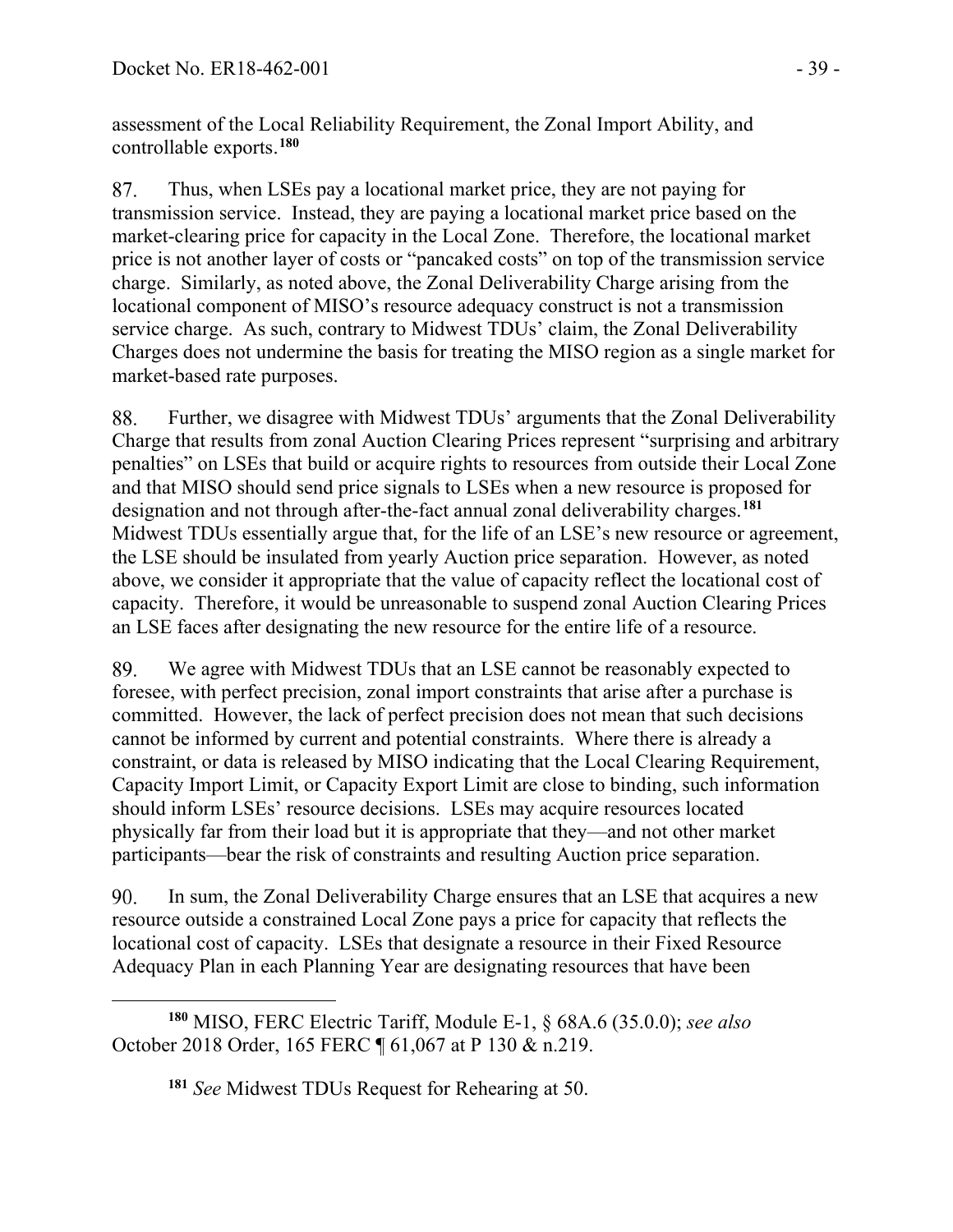assessment of the Local Reliability Requirement, the Zonal Import Ability, and controllable exports.[180]

87. Thus, when LSEs pay a locational market price, they are not paying for transmission service. Instead, they are paying a locational market price based on the market-clearing price for capacity in the Local Zone. Therefore, the locational market price is not another layer of costs or "pancaked costs" on top of the transmission service charge. Similarly, as noted above, the Zonal Deliverability Charge arising from the locational component of MISO's resource adequacy construct is not a transmission service charge. As such, contrary to Midwest TDUs' claim, the Zonal Deliverability Charges does not undermine the basis for treating the MISO region as a single market for market-based rate purposes.

88. Further, we disagree with Midwest TDUs' arguments that the Zonal Deliverability Charge that results from zonal Auction Clearing Prices represent "surprising and arbitrary penalties" on LSEs that build or acquire rights to resources from outside their Local Zone and that MISO should send price signals to LSEs when a new resource is proposed for designation and not through after-the-fact annual zonal deliverability charges.[181] Midwest TDUs essentially argue that, for the life of an LSE's new resource or agreement, the LSE should be insulated from yearly Auction price separation. However, as noted above, we consider it appropriate that the value of capacity reflect the locational cost of capacity. Therefore, it would be unreasonable to suspend zonal Auction Clearing Prices an LSE faces after designating the new resource for the entire life of a resource.

89. We agree with Midwest TDUs that an LSE cannot be reasonably expected to foresee, with perfect precision, zonal import constraints that arise after a purchase is committed. However, the lack of perfect precision does not mean that such decisions cannot be informed by current and potential constraints. Where there is already a constraint, or data is released by MISO indicating that the Local Clearing Requirement, Capacity Import Limit, or Capacity Export Limit are close to binding, such information should inform LSEs' resource decisions. LSEs may acquire resources located physically far from their load but it is appropriate that they—and not other market participants—bear the risk of constraints and resulting Auction price separation.

90. In sum, the Zonal Deliverability Charge ensures that an LSE that acquires a new resource outside a constrained Local Zone pays a price for capacity that reflects the locational cost of capacity. LSEs that designate a resource in their Fixed Resource Adequacy Plan in each Planning Year are designating resources that have been

---

[180] MISO, FERC Electric Tariff, Module E-1, § 68A.6 (35.0.0); *see also* October 2018 Order, 165 FERC ¶ 61,067 at P 130 & n.219.

[181] *See* Midwest TDUs Request for Rehearing at 50.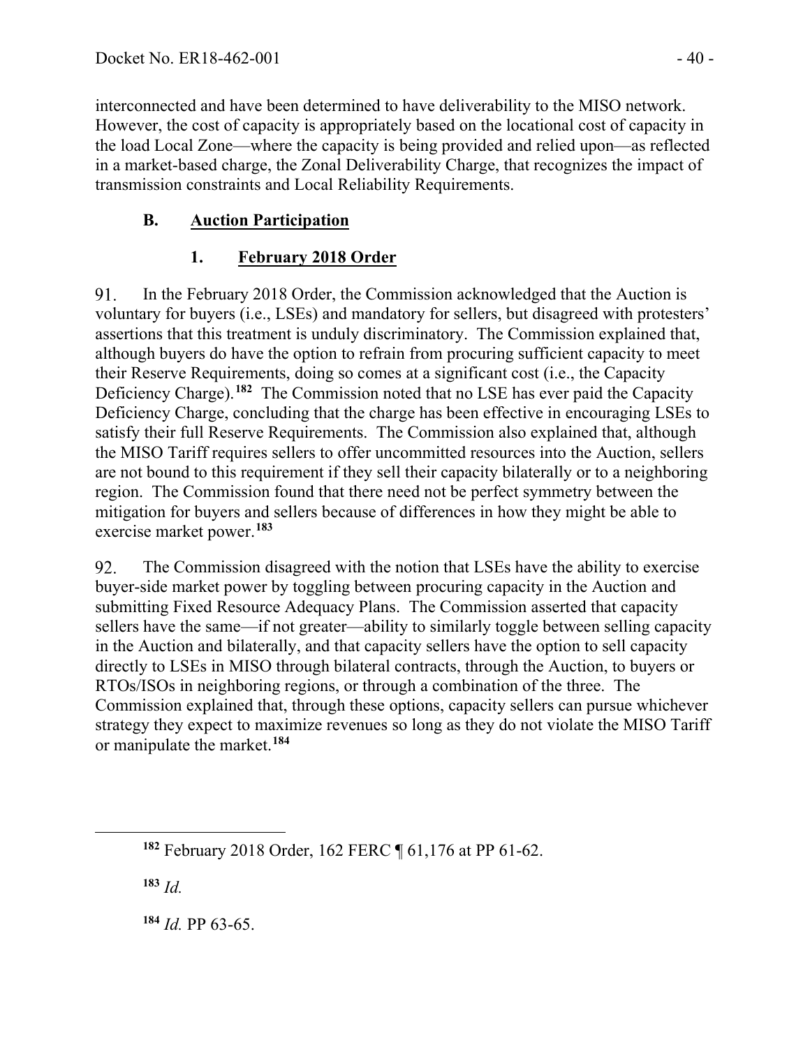interconnected and have been determined to have deliverability to the MISO network. However, the cost of capacity is appropriately based on the locational cost of capacity in the load Local Zone—where the capacity is being provided and relied upon—as reflected in a market-based charge, the Zonal Deliverability Charge, that recognizes the impact of transmission constraints and Local Reliability Requirements.

## B. Auction Participation

### 1. February 2018 Order

91. In the February 2018 Order, the Commission acknowledged that the Auction is voluntary for buyers (i.e., LSEs) and mandatory for sellers, but disagreed with protesters' assertions that this treatment is unduly discriminatory. The Commission explained that, although buyers do have the option to refrain from procuring sufficient capacity to meet their Reserve Requirements, doing so comes at a significant cost (i.e., the Capacity Deficiency Charge).[182] The Commission noted that no LSE has ever paid the Capacity Deficiency Charge, concluding that the charge has been effective in encouraging LSEs to satisfy their full Reserve Requirements. The Commission also explained that, although the MISO Tariff requires sellers to offer uncommitted resources into the Auction, sellers are not bound to this requirement if they sell their capacity bilaterally or to a neighboring region. The Commission found that there need not perfect symmetry between the mitigation for buyers and sellers because of differences in how they might be able to exercise market power.[183]

92. The Commission disagreed with the notion that LSEs have the ability to exercise buyer-side market power by toggling between procuring capacity in the Auction and submitting Fixed Resource Adequacy Plans. The Commission asserted that capacity sellers have the same—if not greater—ability to similarly toggle between selling capacity in the Auction and bilaterally, and that capacity sellers have the option to sell capacity directly to LSEs in MISO through bilateral contracts, through the Auction, to buyers or RTOs/ISOs in neighboring regions, or through a combination of the three. The Commission explained that, through these options, capacity sellers can pursue whichever strategy they expect to maximize revenues so long as they do not violate the MISO Tariff or manipulate the market.[184]

---

[182] February 2018 Order, 162 FERC ¶ 61,176 at PP 61-62.

[183] *Id.*

[184] *Id.* PP 63-65.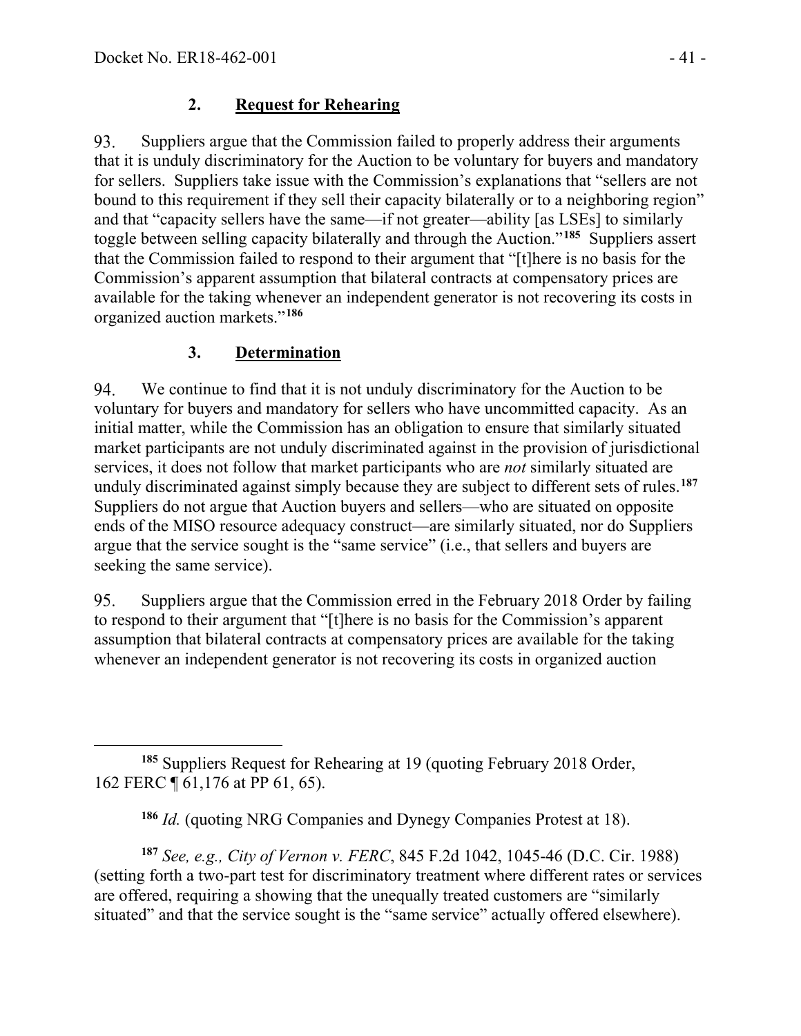### 2. **Request for Rehearing**

93. Suppliers argue that the Commission failed to properly address their arguments that it is unduly discriminatory for the Auction to be voluntary for buyers and mandatory for sellers. Suppliers take issue with the Commission's explanations that "sellers are not bound to this requirement if they sell their capacity bilaterally or to a neighboring region" and that "capacity sellers have the same—if not greater—ability [as LSEs] to similarly toggle between selling capacity bilaterally and through the Auction."[185] Suppliers assert that the Commission failed to respond to their argument that "[t]here is no basis for the Commission's apparent assumption that bilateral contracts at compensatory prices are available for the taking whenever an independent generator is not recovering its costs in organized auction markets."[186]

### 3. **Determination**

94. We continue to find that it is not unduly discriminatory for the Auction to be voluntary for buyers and mandatory for sellers who have uncommitted capacity. As an initial matter, while the Commission has an obligation to ensure that similarly situated market participants are not unduly discriminated against in the provision of jurisdictional services, it does not follow that market participants who are *not* similarly situated are unduly discriminated against simply because they are subject to different sets of rules.[187] Suppliers do not argue that Auction buyers and sellers—who are situated on opposite ends of the MISO resource adequacy construct—are similarly situated, nor do Suppliers argue that the service sought is the "same service" (i.e., that sellers and buyers are seeking the same service).

95. Suppliers argue that the Commission erred in the February 2018 Order by failing to respond to their argument that "[t]here is no basis for the Commission's apparent assumption that bilateral contracts at compensatory prices are available for the taking whenever an independent generator is not recovering its costs in organized auction

---

[185] Suppliers Request for Rehearing at 19 (quoting February 2018 Order, 162 FERC ¶ 61,176 at PP 61, 65).

[186] *Id.* (quoting NRG Companies and Dynegy Companies Protest at 18).

[187] *See, e.g., City of Vernon v. FERC*, 845 F.2d 1042, 1045-46 (D.C. Cir. 1988) (setting forth a two-part test for discriminatory treatment where different rates or services are offered, requiring a showing that the unequally treated customers are "similarly situated" and that the service sought is the "same service" actually offered elsewhere).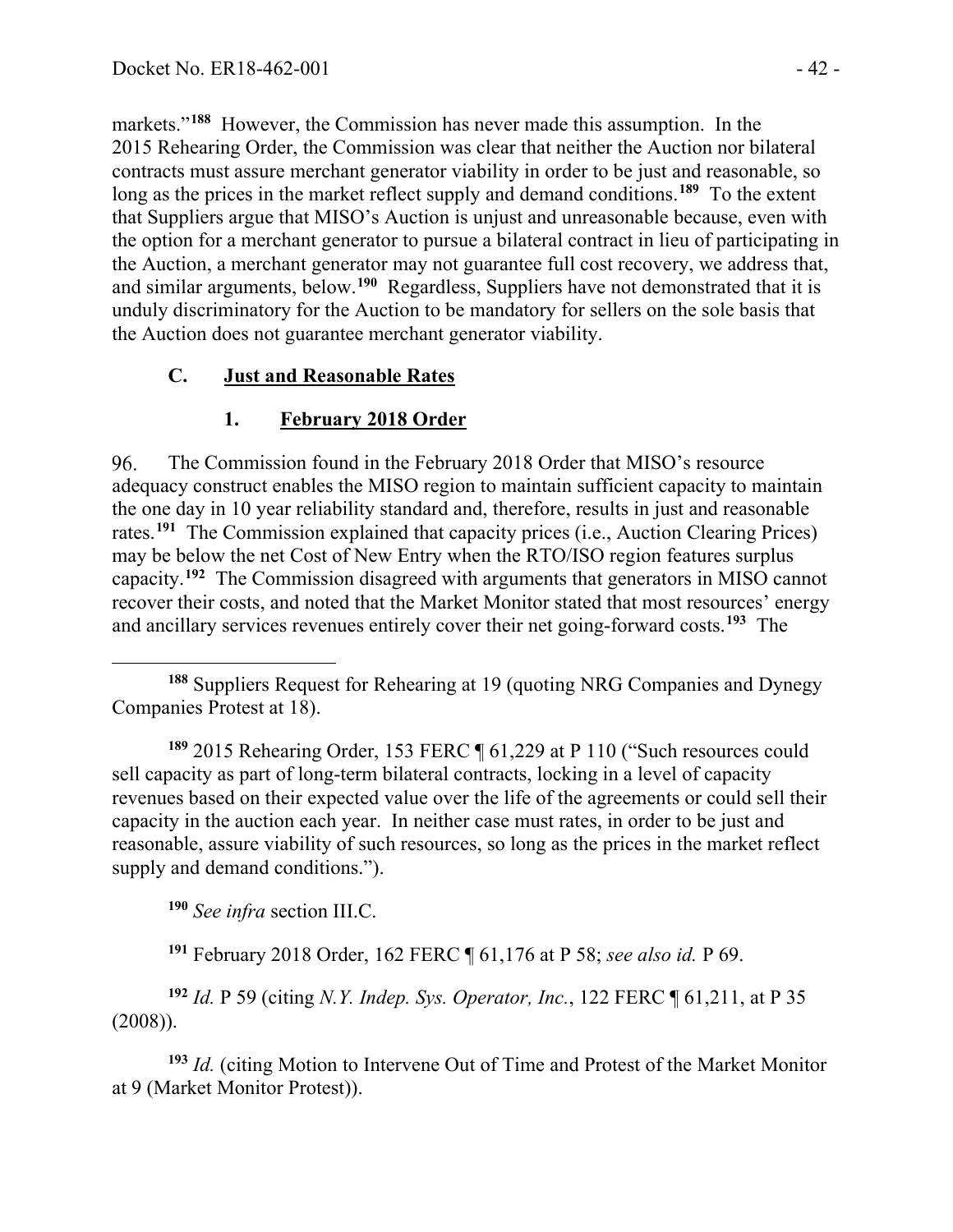markets."[188] However, the Commission has never made this assumption. In the 2015 Rehearing Order, the Commission was clear that neither the Auction nor bilateral contracts must assure merchant generator viability in order to be just and reasonable, so long as the prices in the market reflect supply and demand conditions.[189] To the extent that Suppliers argue that MISO's Auction is unjust and unreasonable because, even with the option for a merchant generator to pursue a bilateral contract in lieu of participating in the Auction, a merchant generator may not guarantee full cost recovery, we address that, and similar arguments, below.[190] Regardless, Suppliers have not demonstrated that it is unduly discriminatory for the Auction to be mandatory for sellers on the sole basis that the Auction does not guarantee merchant generator viability.

### C. Just and Reasonable Rates

#### 1. February 2018 Order

96. The Commission found in the February 2018 Order that MISO's resource adequacy construct enables the MISO region to maintain sufficient capacity to maintain the one day in 10 year reliability standard and, therefore, results in just and reasonable rates.[191] The Commission explained that capacity prices (i.e., Auction Clearing Prices) may be below the net Cost of New Entry when the RTO/ISO region features surplus capacity.[192] The Commission disagreed with arguments that generators in MISO cannot recover their costs, and noted that the Market Monitor stated that most resources' energy and ancillary services revenues entirely cover their net going-forward costs.[193] The

---

[188] Suppliers Request for Rehearing at 19 (quoting NRG Companies and Dynegy Companies Protest at 18).

[189] 2015 Rehearing Order, 153 FERC ¶ 61,229 at P 110 ("Such resources could sell capacity as part of long-term bilateral contracts, locking in a level of capacity revenues based on their expected value over the life of the agreements or could sell their capacity in the auction each year. In neither case must rates, in order to be just and reasonable, assure viability of such resources, so long as the prices in the market reflect supply and demand conditions.").

[190] *See infra* section III.C.

[191] February 2018 Order, 162 FERC ¶ 61,176 at P 58; *see also id.* P 69.

[192] *Id.* P 59 (citing *N.Y. Indep. Sys. Operator, Inc.*, 122 FERC ¶ 61,211, at P 35 (2008)).

[193] *Id.* (citing Motion to Intervene Out of Time and Protest of the Market Monitor at 9 (Market Monitor Protest)).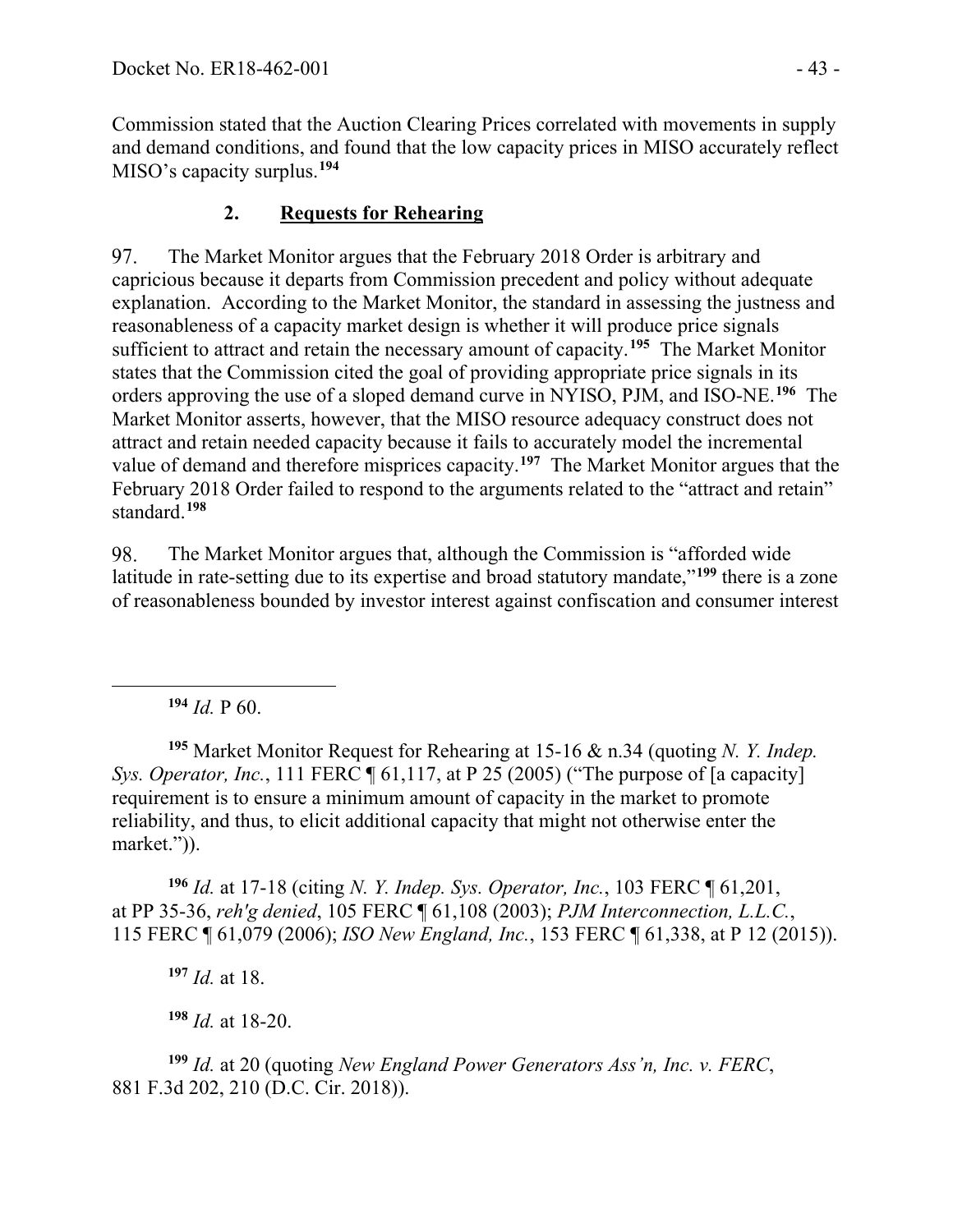Commission stated that the Auction Clearing Prices correlated with movements in supply and demand conditions, and found that the low capacity prices in MISO accurately reflect MISO's capacity surplus.[194]

## 2. **Requests for Rehearing**

97. The Market Monitor argues that the February 2018 Order is arbitrary and capricious because it departs from Commission precedent and policy without adequate explanation. According to the Market Monitor, the standard in assessing the justness and reasonableness of a capacity market design is whether it will produce price signals sufficient to attract and retain the necessary amount of capacity.[195] The Market Monitor states that the Commission cited the goal of providing appropriate price signals in its orders approving the use of a sloped demand curve in NYISO, PJM, and ISO-NE.[196] The Market Monitor asserts, however, that the MISO resource adequacy construct does not attract and retain needed capacity because it fails to accurately model the incremental value of demand and therefore misprices capacity.[197] The Market Monitor argues that the February 2018 Order failed to respond to the arguments related to the "attract and retain" standard.[198]

98. The Market Monitor argues that, although the Commission is "afforded wide latitude in rate-setting due to its expertise and broad statutory mandate,"[199] there is a zone of reasonableness bounded by investor interest against confiscation and consumer interest

---

[194] *Id.* P 60.

[195] Market Monitor Request for Rehearing at 15-16 & n.34 (quoting *N. Y. Indep. Sys. Operator, Inc.*, 111 FERC ¶ 61,117, at P 25 (2005) ("The purpose of [a capacity] requirement is to ensure a minimum amount of capacity in the market to promote reliability, and thus, to elicit additional capacity that might not otherwise enter the market.")).

[196] *Id.* at 17-18 (citing *N. Y. Indep. Sys. Operator, Inc.*, 103 FERC ¶ 61,201, at PP 35-36, *reh'g denied*, 105 FERC ¶ 61,108 (2003); *PJM Interconnection, L.L.C.*, 115 FERC ¶ 61,079 (2006); *ISO New England, Inc.*, 153 FERC ¶ 61,338, at P 12 (2015)).

[197] *Id.* at 18.

[198] *Id.* at 18-20.

[199] *Id.* at 20 (quoting *New England Power Generators Ass'n, Inc. v. FERC*, 881 F.3d 202, 210 (D.C. Cir. 2018)).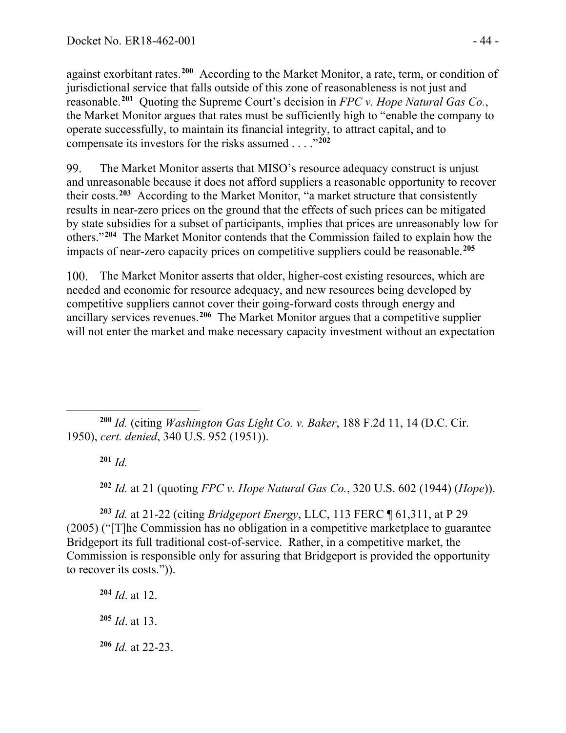against exorbitant rates.[200] According to the Market Monitor, a rate, term, or condition of jurisdictional service that falls outside of this zone of reasonableness is not just and reasonable.[201] Quoting the Supreme Court's decision in *FPC v. Hope Natural Gas Co.*, the Market Monitor argues that rates must be sufficiently high to "enable the company to operate successfully, to maintain its financial integrity, to attract capital, and to compensate its investors for the risks assumed . . . ."[202]

99. The Market Monitor asserts that MISO's resource adequacy construct is unjust and unreasonable because it does not afford suppliers a reasonable opportunity to recover their costs.[203] According to the Market Monitor, "a market structure that consistently results in near-zero prices on the ground that the effects of such prices can be mitigated by state subsidies for a subset of participants, implies that prices are unreasonably low for others."[204] The Market Monitor contends that the Commission failed to explain how the impacts of near-zero capacity prices on competitive suppliers could be reasonable.[205]

100. The Market Monitor asserts that older, higher-cost existing resources, which are needed and economic for resource adequacy, and new resources being developed by competitive suppliers cannot cover their going-forward costs through energy and ancillary services revenues.[206] The Market Monitor argues that a competitive supplier will not enter the market and make necessary capacity investment without an expectation

---

[200] *Id.* (citing *Washington Gas Light Co. v. Baker*, 188 F.2d 11, 14 (D.C. Cir. 1950), *cert. denied*, 340 U.S. 952 (1951)).

[201] *Id.*

[202] *Id.* at 21 (quoting *FPC v. Hope Natural Gas Co.*, 320 U.S. 602 (1944) (*Hope*)).

[203] *Id.* at 21-22 (citing *Bridgeport Energy*, LLC, 113 FERC ¶ 61,311, at P 29 (2005) ("[T]he Commission has no obligation in a competitive marketplace to guarantee Bridgeport its full traditional cost-of-service. Rather, in a competitive market, the Commission is responsible only for assuring that Bridgeport is provided the opportunity to recover its costs.")).

[204] *Id*. at 12.

[205] *Id*. at 13.

[206] *Id.* at 22-23.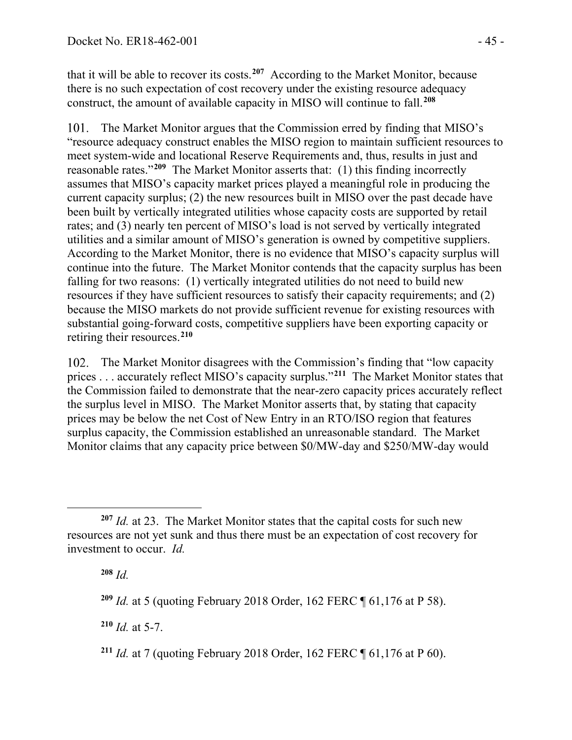that it will be able to recover its costs.[207] According to the Market Monitor, because there is no such expectation of cost recovery under the existing resource adequacy construct, the amount of available capacity in MISO will continue to fall.[208]

101. The Market Monitor argues that the Commission erred by finding that MISO's "resource adequacy construct enables the MISO region to maintain sufficient resources to meet system-wide and locational Reserve Requirements and, thus, results in just and reasonable rates."[209] The Market Monitor asserts that: (1) this finding incorrectly assumes that MISO's capacity market prices played a meaningful role in producing the current capacity surplus; (2) the new resources built in MISO over the past decade have been built by vertically integrated utilities whose capacity costs are supported by retail rates; and (3) nearly ten percent of MISO's load is not served by vertically integrated utilities and a similar amount of MISO's generation is owned by competitive suppliers. According to the Market Monitor, there is no evidence that MISO's capacity surplus will continue into the future. The Market Monitor contends that the capacity surplus has been falling for two reasons: (1) vertically integrated utilities do not need to build new resources if they have sufficient resources to satisfy their capacity requirements; and (2) because the MISO markets do not provide sufficient revenue for existing resources with substantial going-forward costs, competitive suppliers have been exporting capacity or retiring their resources.[210]

102. The Market Monitor disagrees with the Commission's finding that "low capacity prices . . . accurately reflect MISO's capacity surplus."[211] The Market Monitor states that the Commission failed to demonstrate that the near-zero capacity prices accurately reflect the surplus level in MISO. The Market Monitor asserts that, by stating that capacity prices may be below the net Cost of New Entry in an RTO/ISO region that features surplus capacity, the Commission established an unreasonable standard. The Market Monitor claims that any capacity price between $0/MW-day and $250/MW-day would

---

[207] *Id.* at 23. The Market Monitor states that the capital costs for such new resources are not yet sunk and thus there must be an expectation of cost recovery for investment to occur. *Id.*

[208] *Id.*

[209] *Id.* at 5 (quoting February 2018 Order, 162 FERC ¶ 61,176 at P 58).

[210] *Id.* at 5-7.

[211] *Id.* at 7 (quoting February 2018 Order, 162 FERC ¶ 61,176 at P 60).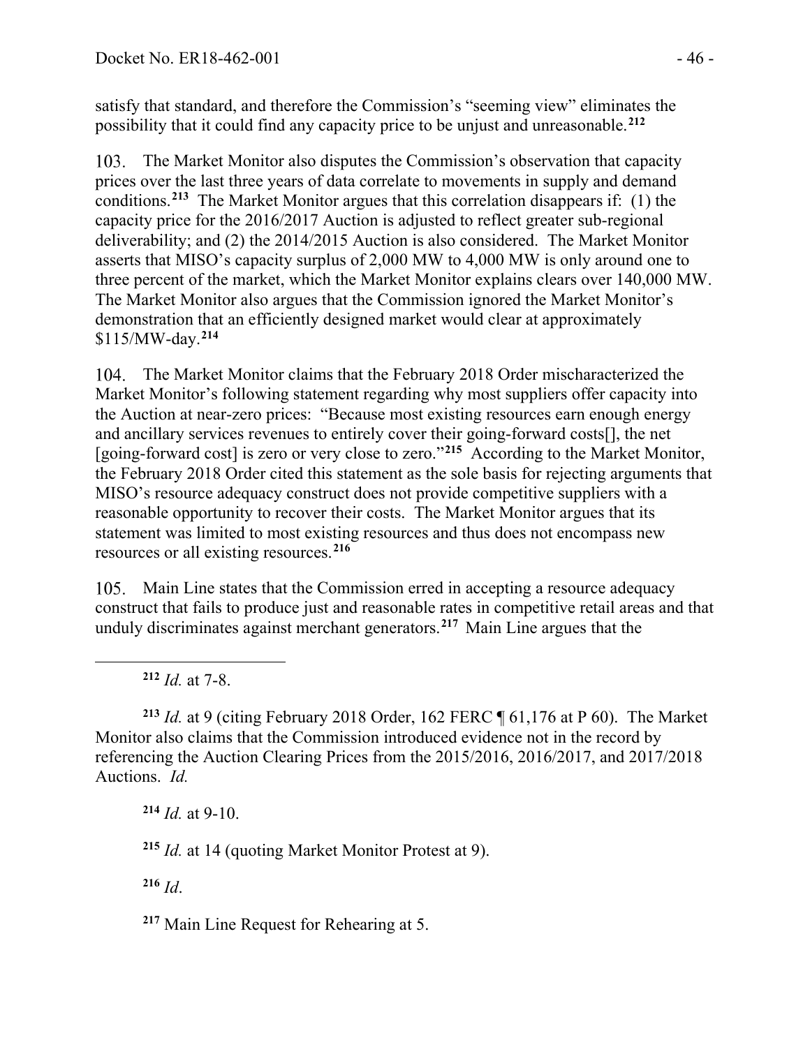satisfy that standard, and therefore the Commission's "seeming view" eliminates the possibility that it could find any capacity price to be unjust and unreasonable.[212]

103. The Market Monitor also disputes the Commission's observation that capacity prices over the last three years of data correlate to movements in supply and demand conditions.[213] The Market Monitor argues that this correlation disappears if: (1) the capacity price for the 2016/2017 Auction is adjusted to reflect greater sub-regional deliverability; and (2) the 2014/2015 Auction is also considered. The Market Monitor asserts that MISO's capacity surplus of 2,000 MW to 4,000 MW is only around one to three percent of the market, which the Market Monitor explains clears over 140,000 MW. The Market Monitor also argues that the Commission ignored the Market Monitor's demonstration that an efficiently designed market would clear at approximately $115/MW-day.[214]

104. The Market Monitor claims that the February 2018 Order mischaracterized the Market Monitor's following statement regarding why most suppliers offer capacity into the Auction at near-zero prices: "Because most existing resources earn enough energy and ancillary services revenues to entirely cover their going-forward costs[], the net [going-forward cost] is zero or very close to zero."[215] According to the Market Monitor, the February 2018 Order cited this statement as the sole basis for rejecting arguments that MISO's resource adequacy construct does not provide competitive suppliers with a reasonable opportunity to recover their costs. The Market Monitor argues that its statement was limited to most existing resources and thus does not encompass new resources or all existing resources.[216]

105. Main Line states that the Commission erred in accepting a resource adequacy construct that fails to produce just and reasonable rates in competitive retail areas and that unduly discriminates against merchant generators.[217] Main Line argues that the

---

[212] *Id.* at 7-8.

[213] *Id.* at 9 (citing February 2018 Order, 162 FERC ¶ 61,176 at P 60). The Market Monitor also claims that the Commission introduced evidence not in the record by referencing the Auction Clearing Prices from the 2015/2016, 2016/2017, and 2017/2018 Auctions. *Id.*

[214] *Id.* at 9-10.

[215] *Id.* at 14 (quoting Market Monitor Protest at 9).

[216] *Id*.

[217] Main Line Request for Rehearing at 5.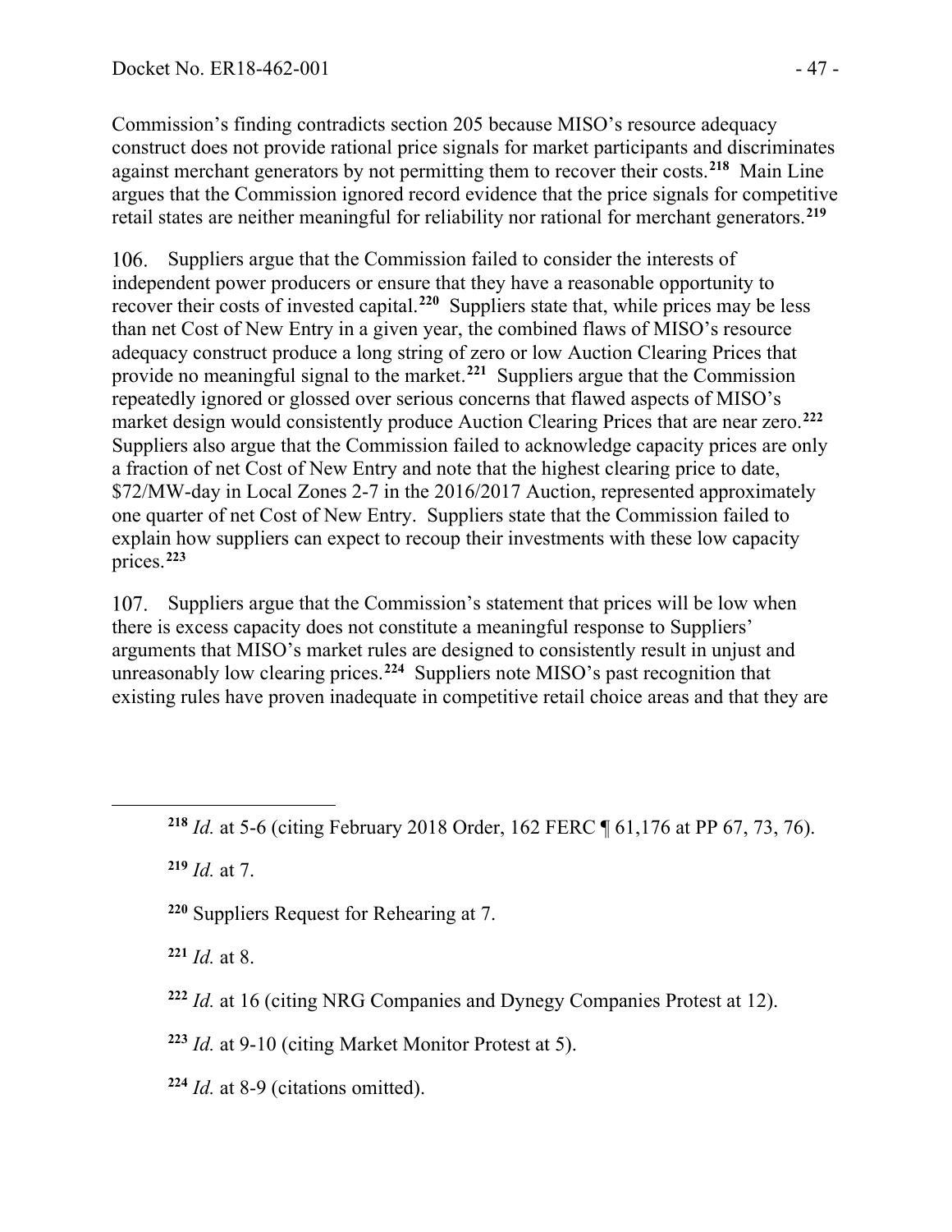Commission's finding contradicts section 205 because MISO's resource adequacy construct does not provide rational price signals for market participants and discriminates against merchant generators by not permitting them to recover their costs.[218] Main Line argues that the Commission ignored record evidence that the price signals for competitive retail states are neither meaningful for reliability nor rational for merchant generators.[219]

106. Suppliers argue that the Commission failed to consider the interests of independent power producers or ensure that they have a reasonable opportunity to recover their costs of invested capital.[220] Suppliers state that, while prices may be less than net Cost of New Entry in a given year, the combined flaws of MISO's resource adequacy construct produce a long string of zero or low Auction Clearing Prices that provide no meaningful signal to the market.[221] Suppliers argue that the Commission repeatedly ignored or glossed over serious concerns that flawed aspects of MISO's market design would consistently produce Auction Clearing Prices that are near zero.[222] Suppliers also argue that the Commission failed to acknowledge capacity prices are only a fraction of net Cost of New Entry and note that the highest clearing price to date, $72/MW-day in Local Zones 2-7 in the 2016/2017 Auction, represented approximately one quarter of net Cost of New Entry. Suppliers state that the Commission failed to explain how suppliers can expect to recoup their investments with these low capacity prices.[223]

107. Suppliers argue that the Commission's statement that prices will be low when there is excess capacity does not constitute a meaningful response to Suppliers' arguments that MISO's market rules are designed to consistently result in unjust and unreasonably low clearing prices.[224] Suppliers note MISO's past recognition that existing rules have proven inadequate in competitive retail choice areas and that they are

---

[218] *Id.* at 5-6 (citing February 2018 Order, 162 FERC ¶ 61,176 at PP 67, 73, 76).

[219] *Id.* at 7.

[220] Suppliers Request for Rehearing at 7.

[221] *Id.* at 8.

[222] *Id.* at 16 (citing NRG Companies and Dynegy Companies Protest at 12).

[223] *Id.* at 9-10 (citing Market Monitor Protest at 5).

[224] *Id.* at 8-9 (citations omitted).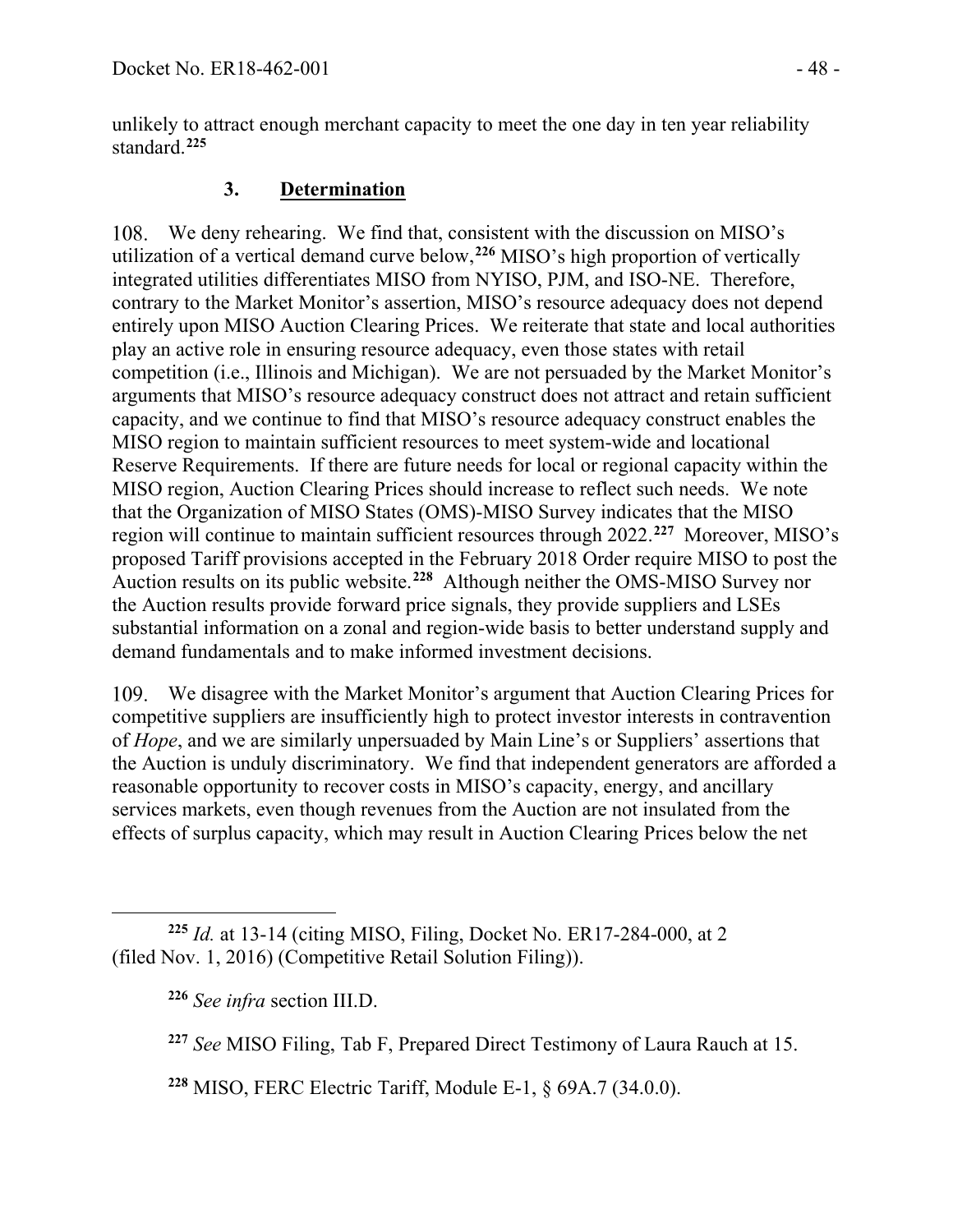unlikely to attract enough merchant capacity to meet the one day in ten year reliability standard.[225]

### 3. **Determination**

108. We deny rehearing. We find that, consistent with the discussion on MISO's utilization of a vertical demand curve below,[226] MISO's high proportion of vertically integrated utilities differentiates MISO from NYISO, PJM, and ISO-NE. Therefore, contrary to the Market Monitor's assertion, MISO's resource adequacy does not depend entirely upon MISO Auction Clearing Prices. We reiterate that state and local authorities play an active role in ensuring resource adequacy, even those states with retail competition (i.e., Illinois and Michigan). We are not persuaded by the Market Monitor's arguments that MISO's resource adequacy construct does not attract and retain sufficient capacity, and we continue to find that MISO's resource adequacy construct enables the MISO region to maintain sufficient resources to meet system-wide and locational Reserve Requirements. If there are future needs for local or regional capacity within the MISO region, Auction Clearing Prices should increase to reflect such needs. We note that the Organization of MISO States (OMS)-MISO Survey indicates that the MISO region will continue to maintain sufficient resources through 2022.[227] Moreover, MISO's proposed Tariff provisions accepted in the February 2018 Order require MISO to post the Auction results on its public website.[228] Although neither the OMS-MISO Survey nor the Auction results provide forward price signals, they provide suppliers and LSEs substantial information on a zonal and region-wide basis to better understand supply and demand fundamentals and to make informed investment decisions.

109. We disagree with the Market Monitor's argument that Auction Clearing Prices for competitive suppliers are insufficiently high to protect investor interests in contravention of *Hope*, and we are similarly unpersuaded by Main Line's or Suppliers' assertions that the Auction is unduly discriminatory. We find that independent generators are afforded a reasonable opportunity to recover costs in MISO's capacity, energy, and ancillary services markets, even though revenues from the Auction are not insulated from the effects of surplus capacity, which may result in Auction Clearing Prices below the net

---

[225] *Id.* at 13-14 (citing MISO, Filing, Docket No. ER17-284-000, at 2 (filed Nov. 1, 2016) (Competitive Retail Solution Filing)).

[226] *See infra* section III.D.

[227] *See* MISO Filing, Tab F, Prepared Direct Testimony of Laura Rauch at 15.

[228] MISO, FERC Electric Tariff, Module E-1, § 69A.7 (34.0.0).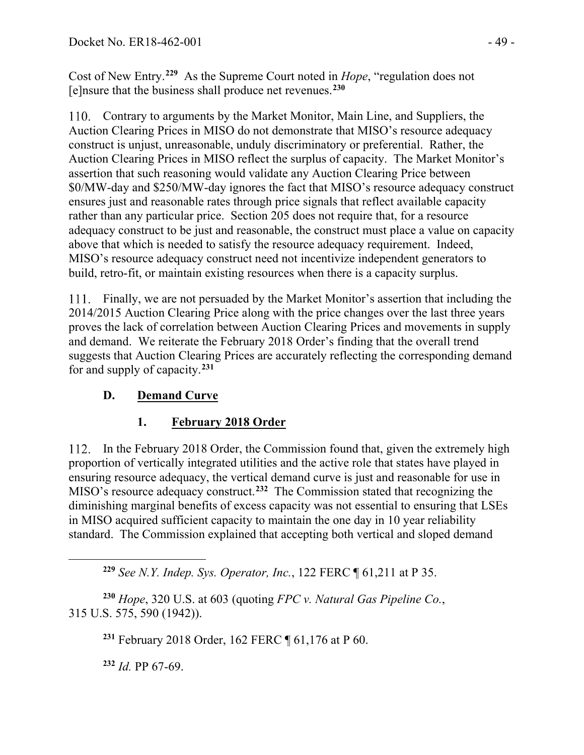Cost of New Entry.[229] As the Supreme Court noted in *Hope*, "regulation does not [e]nsure that the business shall produce net revenues.[230]

110. Contrary to arguments by the Market Monitor, Main Line, and Suppliers, the Auction Clearing Prices in MISO do not demonstrate that MISO's resource adequacy construct is unjust, unreasonable, unduly discriminatory or preferential. Rather, the Auction Clearing Prices in MISO reflect the surplus of capacity. The Market Monitor's assertion that such reasoning would validate any Auction Clearing Price between \$0/MW-day and \$250/MW-day ignores the fact that MISO's resource adequacy construct ensures just and reasonable rates through price signals that reflect available capacity rather than any particular price. Section 205 does not require that, for a resource adequacy construct to be just and reasonable, the construct must place a value on capacity above that which is needed to satisfy the resource adequacy requirement. Indeed, MISO's resource adequacy construct need not incentivize independent generators to build, retro-fit, or maintain existing resources when there is a capacity surplus.

111. Finally, we are not persuaded by the Market Monitor's assertion that including the 2014/2015 Auction Clearing Price along with the price changes over the last three years proves the lack of correlation between Auction Clearing Prices and movements in supply and demand. We reiterate the February 2018 Order's finding that the overall trend suggests that Auction Clearing Prices are accurately reflecting the corresponding demand for and supply of capacity.[231]

### D. Demand Curve

#### 1. February 2018 Order

112. In the February 2018 Order, the Commission found that, given the extremely high proportion of vertically integrated utilities and the active role that states have played in ensuring resource adequacy, the vertical demand curve is just and reasonable for use in MISO's resource adequacy construct.[232] The Commission stated that recognizing the diminishing marginal benefits of excess capacity was not essential to ensuring that LSEs in MISO acquired sufficient capacity to maintain the one day in 10 year reliability standard. The Commission explained that accepting both vertical and sloped demand

---

[229] *See N.Y. Indep. Sys. Operator, Inc.*, 122 FERC ¶ 61,211 at P 35.

[230] *Hope*, 320 U.S. at 603 (quoting *FPC v. Natural Gas Pipeline Co.*, 315 U.S. 575, 590 (1942)).

[231] February 2018 Order, 162 FERC ¶ 61,176 at P 60.

[232] *Id.* PP 67-69.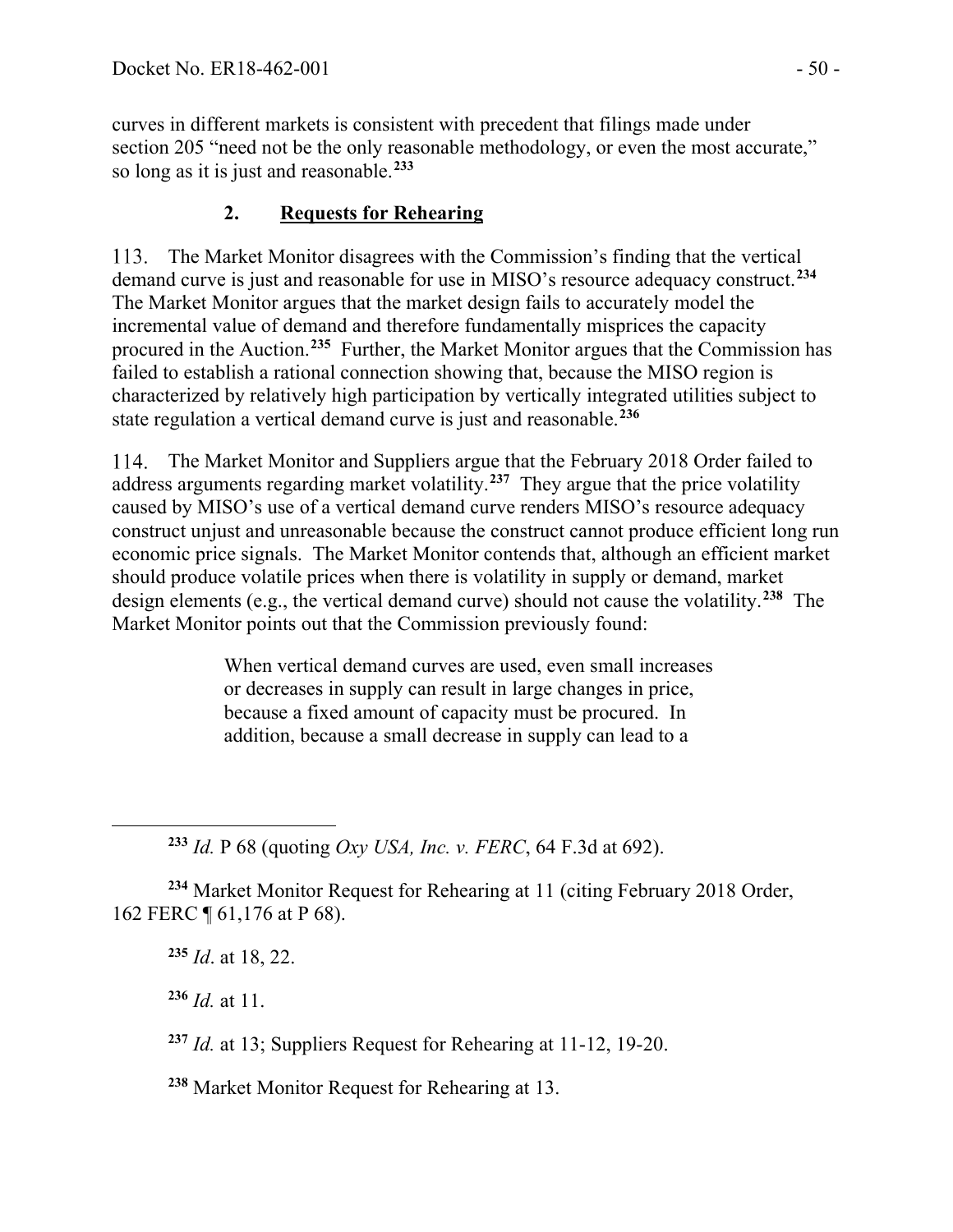curves in different markets is consistent with precedent that filings made under section 205 "need not be the only reasonable methodology, or even the most accurate," so long as it is just and reasonable.[233]

### 2. **Requests for Rehearing**

113. The Market Monitor disagrees with the Commission's finding that the vertical demand curve is just and reasonable for use in MISO's resource adequacy construct.[234] The Market Monitor argues that the market design fails to accurately model the incremental value of demand and therefore fundamentally misprices the capacity procured in the Auction.[235] Further, the Market Monitor argues that the Commission has failed to establish a rational connection showing that, because the MISO region is characterized by relatively high participation by vertically integrated utilities subject to state regulation a vertical demand curve is just and reasonable.[236]

114. The Market Monitor and Suppliers argue that the February 2018 Order failed to address arguments regarding market volatility.[237] They argue that the price volatility caused by MISO's use of a vertical demand curve renders MISO's resource adequacy construct unjust and unreasonable because the construct cannot produce efficient long run economic price signals. The Market Monitor contends that, although an efficient market should produce volatile prices when there is volatility in supply or demand, market design elements (e.g., the vertical demand curve) should not cause the volatility.[238] The Market Monitor points out that the Commission previously found:

> When vertical demand curves are used, even small increases or decreases in supply can result in large changes in price, because a fixed amount of capacity must be procured. In addition, because a small decrease in supply can lead to a

---

[233] *Id.* P 68 (quoting *Oxy USA, Inc. v. FERC*, 64 F.3d at 692).

[234] Market Monitor Request for Rehearing at 11 (citing February 2018 Order, 162 FERC ¶ 61,176 at P 68).

[235] *Id*. at 18, 22.

[236] *Id.* at 11.

[237] *Id.* at 13; Suppliers Request for Rehearing at 11-12, 19-20.

[238] Market Monitor Request for Rehearing at 13.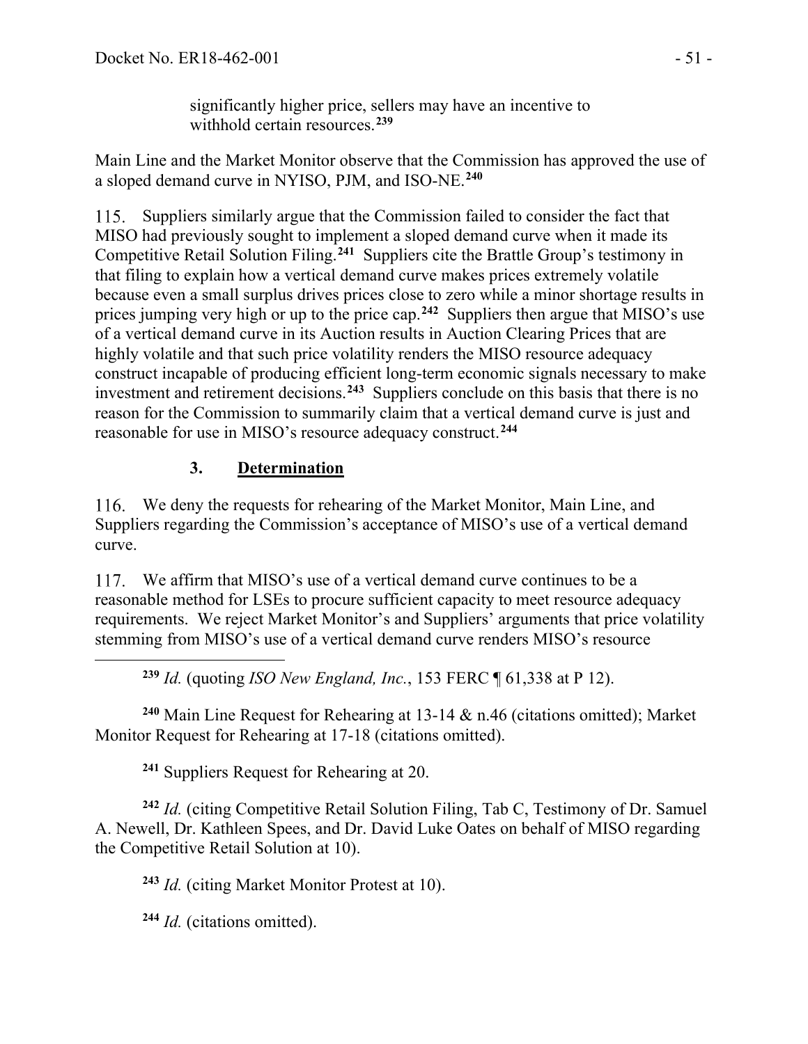significantly higher price, sellers may have an incentive to withhold certain resources.[239]

Main Line and the Market Monitor observe that the Commission has approved the use of a sloped demand curve in NYISO, PJM, and ISO-NE.[240]

115. Suppliers similarly argue that the Commission failed to consider the fact that MISO had previously sought to implement a sloped demand curve when it made its Competitive Retail Solution Filing.[241] Suppliers cite the Brattle Group's testimony in that filing to explain how a vertical demand curve makes prices extremely volatile because even a small surplus drives prices close to zero while a minor shortage results in prices jumping very high or up to the price cap.[242] Suppliers then argue that MISO's use of a vertical demand curve in its Auction results in Auction Clearing Prices that are highly volatile and that such price volatility renders the MISO resource adequacy construct incapable of producing efficient long-term economic signals necessary to make investment and retirement decisions.[243] Suppliers conclude on this basis that there is no reason for the Commission to summarily claim that a vertical demand curve is just and reasonable for use in MISO's resource adequacy construct.[244]

### 3. **Determination**

116. We deny the requests for rehearing of the Market Monitor, Main Line, and Suppliers regarding the Commission's acceptance of MISO's use of a vertical demand curve.

117. We affirm that MISO's use of a vertical demand curve continues to be a reasonable method for LSEs to procure sufficient capacity to meet resource adequacy requirements. We reject Market Monitor's and Suppliers' arguments that price volatility stemming from MISO's use of a vertical demand curve renders MISO's resource

---

[239] *Id.* (quoting *ISO New England, Inc.*, 153 FERC ¶ 61,338 at P 12).

[240] Main Line Request for Rehearing at 13-14 & n.46 (citations omitted); Market Monitor Request for Rehearing at 17-18 (citations omitted).

[241] Suppliers Request for Rehearing at 20.

[242] *Id.* (citing Competitive Retail Solution Filing, Tab C, Testimony of Dr. Samuel A. Newell, Dr. Kathleen Spees, and Dr. David Luke Oates on behalf of MISO regarding the Competitive Retail Solution at 10).

[243] *Id.* (citing Market Monitor Protest at 10).

[244] *Id.* (citations omitted).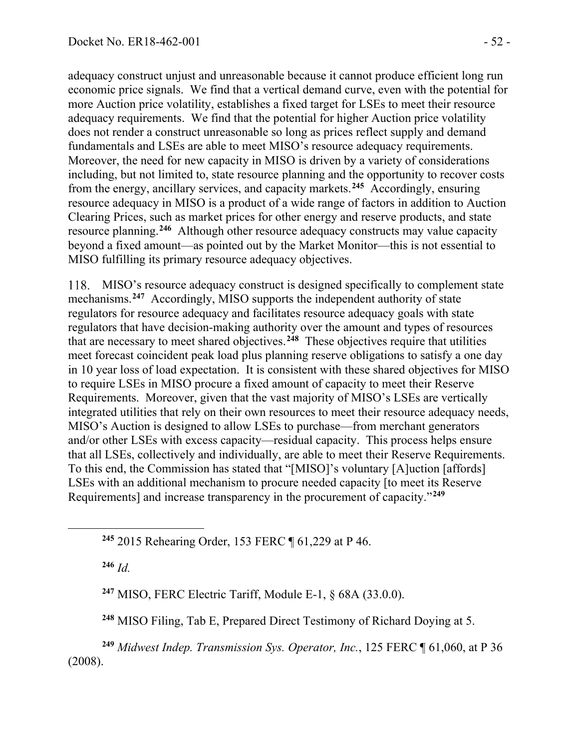adequacy construct unjust and unreasonable because it cannot produce efficient long run economic price signals. We find that a vertical demand curve, even with the potential for more Auction price volatility, establishes a fixed target for LSEs to meet their resource adequacy requirements. We find that the potential for higher Auction price volatility does not render a construct unreasonable so long as prices reflect supply and demand fundamentals and LSEs are able to meet MISO's resource adequacy requirements. Moreover, the need for new capacity in MISO is driven by a variety of considerations including, but not limited to, state resource planning and the opportunity to recover costs from the energy, ancillary services, and capacity markets.[245] Accordingly, ensuring resource adequacy in MISO is a product of a wide range of factors in addition to Auction Clearing Prices, such as market prices for other energy and reserve products, and state resource planning.[246] Although other resource adequacy constructs may value capacity beyond a fixed amount—as pointed out by the Market Monitor—this is not essential to MISO fulfilling its primary resource adequacy objectives.

118. MISO's resource adequacy construct is designed specifically to complement state mechanisms.[247] Accordingly, MISO supports the independent authority of state regulators for resource adequacy and facilitates resource adequacy goals with state regulators that have decision-making authority over the amount and types of resources that are necessary to meet shared objectives.[248] These objectives require that utilities meet forecast coincident peak load plus planning reserve obligations to satisfy a one day in 10 year loss of load expectation. It is consistent with these shared objectives for MISO to require LSEs in MISO procure a fixed amount of capacity to meet their Reserve Requirements. Moreover, given that the vast majority of MISO's LSEs are vertically integrated utilities that rely on their own resources to meet their resource adequacy needs, MISO's Auction is designed to allow LSEs to purchase—from merchant generators and/or other LSEs with excess capacity—residual capacity. This process helps ensure that all LSEs, collectively and individually, are able to meet their Reserve Requirements. To this end, the Commission has stated that "[MISO]'s voluntary [A]uction [affords] LSEs with an additional mechanism to procure needed capacity [to meet its Reserve Requirements] and increase transparency in the procurement of capacity."[249]

---

[245] 2015 Rehearing Order, 153 FERC ¶ 61,229 at P 46.

[246] *Id.*

[247] MISO, FERC Electric Tariff, Module E-1, § 68A (33.0.0).

[248] MISO Filing, Tab E, Prepared Direct Testimony of Richard Doying at 5.

[249] *Midwest Indep. Transmission Sys. Operator, Inc.*, 125 FERC ¶ 61,060, at P 36 (2008).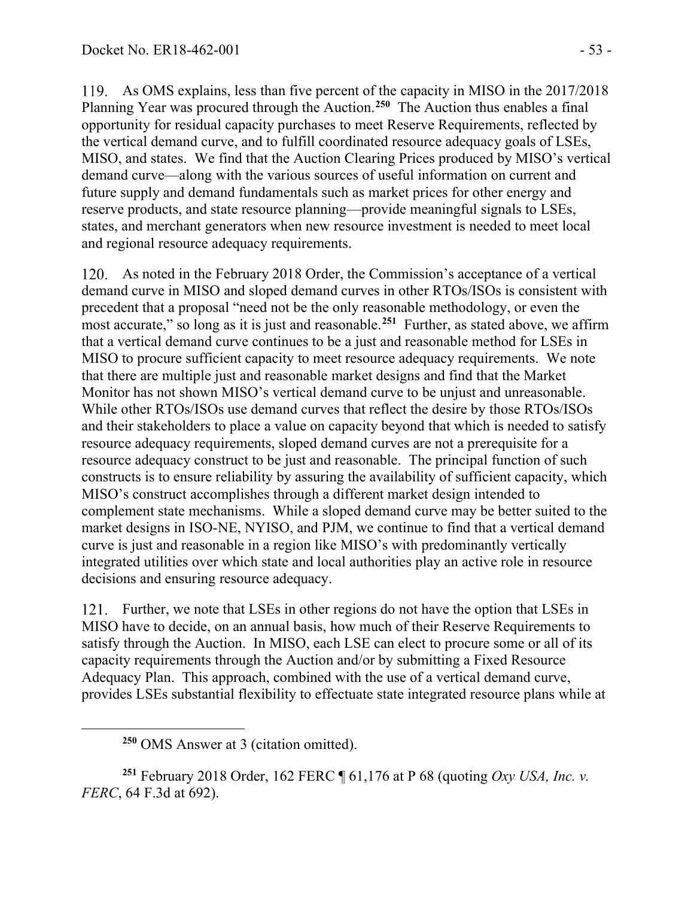119. As OMS explains, less than five percent of the capacity in MISO in the 2017/2018 Planning Year was procured through the Auction.[250] The Auction thus enables a final opportunity for residual capacity purchases to meet Reserve Requirements, reflected by the vertical demand curve, and to fulfill coordinated resource adequacy goals of LSEs, MISO, and states. We find that the Auction Clearing Prices produced by MISO's vertical demand curve—along with the various sources of useful information on current and future supply and demand fundamentals such as market prices for other energy and reserve products, and state resource planning—provide meaningful signals to LSEs, states, and merchant generators when new resource investment is needed to meet local and regional resource adequacy requirements.

120. As noted in the February 2018 Order, the Commission's acceptance of a vertical demand curve in MISO and sloped demand curves in other RTOs/ISOs is consistent with precedent that a proposal "need not be the only reasonable methodology, or even the most accurate," so long as it is just and reasonable.[251] Further, as stated above, we affirm that a vertical demand curve continues to be a just and reasonable method for LSEs in MISO to procure sufficient capacity to meet resource adequacy requirements. We note that there are multiple just and reasonable market designs and find that the Market Monitor has not shown MISO's vertical demand curve to be unjust and unreasonable. While other RTOs/ISOs use demand curves that reflect the desire by those RTOs/ISOs and their stakeholders to place a value on capacity beyond that which is needed to satisfy resource adequacy requirements, sloped demand curves are not a prerequisite for a resource adequacy construct to be just and reasonable. The principal function of such constructs is to ensure reliability by assuring the availability of sufficient capacity, which MISO's construct accomplishes through a different market design intended to complement state mechanisms. While a sloped demand curve may be better suited to the market designs in ISO-NE, NYISO, and PJM, we continue to find that a vertical demand curve is just and reasonable in a region like MISO's with predominantly vertically integrated utilities over which state and local authorities play an active role in resource decisions and ensuring resource adequacy.

121. Further, we note that LSEs in other regions do not have the option that LSEs in MISO have to decide, on an annual basis, how much of their Reserve Requirements to satisfy through the Auction. In MISO, each LSE can elect to procure some or all of its capacity requirements through the Auction and/or by submitting a Fixed Resource Adequacy Plan. This approach, combined with the use of a vertical demand curve, provides LSEs substantial flexibility to effectuate state integrated resource plans while at

---

[250] OMS Answer at 3 (citation omitted).

[251] February 2018 Order, 162 FERC ¶ 61,176 at P 68 (quoting *Oxy USA, Inc. v. FERC*, 64 F.3d at 692).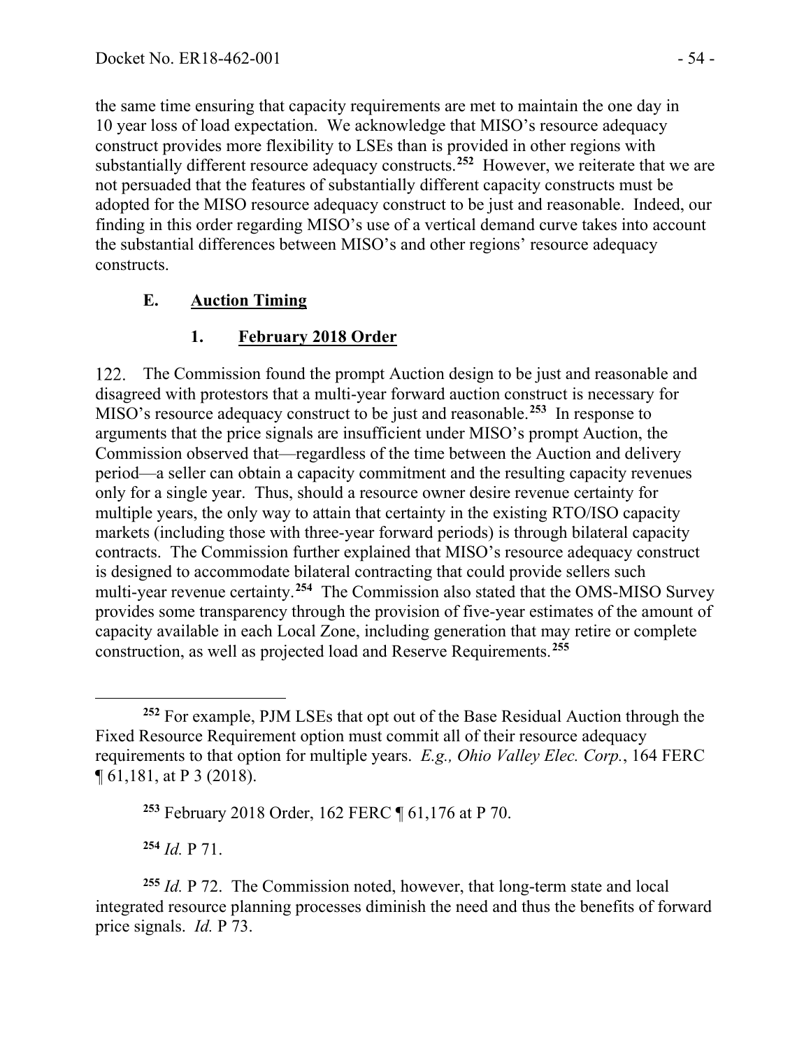the same time ensuring that capacity requirements are met to maintain the one day in 10 year loss of load expectation. We acknowledge that MISO's resource adequacy construct provides more flexibility to LSEs than is provided in other regions with substantially different resource adequacy constructs.[252] However, we reiterate that we are not persuaded that the features of substantially different capacity constructs must be adopted for the MISO resource adequacy construct to be just and reasonable. Indeed, our finding in this order regarding MISO's use of a vertical demand curve takes into account the substantial differences between MISO's and other regions' resource adequacy constructs.

### E. Auction Timing

#### 1. February 2018 Order

122. The Commission found the prompt Auction design to be just and reasonable and disagreed with protestors that a multi-year forward auction construct is necessary for MISO's resource adequacy construct to be just and reasonable.[253] In response to arguments that the price signals are insufficient under MISO's prompt Auction, the Commission observed that—regardless of the time between the Auction and delivery period—a seller can obtain a capacity commitment and the resulting capacity revenues only for a single year. Thus, should a resource owner desire revenue certainty for multiple years, the only way to attain that certainty in the existing RTO/ISO capacity markets (including those with three-year forward periods) is through bilateral capacity contracts. The Commission further explained that MISO's resource adequacy construct is designed to accommodate bilateral contracting that could provide sellers such multi-year revenue certainty.[254] The Commission also stated that the OMS-MISO Survey provides some transparency through the provision of five-year estimates of the amount of capacity available in each Local Zone, including generation that may retire or complete construction, as well as projected load and Reserve Requirements.[255]

---

[252] For example, PJM LSEs that opt out of the Base Residual Auction through the Fixed Resource Requirement option must commit all of their resource adequacy requirements to that option for multiple years. *E.g., Ohio Valley Elec. Corp.*, 164 FERC ¶ 61,181, at P 3 (2018).

[253] February 2018 Order, 162 FERC ¶ 61,176 at P 70.

[254] *Id.* P 71.

[255] *Id.* P 72. The Commission noted, however, that long-term state and local integrated resource planning processes diminish the need and thus the benefits of forward price signals. *Id.* P 73.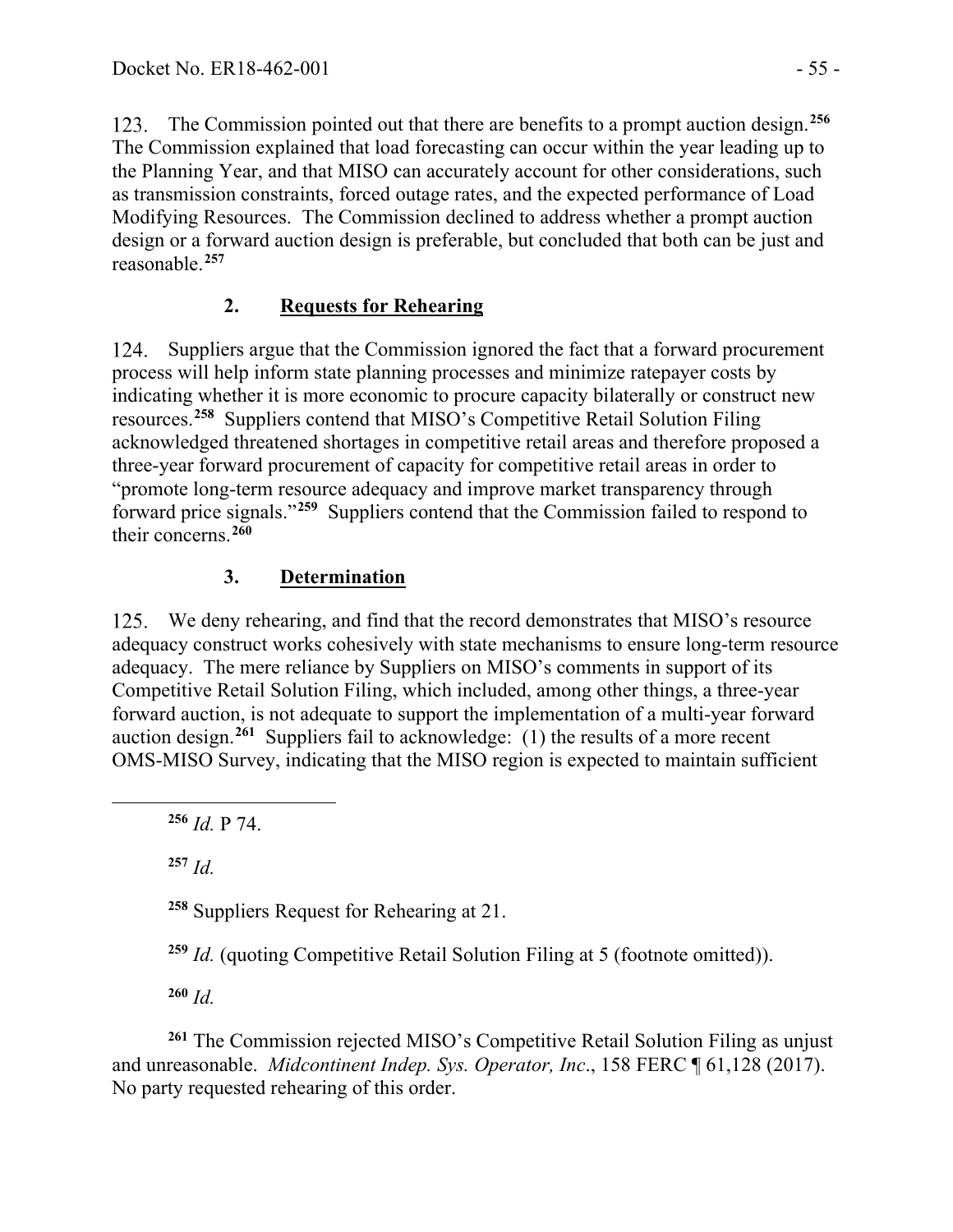123. The Commission pointed out that there are benefits to a prompt auction design.[256] The Commission explained that load forecasting can occur within the year leading up to the Planning Year, and that MISO can accurately account for other considerations, such as transmission constraints, forced outage rates, and the expected performance of Load Modifying Resources. The Commission declined to address whether a prompt auction design or a forward auction design is preferable, but concluded that both can be just and reasonable.[257]

### 2. Requests for Rehearing

124. Suppliers argue that the Commission ignored the fact that a forward procurement process will help inform state planning processes and minimize ratepayer costs by indicating whether it is more economic to procure capacity bilaterally or construct new resources.[258] Suppliers contend that MISO's Competitive Retail Solution Filing acknowledged threatened shortages in competitive retail areas and therefore proposed a three-year forward procurement of capacity for competitive retail areas in order to "promote long-term resource adequacy and improve market transparency through forward price signals."[259] Suppliers contend that the Commission failed to respond to their concerns.[260]

### 3. Determination

125. We deny rehearing, and find that the record demonstrates that MISO's resource adequacy construct works cohesively with state mechanisms to ensure long-term resource adequacy. The mere reliance by Suppliers on MISO's comments in support of its Competitive Retail Solution Filing, which included, among other things, a three-year forward auction, is not adequate to support the implementation of a multi-year forward auction design.[261] Suppliers fail to acknowledge: (1) the results of a more recent OMS-MISO Survey, indicating that the MISO region is expected to maintain sufficient

---

[256] *Id.* P 74.

[257] *Id.*

[258] Suppliers Request for Rehearing at 21.

[259] *Id.* (quoting Competitive Retail Solution Filing at 5 (footnote omitted)).

[260] *Id.*

[261] The Commission rejected MISO's Competitive Retail Solution Filing as unjust and unreasonable. *Midcontinent Indep. Sys. Operator, Inc.*, 158 FERC ¶ 61,128 (2017). No party requested rehearing of this order.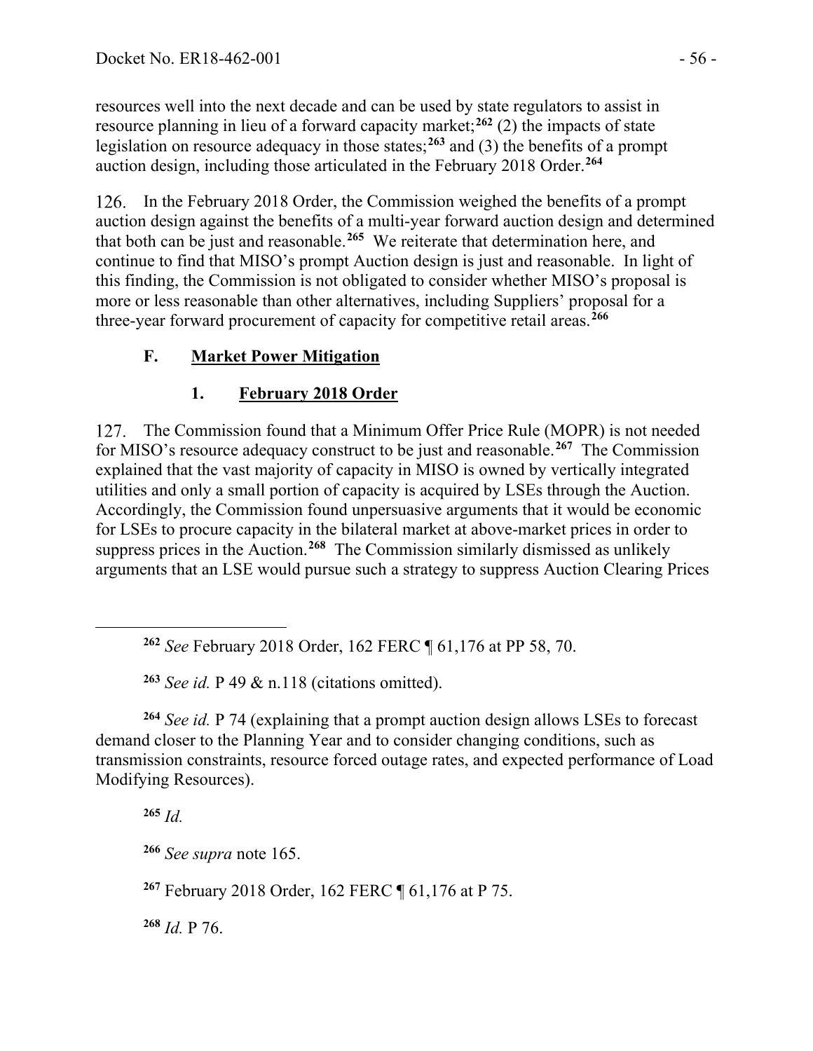resources well into the next decade and can be used by state regulators to assist in resource planning in lieu of a forward capacity market;[262] (2) the impacts of state legislation on resource adequacy in those states;[263] and (3) the benefits of a prompt auction design, including those articulated in the February 2018 Order.[264]

126. In the February 2018 Order, the Commission weighed the benefits of a prompt auction design against the benefits of a multi-year forward auction design and determined that both can be just and reasonable.[265] We reiterate that determination here, and continue to find that MISO's prompt Auction design is just and reasonable. In light of this finding, the Commission is not obligated to consider whether MISO's proposal is more or less reasonable than other alternatives, including Suppliers' proposal for a three-year forward procurement of capacity for competitive retail areas.[266]

## F. Market Power Mitigation

### 1. February 2018 Order

127. The Commission found that a Minimum Offer Price Rule (MOPR) is not needed for MISO's resource adequacy construct to be just and reasonable.[267] The Commission explained that the vast majority of capacity in MISO is owned by vertically integrated utilities and only a small portion of capacity is acquired by LSEs through the Auction. Accordingly, the Commission found unpersuasive arguments that it would be economic for LSEs to procure capacity in the bilateral market at above-market prices in order to suppress prices in the Auction.[268] The Commission similarly dismissed as unlikely arguments that an LSE would pursue such a strategy to suppress Auction Clearing Prices

---

[262] *See* February 2018 Order, 162 FERC ¶ 61,176 at PP 58, 70.

[263] *See id.* P 49 & n.118 (citations omitted).

[264] *See id.* P 74 (explaining that a prompt auction design allows LSEs to forecast demand closer to the Planning Year and to consider changing conditions, such as transmission constraints, resource forced outage rates, and expected performance of Load Modifying Resources).

[265] *Id.*

[266] *See supra* note 165.

[267] February 2018 Order, 162 FERC ¶ 61,176 at P 75.

[268] *Id.* P 76.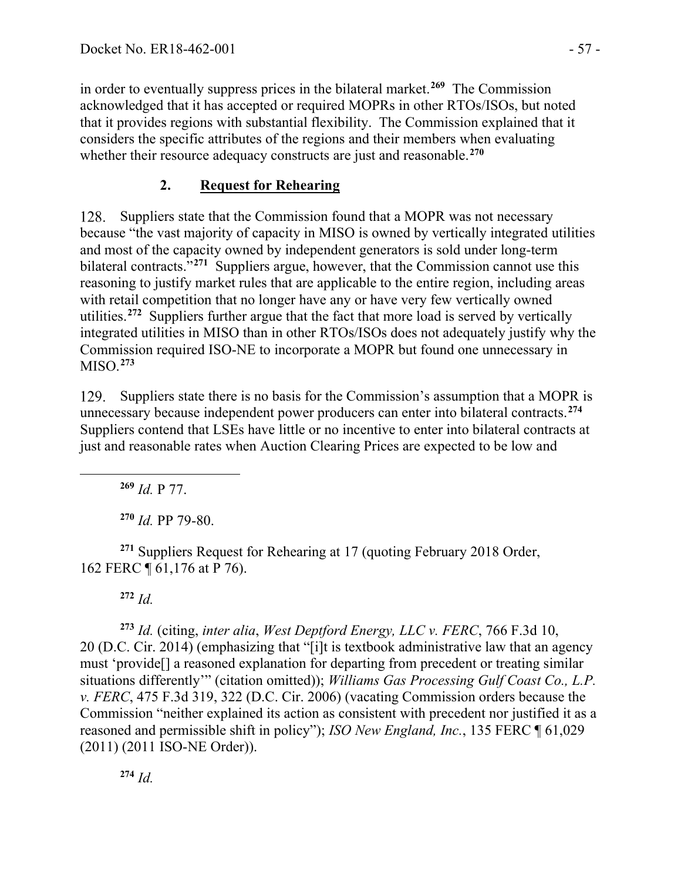in order to eventually suppress prices in the bilateral market.[269] The Commission acknowledged that it has accepted or required MOPRs in other RTOs/ISOs, but noted that it provides regions with substantial flexibility. The Commission explained that it considers the specific attributes of the regions and their members when evaluating whether their resource adequacy constructs are just and reasonable.[270]

### 2. Request for Rehearing

128. Suppliers state that the Commission found that a MOPR was not necessary because "the vast majority of capacity in MISO is owned by vertically integrated utilities and most of the capacity owned by independent generators is sold under long-term bilateral contracts."[271] Suppliers argue, however, that the Commission cannot use this reasoning to justify market rules that are applicable to the entire region, including areas with retail competition that no longer have any or have very few vertically owned utilities.[272] Suppliers further argue that the fact that more load is served by vertically integrated utilities in MISO than in other RTOs/ISOs does not adequately justify why the Commission required ISO-NE to incorporate a MOPR but found one unnecessary in MISO.[273]

129. Suppliers state there is no basis for the Commission's assumption that a MOPR is unnecessary because independent power producers can enter into bilateral contracts.[274] Suppliers contend that LSEs have little or no incentive to enter into bilateral contracts at just and reasonable rates when Auction Clearing Prices are expected to be low and

---

[269] *Id.* P 77.

[270] *Id.* PP 79-80.

[271] Suppliers Request for Rehearing at 17 (quoting February 2018 Order, 162 FERC ¶ 61,176 at P 76).

[272] *Id.*

[273] *Id.* (citing, *inter alia*, *West Deptford Energy, LLC v. FERC*, 766 F.3d 10, 20 (D.C. Cir. 2014) (emphasizing that "[i]t is textbook administrative law that an agency must 'provide[] a reasoned explanation for departing from precedent or treating similar situations differently'" (citation omitted)); *Williams Gas Processing Gulf Coast Co., L.P. v. FERC*, 475 F.3d 319, 322 (D.C. Cir. 2006) (vacating Commission orders because the Commission "neither explained its action as consistent with precedent nor justified it as a reasoned and permissible shift in policy"); *ISO New England, Inc.*, 135 FERC ¶ 61,029 (2011) (2011 ISO-NE Order)).

[274] *Id.*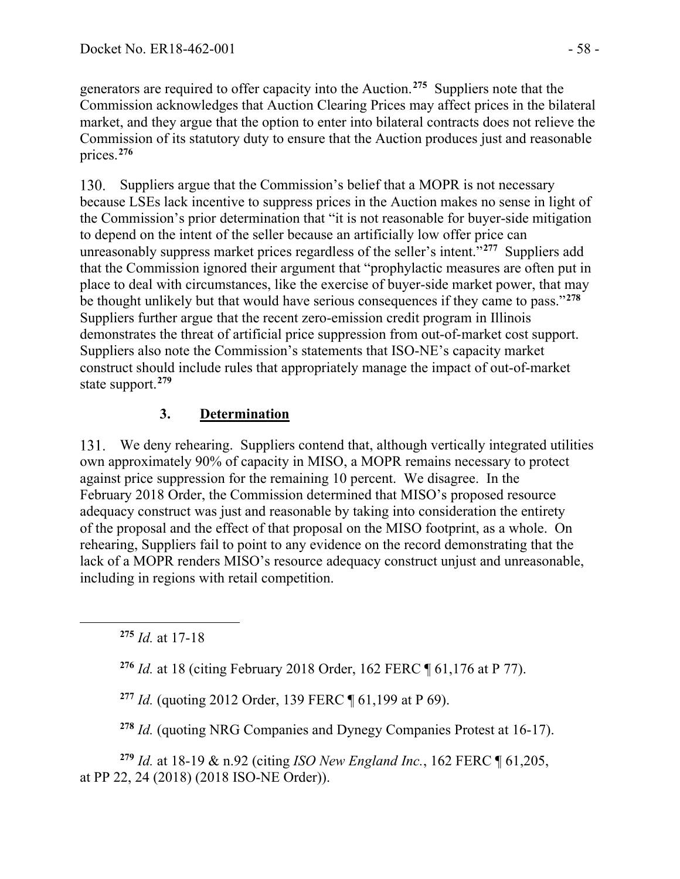generators are required to offer capacity into the Auction.[275] Suppliers note that the Commission acknowledges that Auction Clearing Prices may affect prices in the bilateral market, and they argue that the option to enter into bilateral contracts does not relieve the Commission of its statutory duty to ensure that the Auction produces just and reasonable prices.[276]

130. Suppliers argue that the Commission's belief that a MOPR is not necessary because LSEs lack incentive to suppress prices in the Auction makes no sense in light of the Commission's prior determination that "it is not reasonable for buyer-side mitigation to depend on the intent of the seller because an artificially low offer price can unreasonably suppress market prices regardless of the seller's intent."[277] Suppliers add that the Commission ignored their argument that "prophylactic measures are often put in place to deal with circumstances, like the exercise of buyer-side market power, that may be thought unlikely but that would have serious consequences if they came to pass."[278] Suppliers further argue that the recent zero-emission credit program in Illinois demonstrates the threat of artificial price suppression from out-of-market cost support. Suppliers also note the Commission's statements that ISO-NE's capacity market construct should include rules that appropriately manage the impact of out-of-market state support.[279]

### 3. **Determination**

131. We deny rehearing. Suppliers contend that, although vertically integrated utilities own approximately 90% of capacity in MISO, a MOPR remains necessary to protect against price suppression for the remaining 10 percent. We disagree. In the February 2018 Order, the Commission determined that MISO's proposed resource adequacy construct was just and reasonable by taking into consideration the entirety of the proposal and the effect of that proposal on the MISO footprint, as a whole. On rehearing, Suppliers fail to point to any evidence on the record demonstrating that the lack of a MOPR renders MISO's resource adequacy construct unjust and unreasonable, including in regions with retail competition.

---

[275] *Id.* at 17-18

[276] *Id.* at 18 (citing February 2018 Order, 162 FERC ¶ 61,176 at P 77).

[277] *Id.* (quoting 2012 Order, 139 FERC ¶ 61,199 at P 69).

[278] *Id.* (quoting NRG Companies and Dynegy Companies Protest at 16-17).

[279] *Id.* at 18-19 & n.92 (citing *ISO New England Inc.*, 162 FERC ¶ 61,205, at PP 22, 24 (2018) (2018 ISO-NE Order)).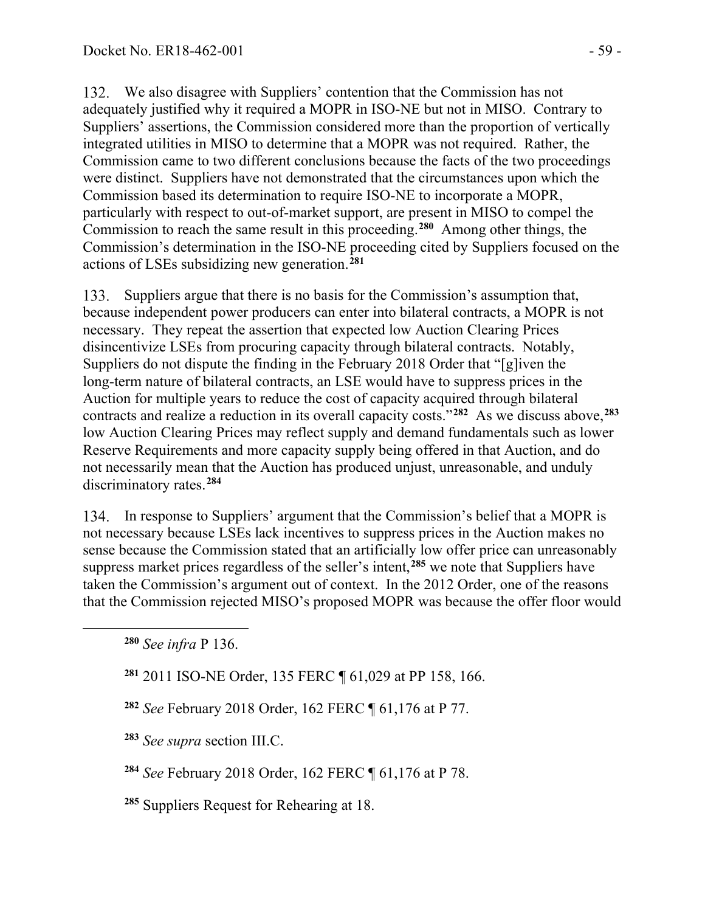132. We also disagree with Suppliers' contention that the Commission has not adequately justified why it required a MOPR in ISO-NE but not in MISO. Contrary to Suppliers' assertions, the Commission considered more than the proportion of vertically integrated utilities in MISO to determine that a MOPR was not required. Rather, the Commission came to two different conclusions because the facts of the two proceedings were distinct. Suppliers have not demonstrated that the circumstances upon which the Commission based its determination to require ISO-NE to incorporate a MOPR, particularly with respect to out-of-market support, are present in MISO to compel the Commission to reach the same result in this proceeding.[280] Among other things, the Commission's determination in the ISO-NE proceeding cited by Suppliers focused on the actions of LSEs subsidizing new generation.[281]

133. Suppliers argue that there is no basis for the Commission's assumption that, because independent power producers can enter into bilateral contracts, a MOPR is not necessary. They repeat the assertion that expected low Auction Clearing Prices disincentivize LSEs from procuring capacity through bilateral contracts. Notably, Suppliers do not dispute the finding in the February 2018 Order that "[g]iven the long-term nature of bilateral contracts, an LSE would have to suppress prices in the Auction for multiple years to reduce the cost of capacity acquired through bilateral contracts and realize a reduction in its overall capacity costs."[282] As we discuss above,[283] low Auction Clearing Prices may reflect supply and demand fundamentals such as lower Reserve Requirements and more capacity supply being offered in that Auction, and do not necessarily mean that the Auction has produced unjust, unreasonable, and unduly discriminatory rates.[284]

134. In response to Suppliers' argument that the Commission's belief that a MOPR is not necessary because LSEs lack incentives to suppress prices in the Auction makes no sense because the Commission stated that an artificially low offer price can unreasonably suppress market prices regardless of the seller's intent,[285] we note that Suppliers have taken the Commission's argument out of context. In the 2012 Order, one of the reasons that the Commission rejected MISO's proposed MOPR was because the offer floor would

---

[280] *See infra* P 136.

[281] 2011 ISO-NE Order, 135 FERC ¶ 61,029 at PP 158, 166.

[282] *See* February 2018 Order, 162 FERC ¶ 61,176 at P 77.

[283] *See supra* section III.C.

[284] *See* February 2018 Order, 162 FERC ¶ 61,176 at P 78.

[285] Suppliers Request for Rehearing at 18.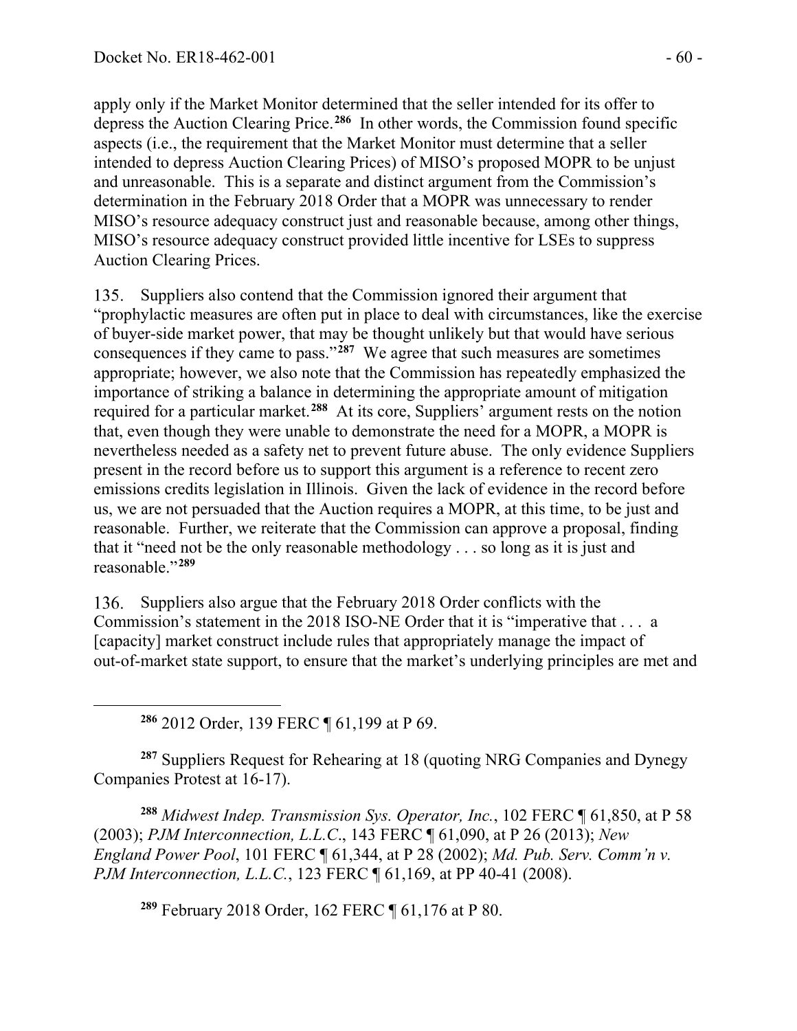apply only if the Market Monitor determined that the seller intended for its offer to depress the Auction Clearing Price.[286] In other words, the Commission found specific aspects (i.e., the requirement that the Market Monitor must determine that a seller intended to depress Auction Clearing Prices) of MISO's proposed MOPR to be unjust and unreasonable. This is a separate and distinct argument from the Commission's determination in the February 2018 Order that a MOPR was unnecessary to render MISO's resource adequacy construct just and reasonable because, among other things, MISO's resource adequacy construct provided little incentive for LSEs to suppress Auction Clearing Prices.

135. Suppliers also contend that the Commission ignored their argument that "prophylactic measures are often put in place to deal with circumstances, like the exercise of buyer-side market power, that may be thought unlikely but that would have serious consequences if they came to pass."[287] We agree that such measures are sometimes appropriate; however, we also note that the Commission has repeatedly emphasized the importance of striking a balance in determining the appropriate amount of mitigation required for a particular market.[288] At its core, Suppliers' argument rests on the notion that, even though they were unable to demonstrate the need for a MOPR, a MOPR is nevertheless needed as a safety net to prevent future abuse. The only evidence Suppliers present in the record before us to support this argument is a reference to recent zero emissions credits legislation in Illinois. Given the lack of evidence in the record before us, we are not persuaded that the Auction requires a MOPR, at this time, to be just and reasonable. Further, we reiterate that the Commission can approve a proposal, finding that it "need not be the only reasonable methodology . . . so long as it is just and reasonable."[289]

136. Suppliers also argue that the February 2018 Order conflicts with the Commission's statement in the 2018 ISO-NE Order that it is "imperative that . . . a [capacity] market construct include rules that appropriately manage the impact of out-of-market state support, to ensure that the market's underlying principles are met and

---

[286] 2012 Order, 139 FERC ¶ 61,199 at P 69.

[287] Suppliers Request for Rehearing at 18 (quoting NRG Companies and Dynegy Companies Protest at 16-17).

[288] *Midwest Indep. Transmission Sys. Operator, Inc.*, 102 FERC ¶ 61,850, at P 58 (2003); *PJM Interconnection, L.L.C*., 143 FERC ¶ 61,090, at P 26 (2013); *New England Power Pool*, 101 FERC ¶ 61,344, at P 28 (2002); *Md. Pub. Serv. Comm'n v. PJM Interconnection, L.L.C.*, 123 FERC ¶ 61,169, at PP 40-41 (2008).

[289] February 2018 Order, 162 FERC ¶ 61,176 at P 80.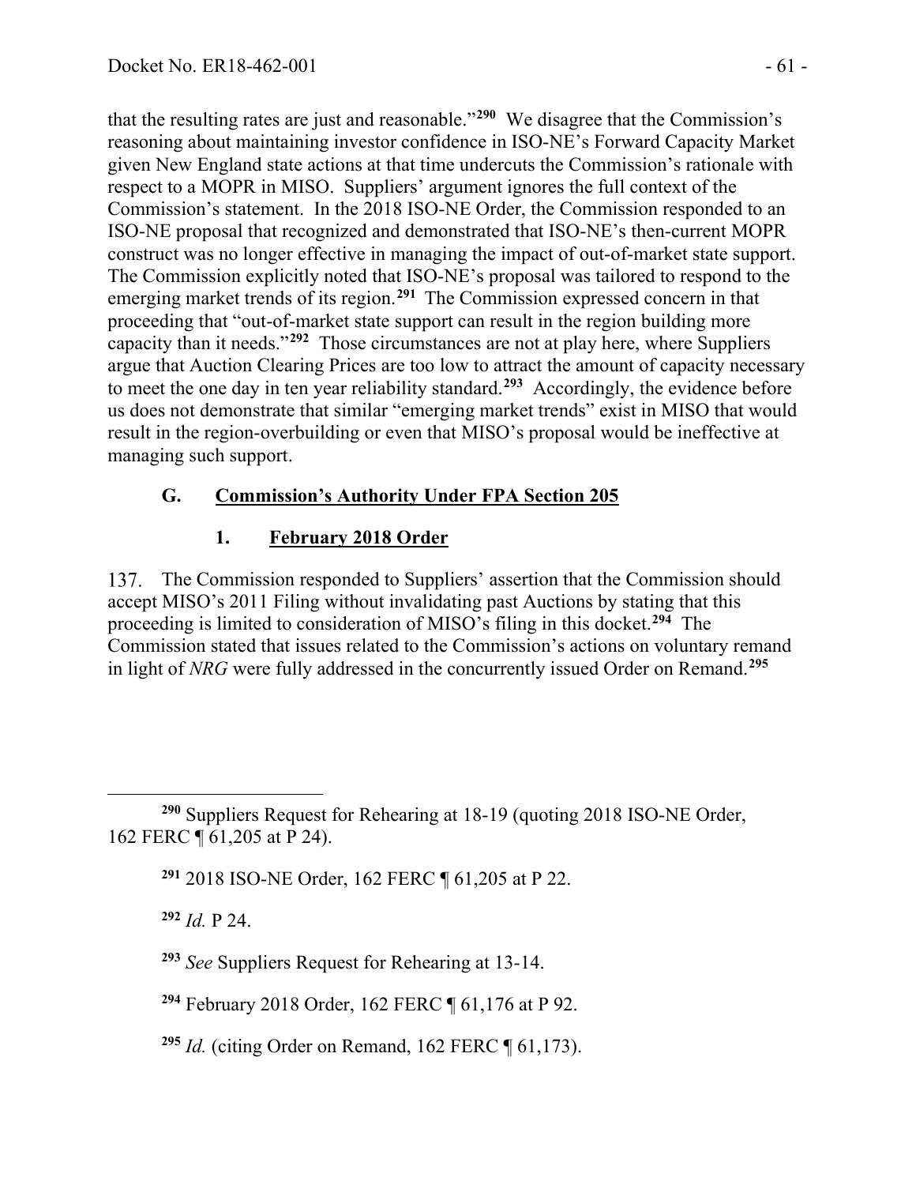that the resulting rates are just and reasonable."[290] We disagree that the Commission's reasoning about maintaining investor confidence in ISO-NE's Forward Capacity Market given New England state actions at that time undercuts the Commission's rationale with respect to a MOPR in MISO. Suppliers' argument ignores the full context of the Commission's statement. In the 2018 ISO-NE Order, the Commission responded to an ISO-NE proposal that recognized and demonstrated that ISO-NE's then-current MOPR construct was no longer effective in managing the impact of out-of-market state support. The Commission explicitly noted that ISO-NE's proposal was tailored to respond to the emerging market trends of its region.[291] The Commission expressed concern in that proceeding that "out-of-market state support can result in the region building more capacity than it needs."[292] Those circumstances are not at play here, where Suppliers argue that Auction Clearing Prices are too low to attract the amount of capacity necessary to meet the one day in ten year reliability standard.[293] Accordingly, the evidence before us does not demonstrate that similar "emerging market trends" exist in MISO that would result in the region-overbuilding or even that MISO's proposal would be ineffective at managing such support.

## G. Commission's Authority Under FPA Section 205

### 1. February 2018 Order

137. The Commission responded to Suppliers' assertion that the Commission should accept MISO's 2011 Filing without invalidating past Auctions by stating that this proceeding is limited to consideration of MISO's filing in this docket.[294] The Commission stated that issues related to the Commission's actions on voluntary remand in light of *NRG* were fully addressed in the concurrently issued Order on Remand.[295]

---

[290] Suppliers Request for Rehearing at 18-19 (quoting 2018 ISO-NE Order, 162 FERC ¶ 61,205 at P 24).

[291] 2018 ISO-NE Order, 162 FERC ¶ 61,205 at P 22.

[292] *Id.* P 24.

[293] *See* Suppliers Request for Rehearing at 13-14.

[294] February 2018 Order, 162 FERC ¶ 61,176 at P 92.

[295] *Id.* (citing Order on Remand, 162 FERC ¶ 61,173).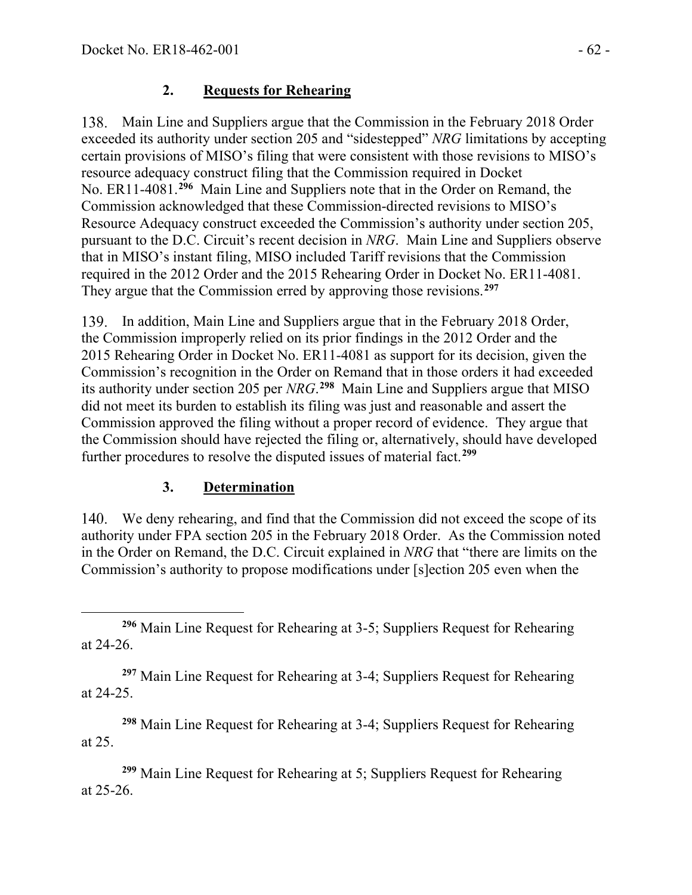### 2. **Requests for Rehearing**

138. Main Line and Suppliers argue that the Commission in the February 2018 Order exceeded its authority under section 205 and "sidestepped" *NRG* limitations by accepting certain provisions of MISO's filing that were consistent with those revisions to MISO's resource adequacy construct filing that the Commission required in Docket No. ER11-4081.[296] Main Line and Suppliers note that in the Order on Remand, the Commission acknowledged that these Commission-directed revisions to MISO's Resource Adequacy construct exceeded the Commission's authority under section 205, pursuant to the D.C. Circuit's recent decision in *NRG*. Main Line and Suppliers observe that in MISO's instant filing, MISO included Tariff revisions that the Commission required in the 2012 Order and the 2015 Rehearing Order in Docket No. ER11-4081. They argue that the Commission erred by approving those revisions.[297]

139. In addition, Main Line and Suppliers argue that in the February 2018 Order, the Commission improperly relied on its prior findings in the 2012 Order and the 2015 Rehearing Order in Docket No. ER11-4081 as support for its decision, given the Commission's recognition in the Order on Remand that in those orders it had exceeded its authority under section 205 per *NRG*.[298] Main Line and Suppliers argue that MISO did not meet its burden to establish its filing was just and reasonable and assert the Commission approved the filing without a proper record of evidence. They argue that the Commission should have rejected the filing or, alternatively, should have developed further procedures to resolve the disputed issues of material fact.[299]

### 3. **Determination**

140. We deny rehearing, and find that the Commission did not exceed the scope of its authority under FPA section 205 in the February 2018 Order. As the Commission noted in the Order on Remand, the D.C. Circuit explained in *NRG* that "there are limits on the Commission's authority to propose modifications under [s]ection 205 even when the

---

[296] Main Line Request for Rehearing at 3-5; Suppliers Request for Rehearing at 24-26.

[297] Main Line Request for Rehearing at 3-4; Suppliers Request for Rehearing at 24-25.

[298] Main Line Request for Rehearing at 3-4; Suppliers Request for Rehearing at 25.

[299] Main Line Request for Rehearing at 5; Suppliers Request for Rehearing at 25-26.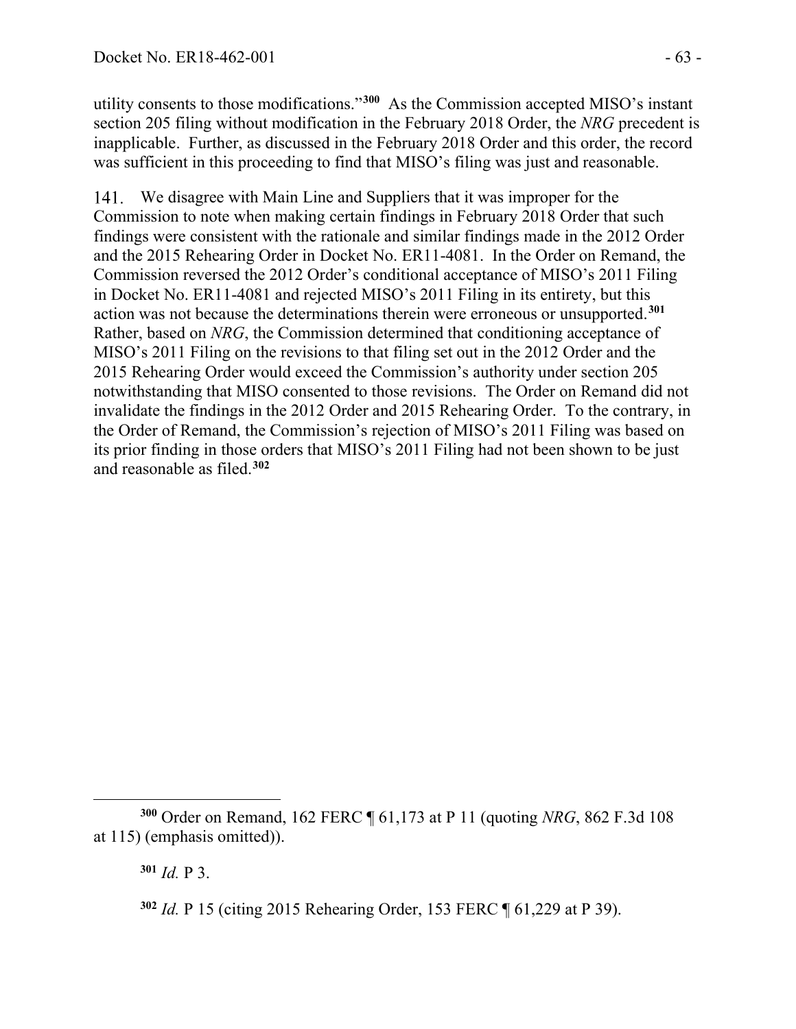utility consents to those modifications."[300] As the Commission accepted MISO's instant section 205 filing without modification in the February 2018 Order, the *NRG* precedent is inapplicable. Further, as discussed in the February 2018 Order and this order, the record was sufficient in this proceeding to find that MISO's filing was just and reasonable.

141. We disagree with Main Line and Suppliers that it was improper for the Commission to note when making certain findings in February 2018 Order that such findings were consistent with the rationale and similar findings made in the 2012 Order and the 2015 Rehearing Order in Docket No. ER11-4081. In the Order on Remand, the Commission reversed the 2012 Order's conditional acceptance of MISO's 2011 Filing in Docket No. ER11-4081 and rejected MISO's 2011 Filing in its entirety, but this action was not because the determinations therein were erroneous or unsupported.[301] Rather, based on *NRG*, the Commission determined that conditioning acceptance of MISO's 2011 Filing on the revisions to that filing set out in the 2012 Order and the 2015 Rehearing Order would exceed the Commission's authority under section 205 notwithstanding that MISO consented to those revisions. The Order on Remand did not invalidate the findings in the 2012 Order and 2015 Rehearing Order. To the contrary, in the Order of Remand, the Commission's rejection of MISO's 2011 Filing was based on its prior finding in those orders that MISO's 2011 Filing had not been shown to be just and reasonable as filed.[302]

---

[300] Order on Remand, 162 FERC ¶ 61,173 at P 11 (quoting *NRG*, 862 F.3d 108 at 115) (emphasis omitted)).

[301] *Id.* P 3.

[302] *Id.* P 15 (citing 2015 Rehearing Order, 153 FERC ¶ 61,229 at P 39).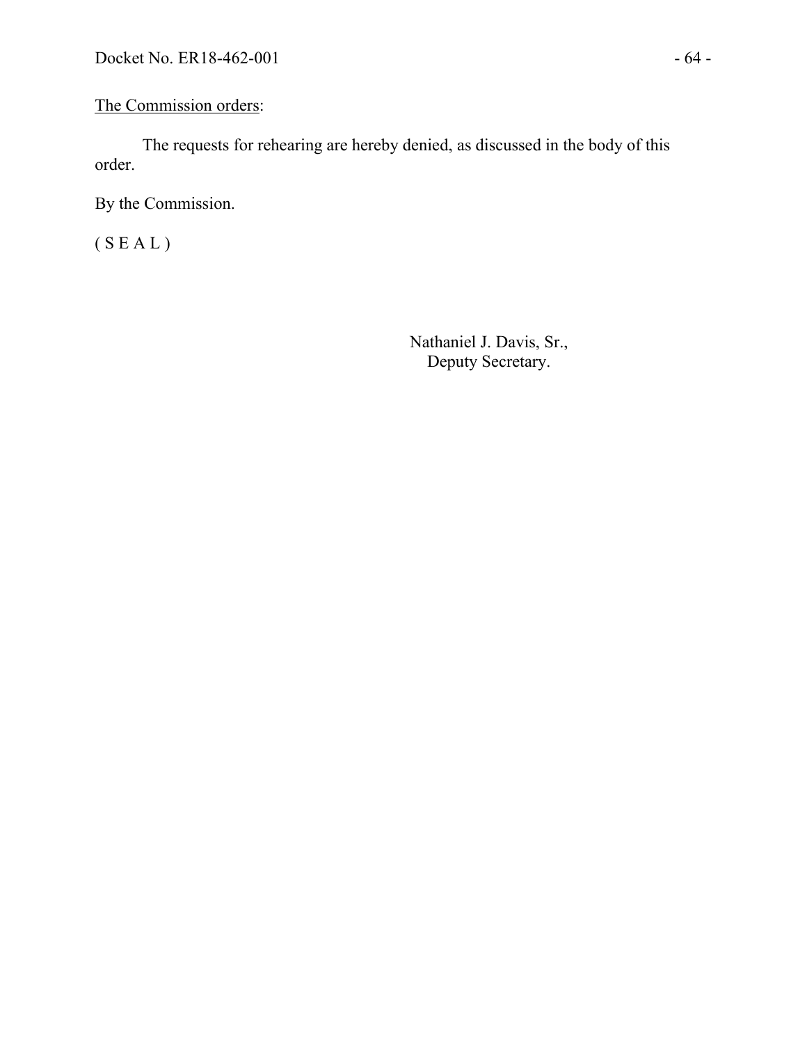<u>The Commission orders</u>:

The requests for rehearing are hereby denied, as discussed in the body of this order.

By the Commission.

( S E A L )

Nathaniel J. Davis, Sr.,
Deputy Secretary.